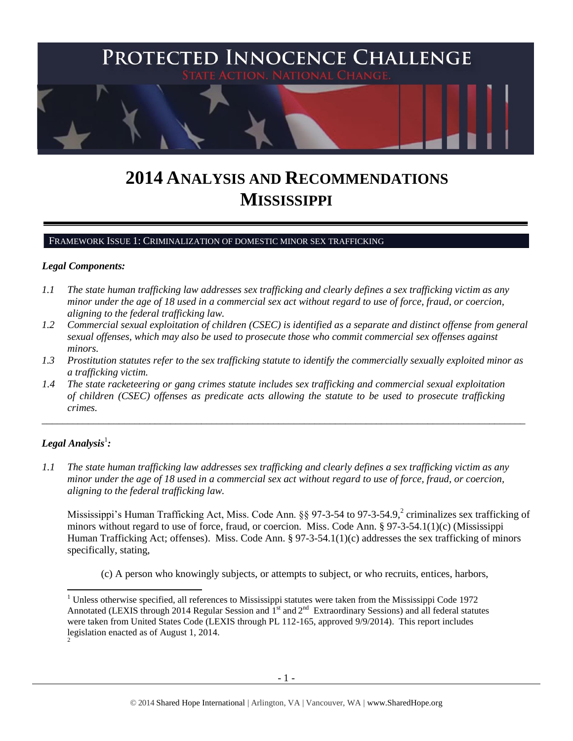# 2014 ANALYSIS AND RECOMMENDATIONS MISSISSIPPI

## FRAMEWORK ISSUE 1: CRIMINALIZATION OF DOMESTIC MINOR SEX TRAFFICKING

### *Legal Components:*

*1.1 The state human trafficking law addresses sex trafficking and clearly defines a sex trafficking victim as any minor under the age of 18 used in a commercial sex act without regard to use of force, fraud, or coercion, aligning to the federal trafficking law.*

*1.2 Commercial sexual exploitation of children (CSEC) is identified as a separate and distinct offense from general sexual offenses, which may also be used to prosecute those who commit commercial sex offenses against minors.*

*1.3 Prostitution statutes refer to the sex trafficking statute to identify the commercially sexually exploited minor as a trafficking victim.*

*1.4 The state racketeering or gang crimes statute includes sex trafficking and commercial sexual exploitation of children (CSEC) offenses as predicate acts allowing the statute to be used to prosecute trafficking crimes.*

---

### *Legal Analysis*[1]*:*

*1.1 The state human trafficking law addresses sex trafficking and clearly defines a sex trafficking victim as any minor under the age of 18 used in a commercial sex act without regard to use of force, fraud, or coercion, aligning to the federal trafficking law.*

Mississippi's Human Trafficking Act, Miss. Code Ann. §§ 97-3-54 to 97-3-54.9,[2] criminalizes sex trafficking of minors without regard to use of force, fraud, or coercion. Miss. Code Ann. § 97-3-54.1(1)(c) (Mississippi Human Trafficking Act; offenses). Miss. Code Ann. § 97-3-54.1(1)(c) addresses the sex trafficking of minors specifically, stating,

(c) A person who knowingly subjects, or attempts to subject, or who recruits, entices, harbors,

---

[1] Unless otherwise specified, all references to Mississippi statutes were taken from the Mississippi Code 1972 Annotated (LEXIS through 2014 Regular Session and 1st and 2nd Extraordinary Sessions) and all federal statutes were taken from United States Code (LEXIS through PL 112-165, approved 9/9/2014). This report includes legislation enacted as of August 1, 2014.

[2]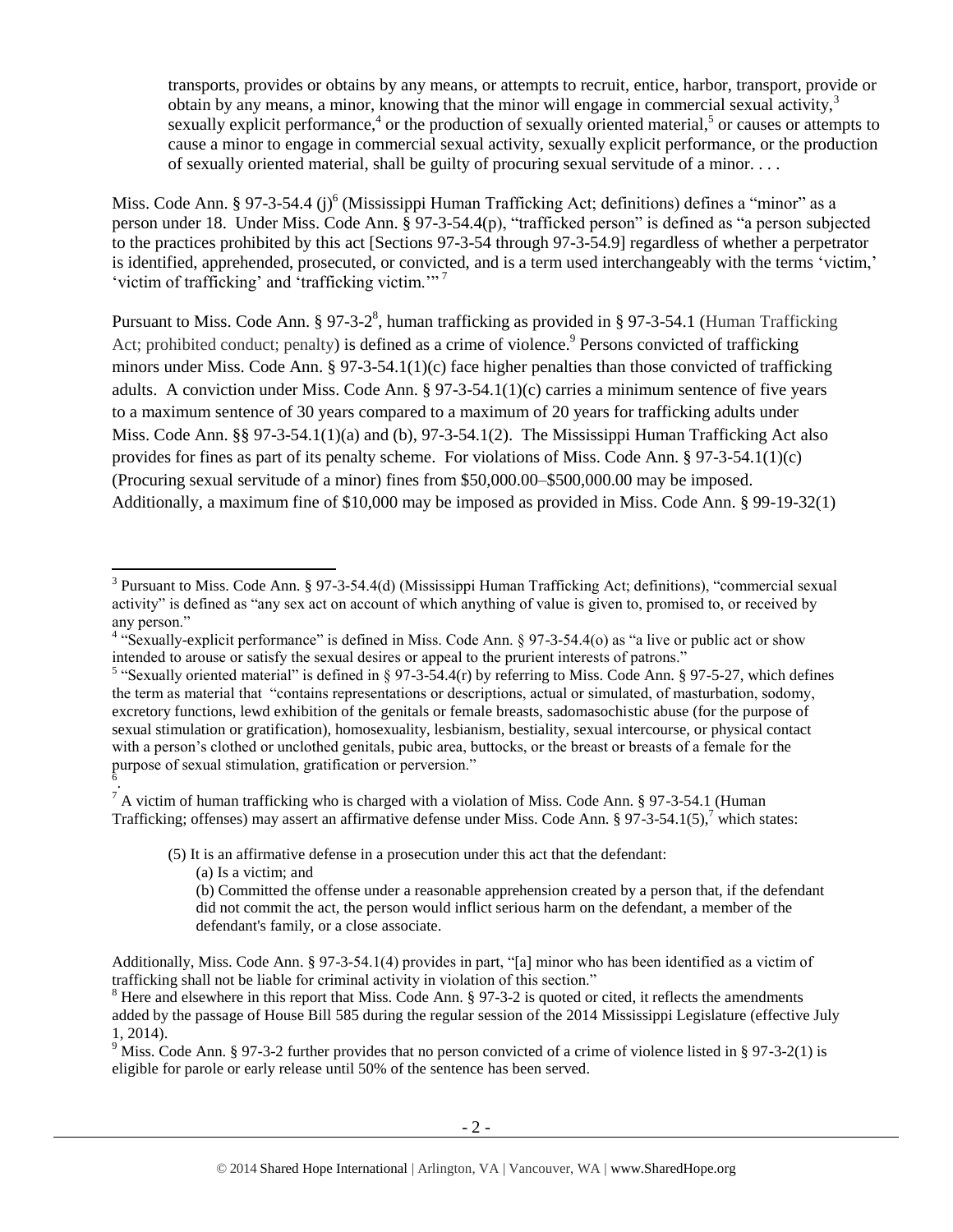transports, provides or obtains by any means, or attempts to recruit, entice, harbor, transport, provide or obtain by any means, a minor, knowing that the minor will engage in commercial sexual activity,[3] sexually explicit performance,[4] or the production of sexually oriented material,[5] or causes or attempts to cause a minor to engage in commercial sexual activity, sexually explicit performance, or the production of sexually oriented material, shall be guilty of procuring sexual servitude of a minor. . . .

Miss. Code Ann. § 97-3-54.4 (j)[6] (Mississippi Human Trafficking Act; definitions) defines a "minor" as a person under 18. Under Miss. Code Ann. § 97-3-54.4(p), "trafficked person" is defined as "a person subjected to the practices prohibited by this act [Sections 97-3-54 through 97-3-54.9] regardless of whether a perpetrator is identified, apprehended, prosecuted, or convicted, and is a term used interchangeably with the terms 'victim,' 'victim of trafficking' and 'trafficking victim.'"[7]

Pursuant to Miss. Code Ann. § 97-3-2[8], human trafficking as provided in § 97-3-54.1 (Human Trafficking Act; prohibited conduct; penalty) is defined as a crime of violence.[9] Persons convicted of trafficking minors under Miss. Code Ann. § 97-3-54.1(1)(c) face higher penalties than those convicted of trafficking adults. A conviction under Miss. Code Ann. § 97-3-54.1(1)(c) carries a minimum sentence of five years to a maximum sentence of 30 years compared to a maximum of 20 years for trafficking adults under Miss. Code Ann. §§ 97-3-54.1(1)(a) and (b), 97-3-54.1(2). The Mississippi Human Trafficking Act also provides for fines as part of its penalty scheme. For violations of Miss. Code Ann. § 97-3-54.1(1)(c) (Procuring sexual servitude of a minor) fines from $50,000.00–$500,000.00 may be imposed. Additionally, a maximum fine of $10,000 may be imposed as provided in Miss. Code Ann. § 99-19-32(1)

---

[3] Pursuant to Miss. Code Ann. § 97-3-54.4(d) (Mississippi Human Trafficking Act; definitions), "commercial sexual activity" is defined as "any sex act on account of which anything of value is given to, promised to, or received by any person."

[4] "Sexually-explicit performance" is defined in Miss. Code Ann. § 97-3-54.4(o) as "a live or public act or show intended to arouse or satisfy the sexual desires or appeal to the prurient interests of patrons."

[5] "Sexually oriented material" is defined in § 97-3-54.4(r) by referring to Miss. Code Ann. § 97-5-27, which defines the term as material that "contains representations or descriptions, actual or simulated, of masturbation, sodomy, excretory functions, lewd exhibition of the genitals or female breasts, sadomasochistic abuse (for the purpose of sexual stimulation or gratification), homosexuality, lesbianism, bestiality, sexual intercourse, or physical contact with a person's clothed or unclothed genitals, pubic area, buttocks, or the breast or breasts of a female for the purpose of sexual stimulation, gratification or perversion."

[6] .

[7] A victim of human trafficking who is charged with a violation of Miss. Code Ann. § 97-3-54.1 (Human Trafficking; offenses) may assert an affirmative defense under Miss. Code Ann. § 97-3-54.1(5),[7] which states:

> (5) It is an affirmative defense in a prosecution under this act that the defendant:
>
> (a) Is a victim; and
>
> (b) Committed the offense under a reasonable apprehension created by a person that, if the defendant did not commit the act, the person would inflict serious harm on the defendant, a member of the defendant's family, or a close associate.

Additionally, Miss. Code Ann. § 97-3-54.1(4) provides in part, "[a] minor who has been identified as a victim of trafficking shall not be liable for criminal activity in violation of this section."

[8] Here and elsewhere in this report that Miss. Code Ann. § 97-3-2 is quoted or cited, it reflects the amendments added by the passage of House Bill 585 during the regular session of the 2014 Mississippi Legislature (effective July 1, 2014).

[9] Miss. Code Ann. § 97-3-2 further provides that no person convicted of a crime of violence listed in § 97-3-2(1) is eligible for parole or early release until 50% of the sentence has been served.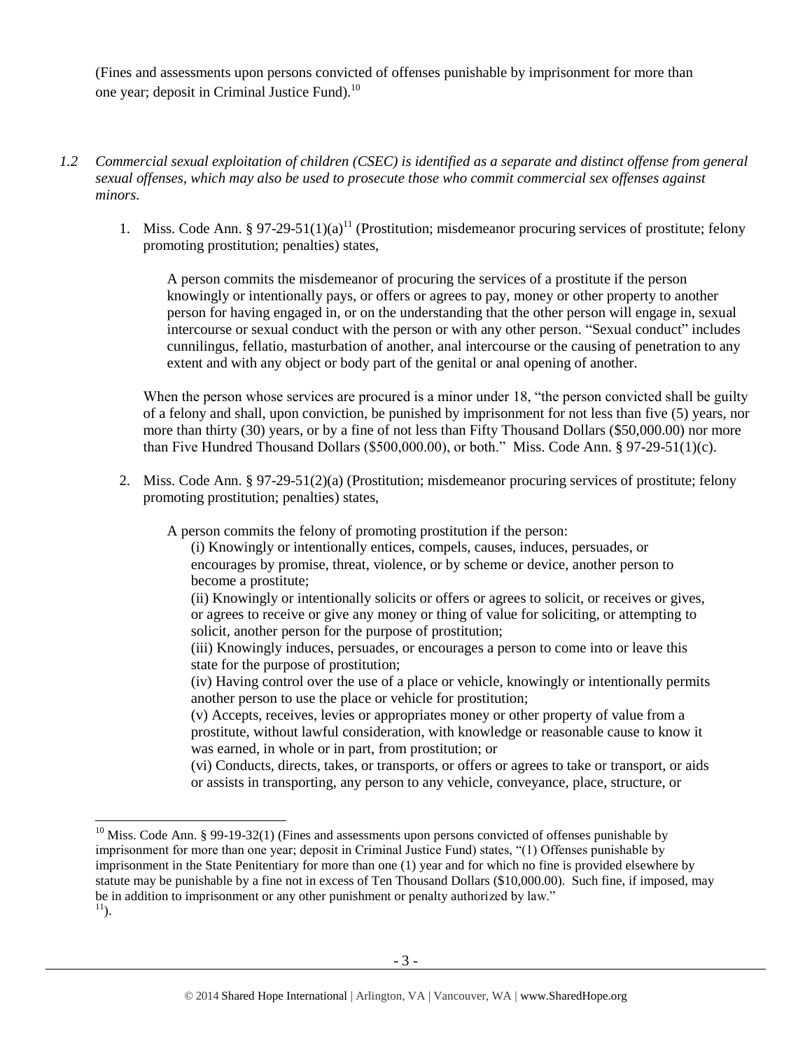(Fines and assessments upon persons convicted of offenses punishable by imprisonment for more than one year; deposit in Criminal Justice Fund).[10]

*1.2 Commercial sexual exploitation of children (CSEC) is identified as a separate and distinct offense from general sexual offenses, which may also be used to prosecute those who commit commercial sex offenses against minors.*

1. Miss. Code Ann. § 97-29-51(1)(a)[11] (Prostitution; misdemeanor procuring services of prostitute; felony promoting prostitution; penalties) states,

   > A person commits the misdemeanor of procuring the services of a prostitute if the person knowingly or intentionally pays, or offers or agrees to pay, money or other property to another person for having engaged in, or on the understanding that the other person will engage in, sexual intercourse or sexual conduct with the person or with any other person. "Sexual conduct" includes cunnilingus, fellatio, masturbation of another, anal intercourse or the causing of penetration to any extent and with any object or body part of the genital or anal opening of another.

   When the person whose services are procured is a minor under 18, "the person convicted shall be guilty of a felony and shall, upon conviction, be punished by imprisonment for not less than five (5) years, nor more than thirty (30) years, or by a fine of not less than Fifty Thousand Dollars ($50,000.00) nor more than Five Hundred Thousand Dollars ($500,000.00), or both." Miss. Code Ann. § 97-29-51(1)(c).

2. Miss. Code Ann. § 97-29-51(2)(a) (Prostitution; misdemeanor procuring services of prostitute; felony promoting prostitution; penalties) states,

   > A person commits the felony of promoting prostitution if the person:
   >
   > (i) Knowingly or intentionally entices, compels, causes, induces, persuades, or encourages by promise, threat, violence, or by scheme or device, another person to become a prostitute;
   >
   > (ii) Knowingly or intentionally solicits or offers or agrees to solicit, or receives or gives, or agrees to receive or give any money or thing of value for soliciting, or attempting to solicit, another person for the purpose of prostitution;
   >
   > (iii) Knowingly induces, persuades, or encourages a person to come into or leave this state for the purpose of prostitution;
   >
   > (iv) Having control over the use of a place or vehicle, knowingly or intentionally permits another person to use the place or vehicle for prostitution;
   >
   > (v) Accepts, receives, levies or appropriates money or other property of value from a prostitute, without lawful consideration, with knowledge or reasonable cause to know it was earned, in whole or in part, from prostitution; or
   >
   > (vi) Conducts, directs, takes, or transports, or offers or agrees to take or transport, or aids or assists in transporting, any person to any vehicle, conveyance, place, structure, or

---

[10] Miss. Code Ann. § 99-19-32(1) (Fines and assessments upon persons convicted of offenses punishable by imprisonment for more than one year; deposit in Criminal Justice Fund) states, "(1) Offenses punishable by imprisonment in the State Penitentiary for more than one (1) year and for which no fine is provided elsewhere by statute may be punishable by a fine not in excess of Ten Thousand Dollars ($10,000.00). Such fine, if imposed, may be in addition to imprisonment or any other punishment or penalty authorized by law."

[11]).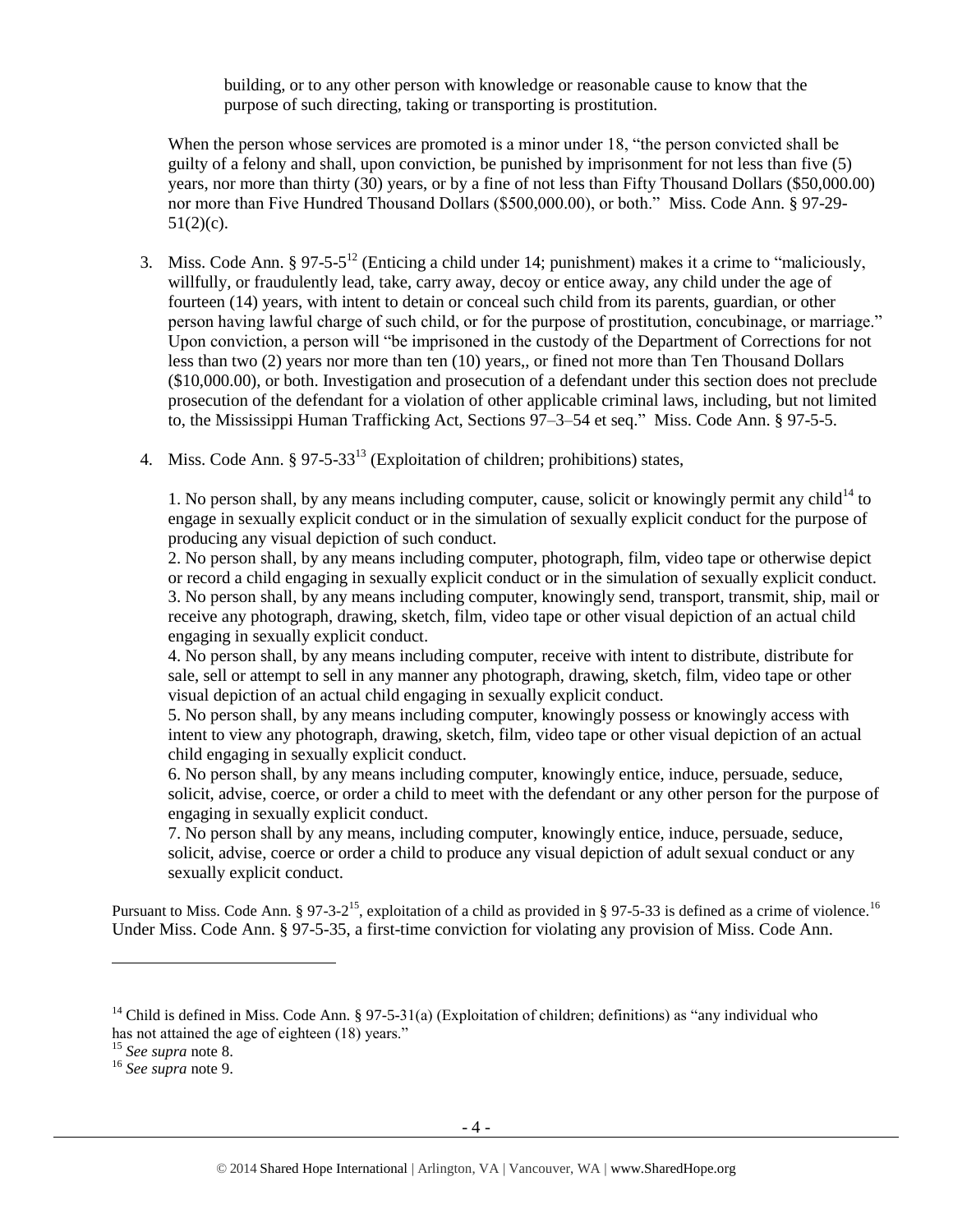building, or to any other person with knowledge or reasonable cause to know that the purpose of such directing, taking or transporting is prostitution.

When the person whose services are promoted is a minor under 18, "the person convicted shall be guilty of a felony and shall, upon conviction, be punished by imprisonment for not less than five (5) years, nor more than thirty (30) years, or by a fine of not less than Fifty Thousand Dollars ($50,000.00) nor more than Five Hundred Thousand Dollars ($500,000.00), or both." Miss. Code Ann. § 97-29-51(2)(c).

3. Miss. Code Ann. § 97-5-5[12] (Enticing a child under 14; punishment) makes it a crime to "maliciously, willfully, or fraudulently lead, take, carry away, decoy or entice away, any child under the age of fourteen (14) years, with intent to detain or conceal such child from its parents, guardian, or other person having lawful charge of such child, or for the purpose of prostitution, concubinage, or marriage." Upon conviction, a person will "be imprisoned in the custody of the Department of Corrections for not less than two (2) years nor more than ten (10) years,, or fined not more than Ten Thousand Dollars ($10,000.00), or both. Investigation and prosecution of a defendant under this section does not preclude prosecution of the defendant for a violation of other applicable criminal laws, including, but not limited to, the Mississippi Human Trafficking Act, Sections 97–3–54 et seq." Miss. Code Ann. § 97-5-5.

4. Miss. Code Ann. § 97-5-33[13] (Exploitation of children; prohibitions) states,

   1. No person shall, by any means including computer, cause, solicit or knowingly permit any child[14] to engage in sexually explicit conduct or in the simulation of sexually explicit conduct for the purpose of producing any visual depiction of such conduct.
   2. No person shall, by any means including computer, photograph, film, video tape or otherwise depict or record a child engaging in sexually explicit conduct or in the simulation of sexually explicit conduct.
   3. No person shall, by any means including computer, knowingly send, transport, transmit, ship, mail or receive any photograph, drawing, sketch, film, video tape or other visual depiction of an actual child engaging in sexually explicit conduct.
   4. No person shall, by any means including computer, receive with intent to distribute, distribute for sale, sell or attempt to sell in any manner any photograph, drawing, sketch, film, video tape or other visual depiction of an actual child engaging in sexually explicit conduct.
   5. No person shall, by any means including computer, knowingly possess or knowingly access with intent to view any photograph, drawing, sketch, film, video tape or other visual depiction of an actual child engaging in sexually explicit conduct.
   6. No person shall, by any means including computer, knowingly entice, induce, persuade, seduce, solicit, advise, coerce, or order a child to meet with the defendant or any other person for the purpose of engaging in sexually explicit conduct.
   7. No person shall by any means, including computer, knowingly entice, induce, persuade, seduce, solicit, advise, coerce or order a child to produce any visual depiction of adult sexual conduct or any sexually explicit conduct.

Pursuant to Miss. Code Ann. § 97-3-2[15], exploitation of a child as provided in § 97-5-33 is defined as a crime of violence.[16] Under Miss. Code Ann. § 97-5-35, a first-time conviction for violating any provision of Miss. Code Ann.

---

[14] Child is defined in Miss. Code Ann. § 97-5-31(a) (Exploitation of children; definitions) as "any individual who has not attained the age of eighteen (18) years."

[15] *See supra* note 8.

[16] *See supra* note 9.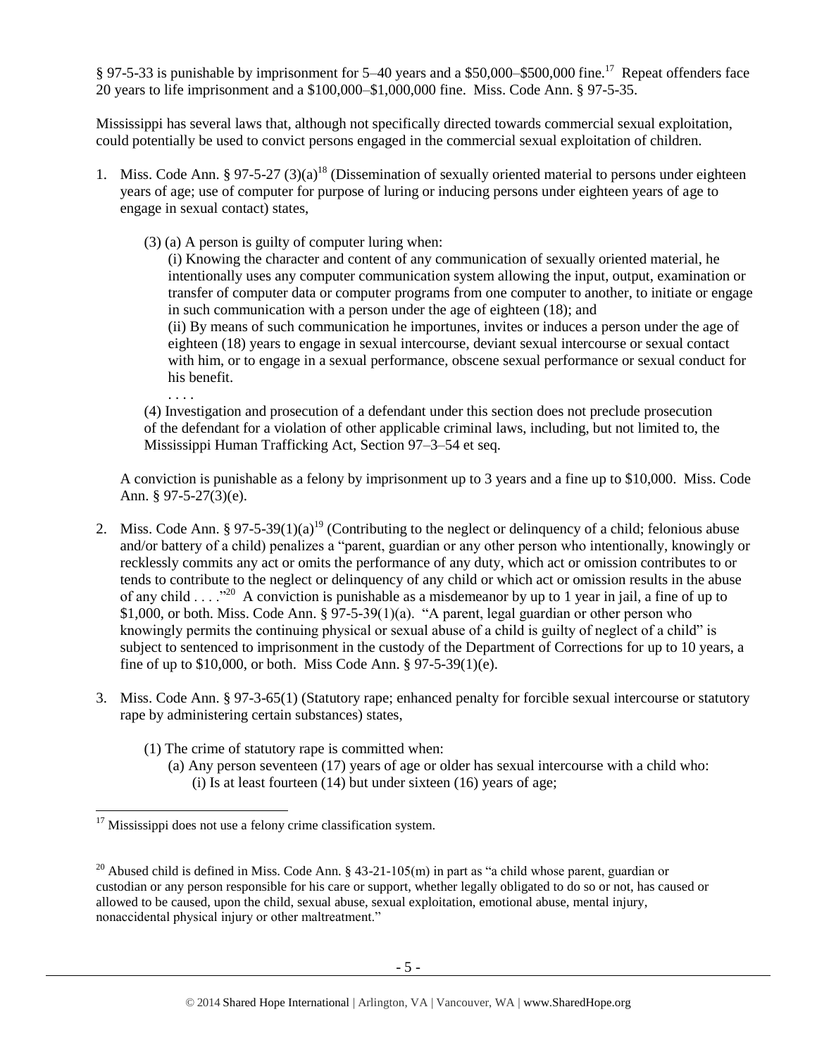§ 97-5-33 is punishable by imprisonment for 5–40 years and a $50,000–$500,000 fine.[17] Repeat offenders face 20 years to life imprisonment and a $100,000–$1,000,000 fine. Miss. Code Ann. § 97-5-35.

Mississippi has several laws that, although not specifically directed towards commercial sexual exploitation, could potentially be used to convict persons engaged in the commercial sexual exploitation of children.

1. Miss. Code Ann. § 97-5-27 (3)(a)[18] (Dissemination of sexually oriented material to persons under eighteen years of age; use of computer for purpose of luring or inducing persons under eighteen years of age to engage in sexual contact) states,

   (3) (a) A person is guilty of computer luring when:

   (i) Knowing the character and content of any communication of sexually oriented material, he intentionally uses any computer communication system allowing the input, output, examination or transfer of computer data or computer programs from one computer to another, to initiate or engage in such communication with a person under the age of eighteen (18); and

   (ii) By means of such communication he importunes, invites or induces a person under the age of eighteen (18) years to engage in sexual intercourse, deviant sexual intercourse or sexual contact with him, or to engage in a sexual performance, obscene sexual performance or sexual conduct for his benefit.

   . . . .

   (4) Investigation and prosecution of a defendant under this section does not preclude prosecution of the defendant for a violation of other applicable criminal laws, including, but not limited to, the Mississippi Human Trafficking Act, Section 97–3–54 et seq.

   A conviction is punishable as a felony by imprisonment up to 3 years and a fine up to $10,000. Miss. Code Ann. § 97-5-27(3)(e).

2. Miss. Code Ann. § 97-5-39(1)(a)[19] (Contributing to the neglect or delinquency of a child; felonious abuse and/or battery of a child) penalizes a "parent, guardian or any other person who intentionally, knowingly or recklessly commits any act or omits the performance of any duty, which act or omission contributes to or tends to contribute to the neglect or delinquency of any child or which act or omission results in the abuse of any child . . . ."[20] A conviction is punishable as a misdemeanor by up to 1 year in jail, a fine of up to $1,000, or both. Miss. Code Ann. § 97-5-39(1)(a). "A parent, legal guardian or other person who knowingly permits the continuing physical or sexual abuse of a child is guilty of neglect of a child" is subject to sentenced to imprisonment in the custody of the Department of Corrections for up to 10 years, a fine of up to $10,000, or both. Miss Code Ann. § 97-5-39(1)(e).

3. Miss. Code Ann. § 97-3-65(1) (Statutory rape; enhanced penalty for forcible sexual intercourse or statutory rape by administering certain substances) states,

   (1) The crime of statutory rape is committed when:

   (a) Any person seventeen (17) years of age or older has sexual intercourse with a child who:

   (i) Is at least fourteen (14) but under sixteen (16) years of age;

---

[17] Mississippi does not use a felony crime classification system.

[20] Abused child is defined in Miss. Code Ann. § 43-21-105(m) in part as "a child whose parent, guardian or custodian or any person responsible for his care or support, whether legally obligated to do so or not, has caused or allowed to be caused, upon the child, sexual abuse, sexual exploitation, emotional abuse, mental injury, nonaccidental physical injury or other maltreatment."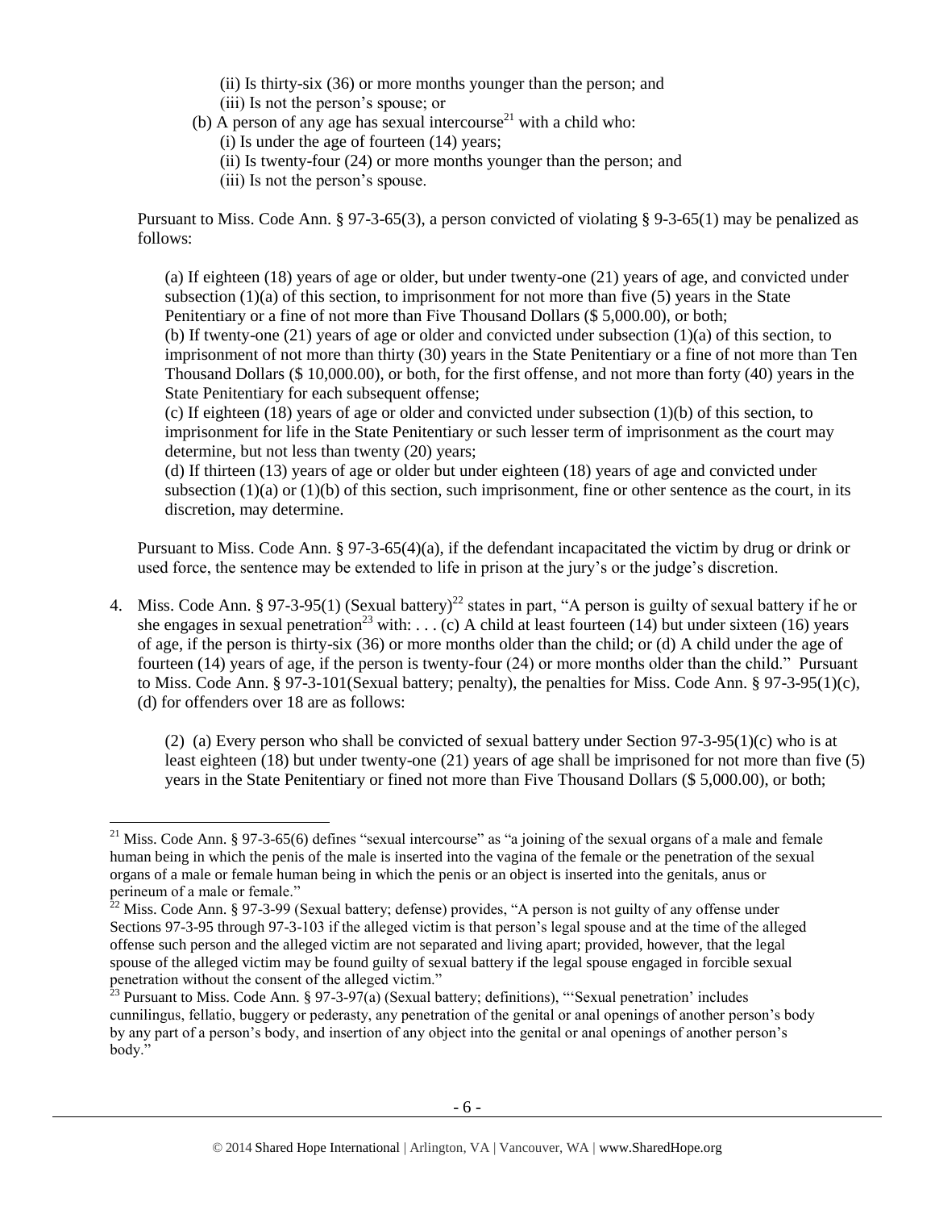(ii) Is thirty-six (36) or more months younger than the person; and
(iii) Is not the person's spouse; or

(b) A person of any age has sexual intercourse[21] with a child who:
(i) Is under the age of fourteen (14) years;
(ii) Is twenty-four (24) or more months younger than the person; and
(iii) Is not the person's spouse.

Pursuant to Miss. Code Ann. § 97-3-65(3), a person convicted of violating § 9-3-65(1) may be penalized as follows:

> (a) If eighteen (18) years of age or older, but under twenty-one (21) years of age, and convicted under subsection (1)(a) of this section, to imprisonment for not more than five (5) years in the State Penitentiary or a fine of not more than Five Thousand Dollars ($ 5,000.00), or both;
> (b) If twenty-one (21) years of age or older and convicted under subsection (1)(a) of this section, to imprisonment of not more than thirty (30) years in the State Penitentiary or a fine of not more than Ten Thousand Dollars ($ 10,000.00), or both, for the first offense, and not more than forty (40) years in the State Penitentiary for each subsequent offense;
> (c) If eighteen (18) years of age or older and convicted under subsection (1)(b) of this section, to imprisonment for life in the State Penitentiary or such lesser term of imprisonment as the court may determine, but not less than twenty (20) years;
> (d) If thirteen (13) years of age or older but under eighteen (18) years of age and convicted under subsection (1)(a) or (1)(b) of this section, such imprisonment, fine or other sentence as the court, in its discretion, may determine.

Pursuant to Miss. Code Ann. § 97-3-65(4)(a), if the defendant incapacitated the victim by drug or drink or used force, the sentence may be extended to life in prison at the jury's or the judge's discretion.

4. Miss. Code Ann. § 97-3-95(1) (Sexual battery)[22] states in part, "A person is guilty of sexual battery if he or she engages in sexual penetration[23] with: . . . (c) A child at least fourteen (14) but under sixteen (16) years of age, if the person is thirty-six (36) or more months older than the child; or (d) A child under the age of fourteen (14) years of age, if the person is twenty-four (24) or more months older than the child." Pursuant to Miss. Code Ann. § 97-3-101(Sexual battery; penalty), the penalties for Miss. Code Ann. § 97-3-95(1)(c), (d) for offenders over 18 are as follows:

> (2) (a) Every person who shall be convicted of sexual battery under Section 97-3-95(1)(c) who is at least eighteen (18) but under twenty-one (21) years of age shall be imprisoned for not more than five (5) years in the State Penitentiary or fined not more than Five Thousand Dollars ($ 5,000.00), or both;

---

[21] Miss. Code Ann. § 97-3-65(6) defines "sexual intercourse" as "a joining of the sexual organs of a male and female human being in which the penis of the male is inserted into the vagina of the female or the penetration of the sexual organs of a male or female human being in which the penis or an object is inserted into the genitals, anus or perineum of a male or female."

[22] Miss. Code Ann. § 97-3-99 (Sexual battery; defense) provides, "A person is not guilty of any offense under Sections 97-3-95 through 97-3-103 if the alleged victim is that person's legal spouse and at the time of the alleged offense such person and the alleged victim are not separated and living apart; provided, however, that the legal spouse of the alleged victim may be found guilty of sexual battery if the legal spouse engaged in forcible sexual penetration without the consent of the alleged victim."

[23] Pursuant to Miss. Code Ann. § 97-3-97(a) (Sexual battery; definitions), "'Sexual penetration' includes cunnilingus, fellatio, buggery or pederasty, any penetration of the genital or anal openings of another person's body by any part of a person's body, and insertion of any object into the genital or anal openings of another person's body."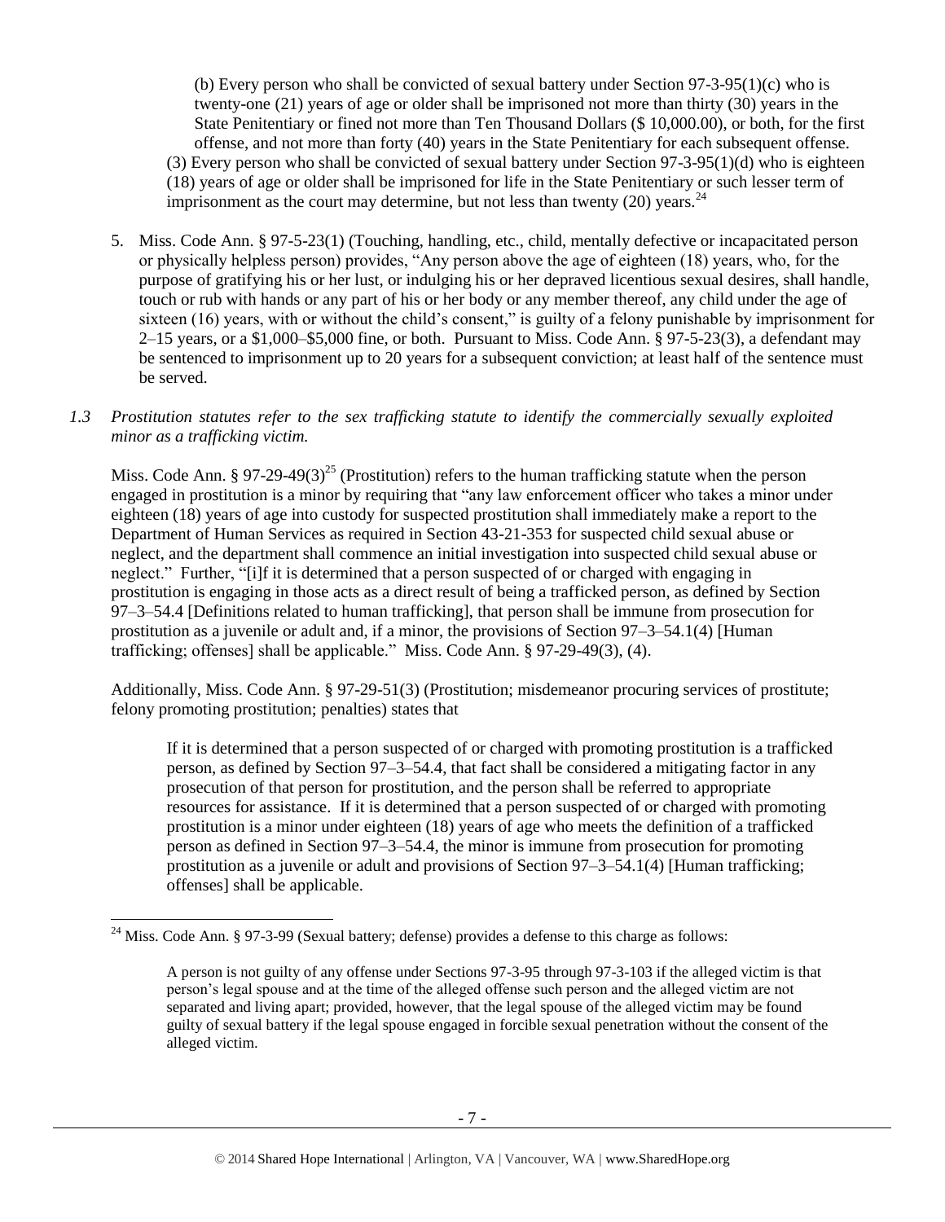(b) Every person who shall be convicted of sexual battery under Section 97-3-95(1)(c) who is twenty-one (21) years of age or older shall be imprisoned not more than thirty (30) years in the State Penitentiary or fined not more than Ten Thousand Dollars ($ 10,000.00), or both, for the first offense, and not more than forty (40) years in the State Penitentiary for each subsequent offense.

(3) Every person who shall be convicted of sexual battery under Section 97-3-95(1)(d) who is eighteen (18) years of age or older shall be imprisoned for life in the State Penitentiary or such lesser term of imprisonment as the court may determine, but not less than twenty (20) years.[24]

5. Miss. Code Ann. § 97-5-23(1) (Touching, handling, etc., child, mentally defective or incapacitated person or physically helpless person) provides, "Any person above the age of eighteen (18) years, who, for the purpose of gratifying his or her lust, or indulging his or her depraved licentious sexual desires, shall handle, touch or rub with hands or any part of his or her body or any member thereof, any child under the age of sixteen (16) years, with or without the child's consent," is guilty of a felony punishable by imprisonment for 2–15 years, or a $1,000–$5,000 fine, or both. Pursuant to Miss. Code Ann. § 97-5-23(3), a defendant may be sentenced to imprisonment up to 20 years for a subsequent conviction; at least half of the sentence must be served.

*1.3 Prostitution statutes refer to the sex trafficking statute to identify the commercially sexually exploited minor as a trafficking victim.*

Miss. Code Ann. § 97-29-49(3)[25] (Prostitution) refers to the human trafficking statute when the person engaged in prostitution is a minor by requiring that "any law enforcement officer who takes a minor under eighteen (18) years of age into custody for suspected prostitution shall immediately make a report to the Department of Human Services as required in Section 43-21-353 for suspected child sexual abuse or neglect, and the department shall commence an initial investigation into suspected child sexual abuse or neglect." Further, "[i]f it is determined that a person suspected of or charged with engaging in prostitution is engaging in those acts as a direct result of being a trafficked person, as defined by Section 97–3–54.4 [Definitions related to human trafficking], that person shall be immune from prosecution for prostitution as a juvenile or adult and, if a minor, the provisions of Section 97–3–54.1(4) [Human trafficking; offenses] shall be applicable." Miss. Code Ann. § 97-29-49(3), (4).

Additionally, Miss. Code Ann. § 97-29-51(3) (Prostitution; misdemeanor procuring services of prostitute; felony promoting prostitution; penalties) states that

> If it is determined that a person suspected of or charged with promoting prostitution is a trafficked person, as defined by Section 97–3–54.4, that fact shall be considered a mitigating factor in any prosecution of that person for prostitution, and the person shall be referred to appropriate resources for assistance. If it is determined that a person suspected of or charged with promoting prostitution is a minor under eighteen (18) years of age who meets the definition of a trafficked person as defined in Section 97–3–54.4, the minor is immune from prosecution for promoting prostitution as a juvenile or adult and provisions of Section 97–3–54.1(4) [Human trafficking; offenses] shall be applicable.

---

[24] Miss. Code Ann. § 97-3-99 (Sexual battery; defense) provides a defense to this charge as follows:

> A person is not guilty of any offense under Sections 97-3-95 through 97-3-103 if the alleged victim is that person's legal spouse and at the time of the alleged offense such person and the alleged victim are not separated and living apart; provided, however, that the legal spouse of the alleged victim may be found guilty of sexual battery if the legal spouse engaged in forcible sexual penetration without the consent of the alleged victim.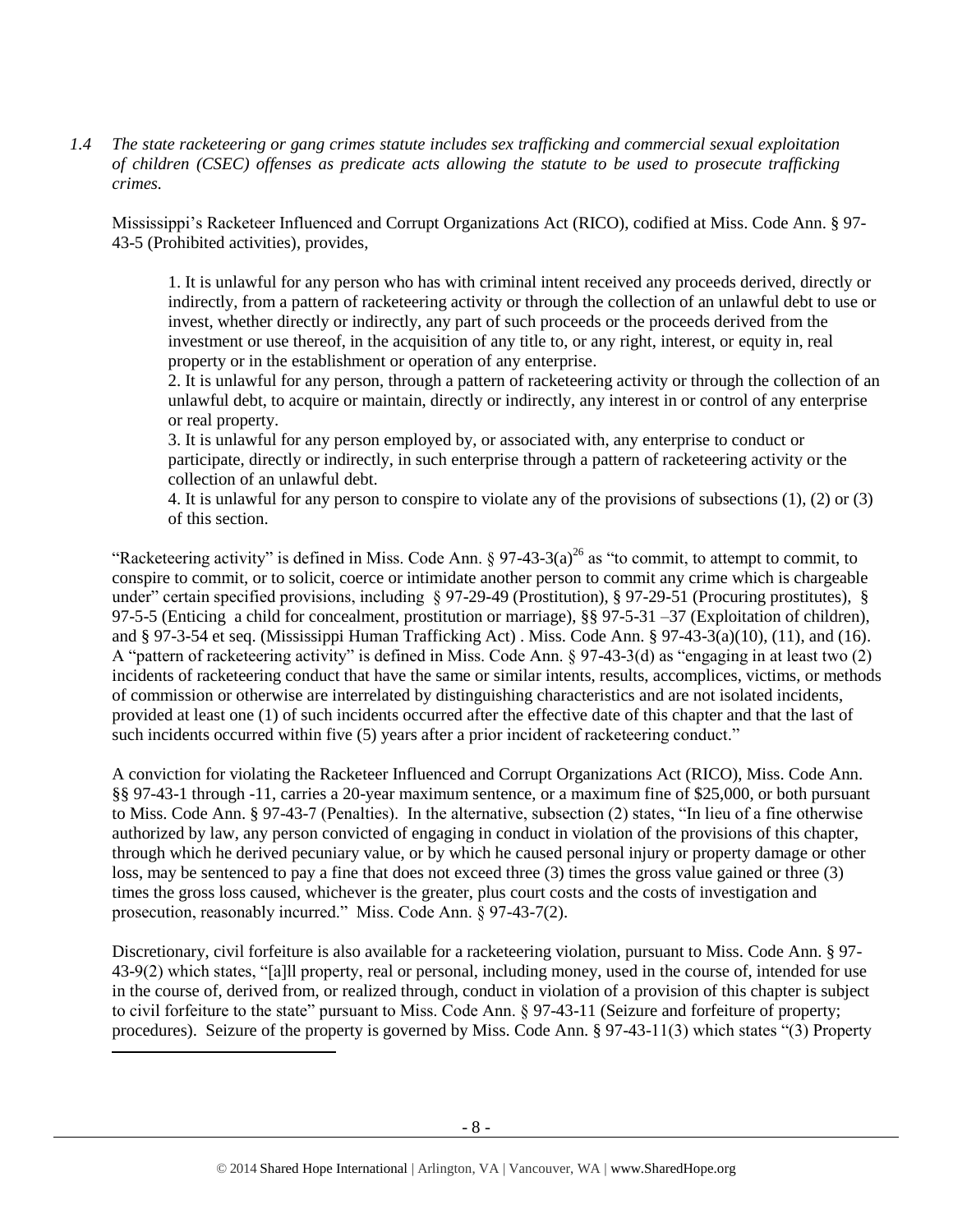*1.4 The state racketeering or gang crimes statute includes sex trafficking and commercial sexual exploitation of children (CSEC) offenses as predicate acts allowing the statute to be used to prosecute trafficking crimes.*

Mississippi's Racketeer Influenced and Corrupt Organizations Act (RICO), codified at Miss. Code Ann. § 97-43-5 (Prohibited activities), provides,

> 1. It is unlawful for any person who has with criminal intent received any proceeds derived, directly or indirectly, from a pattern of racketeering activity or through the collection of an unlawful debt to use or invest, whether directly or indirectly, any part of such proceeds or the proceeds derived from the investment or use thereof, in the acquisition of any title to, or any right, interest, or equity in, real property or in the establishment or operation of any enterprise.
> 2. It is unlawful for any person, through a pattern of racketeering activity or through the collection of an unlawful debt, to acquire or maintain, directly or indirectly, any interest in or control of any enterprise or real property.
> 3. It is unlawful for any person employed by, or associated with, any enterprise to conduct or participate, directly or indirectly, in such enterprise through a pattern of racketeering activity or the collection of an unlawful debt.
> 4. It is unlawful for any person to conspire to violate any of the provisions of subsections (1), (2) or (3) of this section.

"Racketeering activity" is defined in Miss. Code Ann. § 97-43-3(a)[26] as "to commit, to attempt to commit, to conspire to commit, or to solicit, coerce or intimidate another person to commit any crime which is chargeable under" certain specified provisions, including § 97-29-49 (Prostitution), § 97-29-51 (Procuring prostitutes), § 97-5-5 (Enticing a child for concealment, prostitution or marriage), §§ 97-5-31 –37 (Exploitation of children), and § 97-3-54 et seq. (Mississippi Human Trafficking Act) . Miss. Code Ann. § 97-43-3(a)(10), (11), and (16). A "pattern of racketeering activity" is defined in Miss. Code Ann. § 97-43-3(d) as "engaging in at least two (2) incidents of racketeering conduct that have the same or similar intents, results, accomplices, victims, or methods of commission or otherwise are interrelated by distinguishing characteristics and are not isolated incidents, provided at least one (1) of such incidents occurred after the effective date of this chapter and that the last of such incidents occurred within five (5) years after a prior incident of racketeering conduct."

A conviction for violating the Racketeer Influenced and Corrupt Organizations Act (RICO), Miss. Code Ann. §§ 97-43-1 through -11, carries a 20-year maximum sentence, or a maximum fine of $25,000, or both pursuant to Miss. Code Ann. § 97-43-7 (Penalties). In the alternative, subsection (2) states, "In lieu of a fine otherwise authorized by law, any person convicted of engaging in conduct in violation of the provisions of this chapter, through which he derived pecuniary value, or by which he caused personal injury or property damage or other loss, may be sentenced to pay a fine that does not exceed three (3) times the gross value gained or three (3) times the gross loss caused, whichever is the greater, plus court costs and the costs of investigation and prosecution, reasonably incurred." Miss. Code Ann. § 97-43-7(2).

Discretionary, civil forfeiture is also available for a racketeering violation, pursuant to Miss. Code Ann. § 97-43-9(2) which states, "[a]ll property, real or personal, including money, used in the course of, intended for use in the course of, derived from, or realized through, conduct in violation of a provision of this chapter is subject to civil forfeiture to the state" pursuant to Miss. Code Ann. § 97-43-11 (Seizure and forfeiture of property; procedures). Seizure of the property is governed by Miss. Code Ann. § 97-43-11(3) which states "(3) Property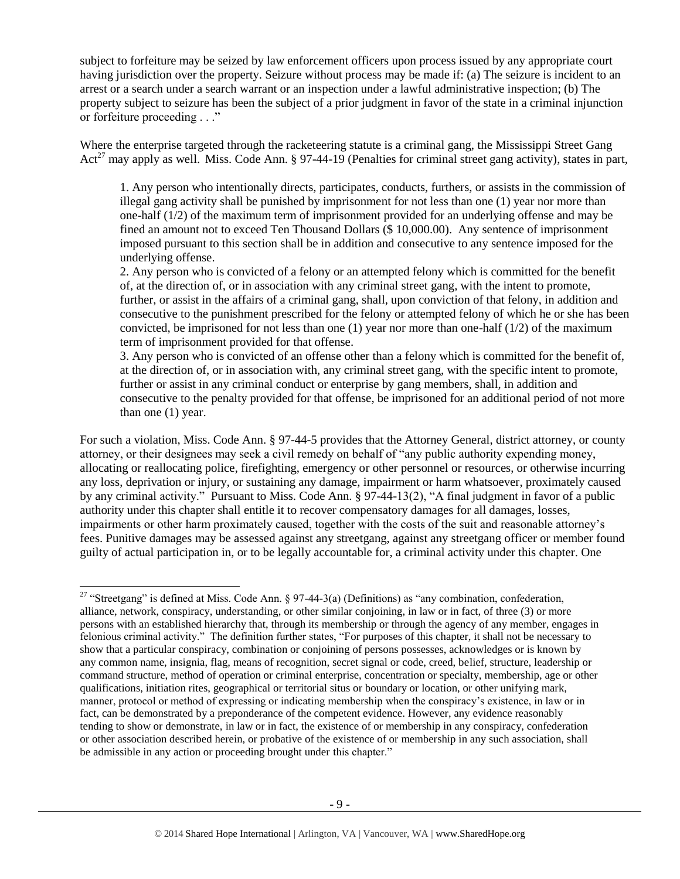subject to forfeiture may be seized by law enforcement officers upon process issued by any appropriate court having jurisdiction over the property. Seizure without process may be made if: (a) The seizure is incident to an arrest or a search under a search warrant or an inspection under a lawful administrative inspection; (b) The property subject to seizure has been the subject of a prior judgment in favor of the state in a criminal injunction or forfeiture proceeding . . ."

Where the enterprise targeted through the racketeering statute is a criminal gang, the Mississippi Street Gang Act[27] may apply as well. Miss. Code Ann. § 97-44-19 (Penalties for criminal street gang activity), states in part,

> 1. Any person who intentionally directs, participates, conducts, furthers, or assists in the commission of illegal gang activity shall be punished by imprisonment for not less than one (1) year nor more than one-half (1/2) of the maximum term of imprisonment provided for an underlying offense and may be fined an amount not to exceed Ten Thousand Dollars ($ 10,000.00). Any sentence of imprisonment imposed pursuant to this section shall be in addition and consecutive to any sentence imposed for the underlying offense.
>
> 2. Any person who is convicted of a felony or an attempted felony which is committed for the benefit of, at the direction of, or in association with any criminal street gang, with the intent to promote, further, or assist in the affairs of a criminal gang, shall, upon conviction of that felony, in addition and consecutive to the punishment prescribed for the felony or attempted felony of which he or she has been convicted, be imprisoned for not less than one (1) year nor more than one-half (1/2) of the maximum term of imprisonment provided for that offense.
>
> 3. Any person who is convicted of an offense other than a felony which is committed for the benefit of, at the direction of, or in association with, any criminal street gang, with the specific intent to promote, further or assist in any criminal conduct or enterprise by gang members, shall, in addition and consecutive to the penalty provided for that offense, be imprisoned for an additional period of not more than one (1) year.

For such a violation, Miss. Code Ann. § 97-44-5 provides that the Attorney General, district attorney, or county attorney, or their designees may seek a civil remedy on behalf of "any public authority expending money, allocating or reallocating police, firefighting, emergency or other personnel or resources, or otherwise incurring any loss, deprivation or injury, or sustaining any damage, impairment or harm whatsoever, proximately caused by any criminal activity." Pursuant to Miss. Code Ann. § 97-44-13(2), "A final judgment in favor of a public authority under this chapter shall entitle it to recover compensatory damages for all damages, losses, impairments or other harm proximately caused, together with the costs of the suit and reasonable attorney's fees. Punitive damages may be assessed against any streetgang, against any streetgang officer or member found guilty of actual participation in, or to be legally accountable for, a criminal activity under this chapter. One

---

[27] "Streetgang" is defined at Miss. Code Ann. § 97-44-3(a) (Definitions) as "any combination, confederation, alliance, network, conspiracy, understanding, or other similar conjoining, in law or in fact, of three (3) or more persons with an established hierarchy that, through its membership or through the agency of any member, engages in felonious criminal activity." The definition further states, "For purposes of this chapter, it shall not be necessary to show that a particular conspiracy, combination or conjoining of persons possesses, acknowledges or is known by any common name, insignia, flag, means of recognition, secret signal or code, creed, belief, structure, leadership or command structure, method of operation or criminal enterprise, concentration or specialty, membership, age or other qualifications, initiation rites, geographical or territorial situs or boundary or location, or other unifying mark, manner, protocol or method of expressing or indicating membership when the conspiracy's existence, in law or in fact, can be demonstrated by a preponderance of the competent evidence. However, any evidence reasonably tending to show or demonstrate, in law or in fact, the existence of or membership in any conspiracy, confederation or other association described herein, or probative of the existence of or membership in any such association, shall be admissible in any action or proceeding brought under this chapter."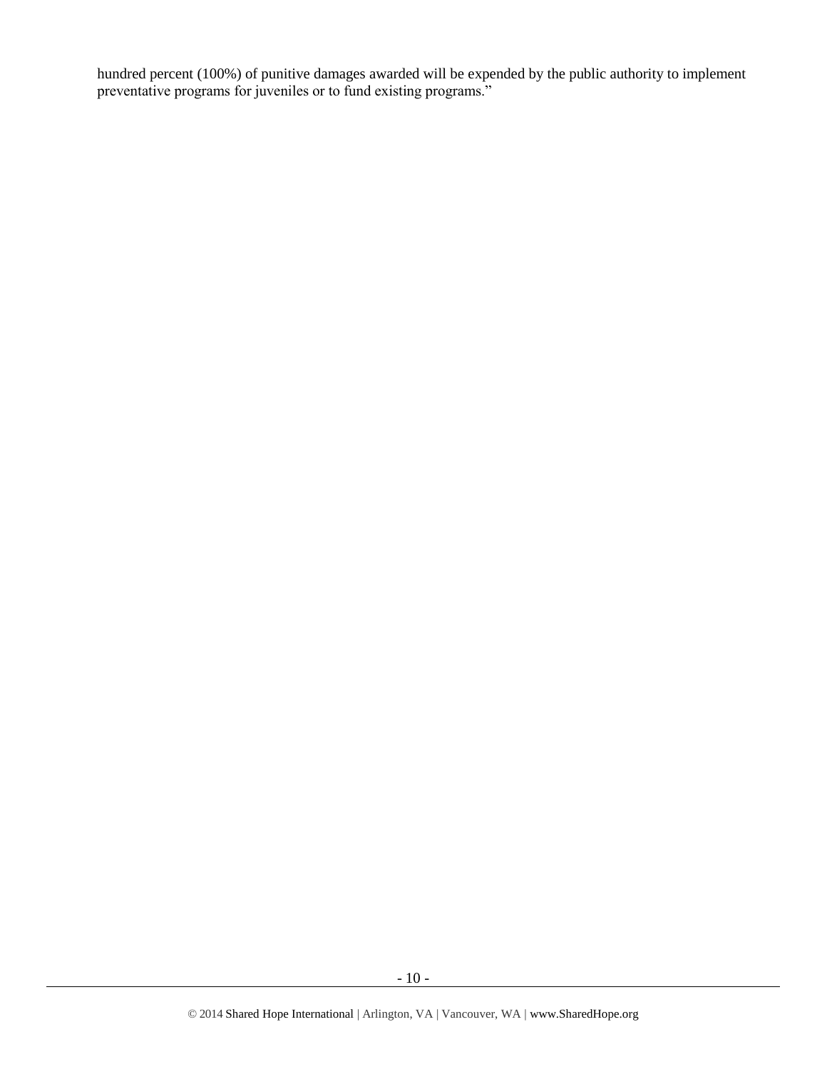hundred percent (100%) of punitive damages awarded will be expended by the public authority to implement preventative programs for juveniles or to fund existing programs."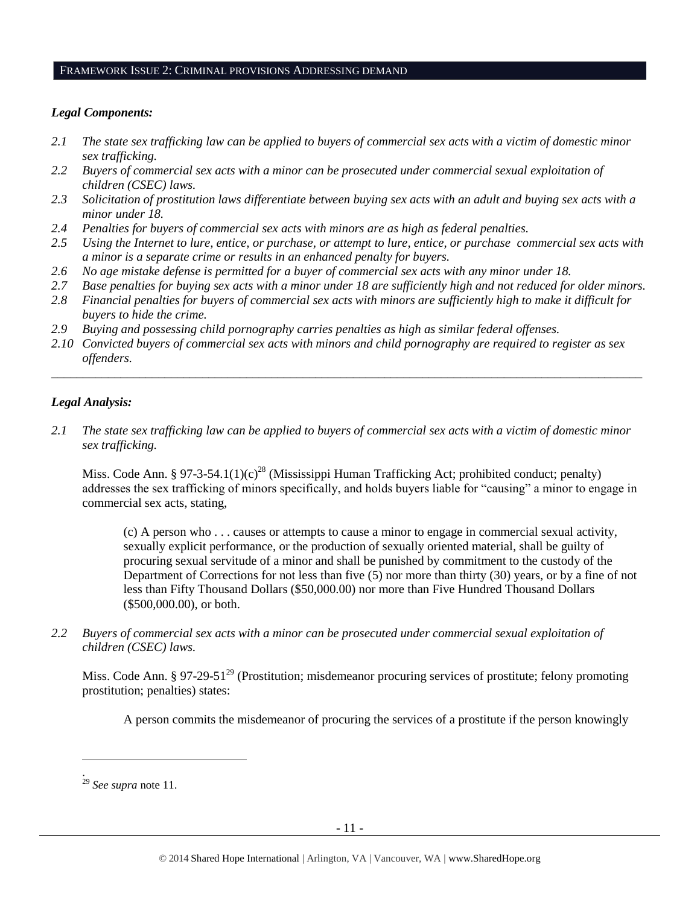## FRAMEWORK ISSUE 2: CRIMINAL PROVISIONS ADDRESSING DEMAND

***Legal Components:***

- *2.1 The state sex trafficking law can be applied to buyers of commercial sex acts with a victim of domestic minor sex trafficking.*
- *2.2 Buyers of commercial sex acts with a minor can be prosecuted under commercial sexual exploitation of children (CSEC) laws.*
- *2.3 Solicitation of prostitution laws differentiate between buying sex acts with an adult and buying sex acts with a minor under 18.*
- *2.4 Penalties for buyers of commercial sex acts with minors are as high as federal penalties.*
- *2.5 Using the Internet to lure, entice, or purchase, or attempt to lure, entice, or purchase commercial sex acts with a minor is a separate crime or results in an enhanced penalty for buyers.*
- *2.6 No age mistake defense is permitted for a buyer of commercial sex acts with any minor under 18.*
- *2.7 Base penalties for buying sex acts with a minor under 18 are sufficiently high and not reduced for older minors.*
- *2.8 Financial penalties for buyers of commercial sex acts with minors are sufficiently high to make it difficult for buyers to hide the crime.*
- *2.9 Buying and possessing child pornography carries penalties as high as similar federal offenses.*
- *2.10 Convicted buyers of commercial sex acts with minors and child pornography are required to register as sex offenders.*

---

***Legal Analysis:***

*2.1 The state sex trafficking law can be applied to buyers of commercial sex acts with a victim of domestic minor sex trafficking.*

Miss. Code Ann. § 97-3-54.1(1)(c)[28] (Mississippi Human Trafficking Act; prohibited conduct; penalty) addresses the sex trafficking of minors specifically, and holds buyers liable for "causing" a minor to engage in commercial sex acts, stating,

> (c) A person who . . . causes or attempts to cause a minor to engage in commercial sexual activity, sexually explicit performance, or the production of sexually oriented material, shall be guilty of procuring sexual servitude of a minor and shall be punished by commitment to the custody of the Department of Corrections for not less than five (5) nor more than thirty (30) years, or by a fine of not less than Fifty Thousand Dollars ($50,000.00) nor more than Five Hundred Thousand Dollars ($500,000.00), or both.

*2.2 Buyers of commercial sex acts with a minor can be prosecuted under commercial sexual exploitation of children (CSEC) laws.*

Miss. Code Ann. § 97-29-51[29] (Prostitution; misdemeanor procuring services of prostitute; felony promoting prostitution; penalties) states:

> A person commits the misdemeanor of procuring the services of a prostitute if the person knowingly

---

.
[29] *See supra* note 11.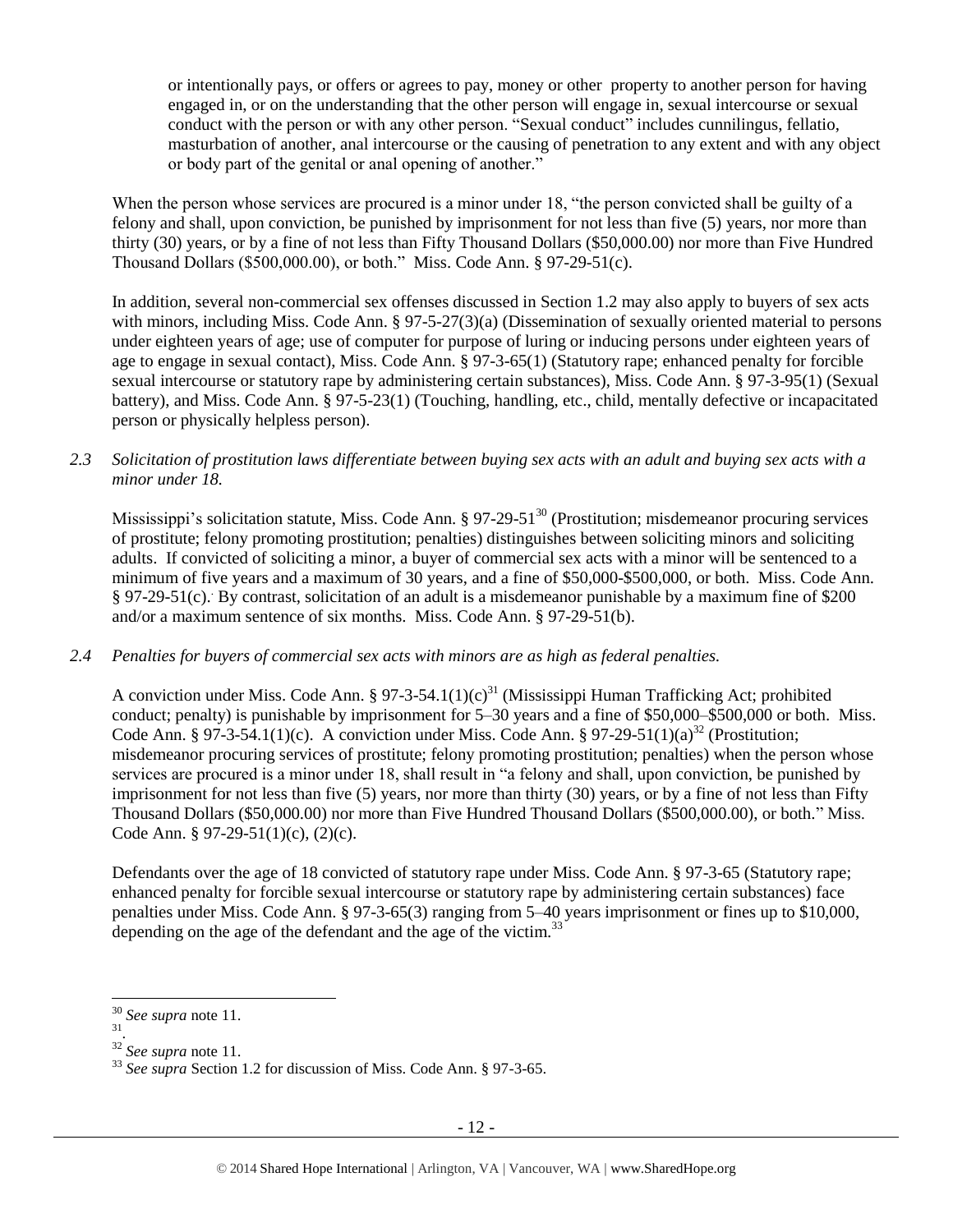or intentionally pays, or offers or agrees to pay, money or other property to another person for having engaged in, or on the understanding that the other person will engage in, sexual intercourse or sexual conduct with the person or with any other person. "Sexual conduct" includes cunnilingus, fellatio, masturbation of another, anal intercourse or the causing of penetration to any extent and with any object or body part of the genital or anal opening of another."

When the person whose services are procured is a minor under 18, "the person convicted shall be guilty of a felony and shall, upon conviction, be punished by imprisonment for not less than five (5) years, nor more than thirty (30) years, or by a fine of not less than Fifty Thousand Dollars ($50,000.00) nor more than Five Hundred Thousand Dollars ($500,000.00), or both." Miss. Code Ann. § 97-29-51(c).

In addition, several non-commercial sex offenses discussed in Section 1.2 may also apply to buyers of sex acts with minors, including Miss. Code Ann. § 97-5-27(3)(a) (Dissemination of sexually oriented material to persons under eighteen years of age; use of computer for purpose of luring or inducing persons under eighteen years of age to engage in sexual contact), Miss. Code Ann. § 97-3-65(1) (Statutory rape; enhanced penalty for forcible sexual intercourse or statutory rape by administering certain substances), Miss. Code Ann. § 97-3-95(1) (Sexual battery), and Miss. Code Ann. § 97-5-23(1) (Touching, handling, etc., child, mentally defective or incapacitated person or physically helpless person).

*2.3 Solicitation of prostitution laws differentiate between buying sex acts with an adult and buying sex acts with a minor under 18.*

Mississippi's solicitation statute, Miss. Code Ann. § 97-29-51[30] (Prostitution; misdemeanor procuring services of prostitute; felony promoting prostitution; penalties) distinguishes between soliciting minors and soliciting adults. If convicted of soliciting a minor, a buyer of commercial sex acts with a minor will be sentenced to a minimum of five years and a maximum of 30 years, and a fine of $50,000-$500,000, or both. Miss. Code Ann. § 97-29-51(c). By contrast, solicitation of an adult is a misdemeanor punishable by a maximum fine of $200 and/or a maximum sentence of six months. Miss. Code Ann. § 97-29-51(b).

*2.4 Penalties for buyers of commercial sex acts with minors are as high as federal penalties.*

A conviction under Miss. Code Ann. § 97-3-54.1(1)(c)[31] (Mississippi Human Trafficking Act; prohibited conduct; penalty) is punishable by imprisonment for 5–30 years and a fine of $50,000–$500,000 or both. Miss. Code Ann. § 97-3-54.1(1)(c). A conviction under Miss. Code Ann. § 97-29-51(1)(a)[32] (Prostitution; misdemeanor procuring services of prostitute; felony promoting prostitution; penalties) when the person whose services are procured is a minor under 18, shall result in "a felony and shall, upon conviction, be punished by imprisonment for not less than five (5) years, nor more than thirty (30) years, or by a fine of not less than Fifty Thousand Dollars ($50,000.00) nor more than Five Hundred Thousand Dollars ($500,000.00), or both." Miss. Code Ann. § 97-29-51(1)(c), (2)(c).

Defendants over the age of 18 convicted of statutory rape under Miss. Code Ann. § 97-3-65 (Statutory rape; enhanced penalty for forcible sexual intercourse or statutory rape by administering certain substances) face penalties under Miss. Code Ann. § 97-3-65(3) ranging from 5–40 years imprisonment or fines up to $10,000, depending on the age of the defendant and the age of the victim.[33]

---

[30] *See supra* note 11.

[31] .

[32] *See supra* note 11.

[33] *See supra* Section 1.2 for discussion of Miss. Code Ann. § 97-3-65.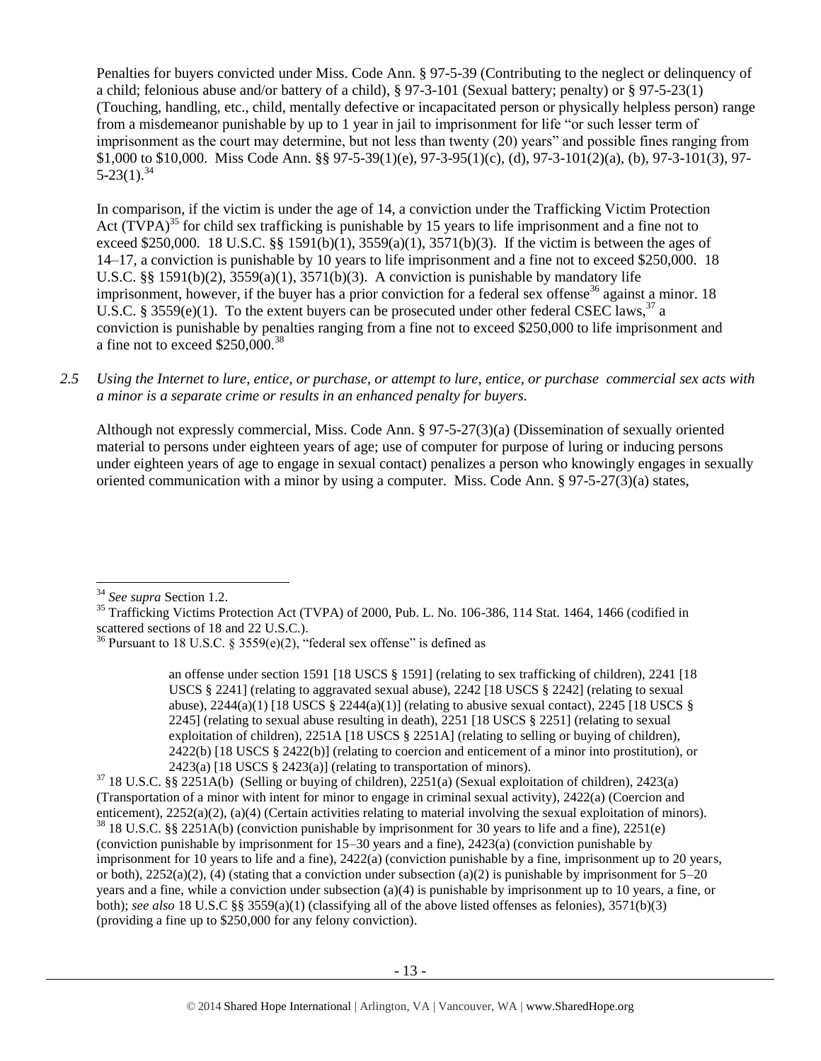Penalties for buyers convicted under Miss. Code Ann. § 97-5-39 (Contributing to the neglect or delinquency of a child; felonious abuse and/or battery of a child), § 97-3-101 (Sexual battery; penalty) or § 97-5-23(1) (Touching, handling, etc., child, mentally defective or incapacitated person or physically helpless person) range from a misdemeanor punishable by up to 1 year in jail to imprisonment for life "or such lesser term of imprisonment as the court may determine, but not less than twenty (20) years" and possible fines ranging from $1,000 to $10,000. Miss Code Ann. §§ 97-5-39(1)(e), 97-3-95(1)(c), (d), 97-3-101(2)(a), (b), 97-3-101(3), 97-5-23(1).[34]

In comparison, if the victim is under the age of 14, a conviction under the Trafficking Victim Protection Act (TVPA)[35] for child sex trafficking is punishable by 15 years to life imprisonment and a fine not to exceed $250,000. 18 U.S.C. §§ 1591(b)(1), 3559(a)(1), 3571(b)(3). If the victim is between the ages of 14–17, a conviction is punishable by 10 years to life imprisonment and a fine not to exceed $250,000. 18 U.S.C. §§ 1591(b)(2), 3559(a)(1), 3571(b)(3). A conviction is punishable by mandatory life imprisonment, however, if the buyer has a prior conviction for a federal sex offense[36] against a minor. 18 U.S.C. § 3559(e)(1). To the extent buyers can be prosecuted under other federal CSEC laws,[37] a conviction is punishable by penalties ranging from a fine not to exceed $250,000 to life imprisonment and a fine not to exceed $250,000.[38]

*2.5 Using the Internet to lure, entice, or purchase, or attempt to lure, entice, or purchase commercial sex acts with a minor is a separate crime or results in an enhanced penalty for buyers.*

Although not expressly commercial, Miss. Code Ann. § 97-5-27(3)(a) (Dissemination of sexually oriented material to persons under eighteen years of age; use of computer for purpose of luring or inducing persons under eighteen years of age to engage in sexual contact) penalizes a person who knowingly engages in sexually oriented communication with a minor by using a computer. Miss. Code Ann. § 97-5-27(3)(a) states,

---

[34] *See supra* Section 1.2.

[35] Trafficking Victims Protection Act (TVPA) of 2000, Pub. L. No. 106-386, 114 Stat. 1464, 1466 (codified in scattered sections of 18 and 22 U.S.C.).

[36] Pursuant to 18 U.S.C. § 3559(e)(2), "federal sex offense" is defined as

> an offense under section 1591 [18 USCS § 1591] (relating to sex trafficking of children), 2241 [18 USCS § 2241] (relating to aggravated sexual abuse), 2242 [18 USCS § 2242] (relating to sexual abuse), 2244(a)(1) [18 USCS § 2244(a)(1)] (relating to abusive sexual contact), 2245 [18 USCS § 2245] (relating to sexual abuse resulting in death), 2251 [18 USCS § 2251] (relating to sexual exploitation of children), 2251A [18 USCS § 2251A] (relating to selling or buying of children), 2422(b) [18 USCS § 2422(b)] (relating to coercion and enticement of a minor into prostitution), or 2423(a) [18 USCS § 2423(a)] (relating to transportation of minors).

[37] 18 U.S.C. §§ 2251A(b) (Selling or buying of children), 2251(a) (Sexual exploitation of children), 2423(a) (Transportation of a minor with intent for minor to engage in criminal sexual activity), 2422(a) (Coercion and enticement), 2252(a)(2), (a)(4) (Certain activities relating to material involving the sexual exploitation of minors).

[38] 18 U.S.C. §§ 2251A(b) (conviction punishable by imprisonment for 30 years to life and a fine), 2251(e) (conviction punishable by imprisonment for 15–30 years and a fine), 2423(a) (conviction punishable by imprisonment for 10 years to life and a fine), 2422(a) (conviction punishable by a fine, imprisonment up to 20 years, or both), 2252(a)(2), (4) (stating that a conviction under subsection (a)(2) is punishable by imprisonment for 5–20 years and a fine, while a conviction under subsection (a)(4) is punishable by imprisonment up to 10 years, a fine, or both); *see also* 18 U.S.C §§ 3559(a)(1) (classifying all of the above listed offenses as felonies), 3571(b)(3) (providing a fine up to $250,000 for any felony conviction).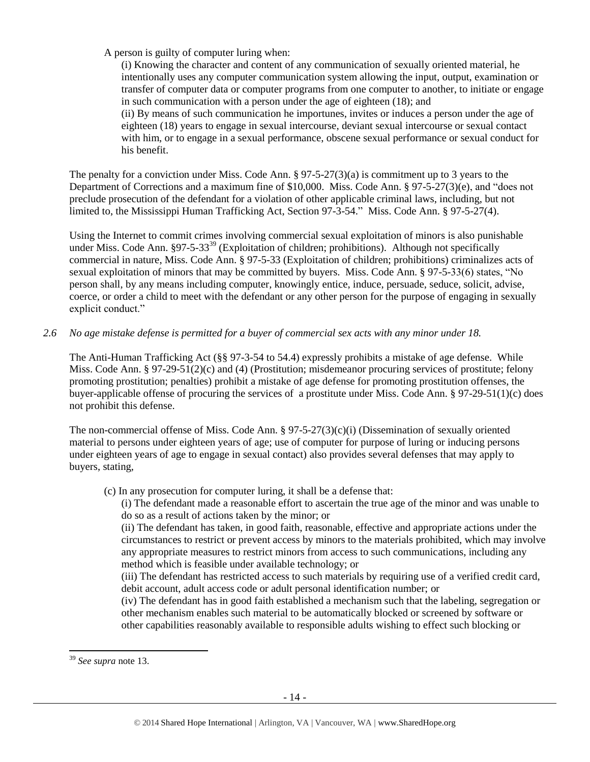A person is guilty of computer luring when:

(i) Knowing the character and content of any communication of sexually oriented material, he intentionally uses any computer communication system allowing the input, output, examination or transfer of computer data or computer programs from one computer to another, to initiate or engage in such communication with a person under the age of eighteen (18); and

(ii) By means of such communication he importunes, invites or induces a person under the age of eighteen (18) years to engage in sexual intercourse, deviant sexual intercourse or sexual contact with him, or to engage in a sexual performance, obscene sexual performance or sexual conduct for his benefit.

The penalty for a conviction under Miss. Code Ann. § 97-5-27(3)(a) is commitment up to 3 years to the Department of Corrections and a maximum fine of $10,000. Miss. Code Ann. § 97-5-27(3)(e), and "does not preclude prosecution of the defendant for a violation of other applicable criminal laws, including, but not limited to, the Mississippi Human Trafficking Act, Section 97-3-54." Miss. Code Ann. § 97-5-27(4).

Using the Internet to commit crimes involving commercial sexual exploitation of minors is also punishable under Miss. Code Ann. §97-5-33[39] (Exploitation of children; prohibitions). Although not specifically commercial in nature, Miss. Code Ann. § 97-5-33 (Exploitation of children; prohibitions) criminalizes acts of sexual exploitation of minors that may be committed by buyers. Miss. Code Ann. § 97-5-33(6) states, "No person shall, by any means including computer, knowingly entice, induce, persuade, seduce, solicit, advise, coerce, or order a child to meet with the defendant or any other person for the purpose of engaging in sexually explicit conduct."

*2.6 No age mistake defense is permitted for a buyer of commercial sex acts with any minor under 18.*

The Anti-Human Trafficking Act (§§ 97-3-54 to 54.4) expressly prohibits a mistake of age defense. While Miss. Code Ann. § 97-29-51(2)(c) and (4) (Prostitution; misdemeanor procuring services of prostitute; felony promoting prostitution; penalties) prohibit a mistake of age defense for promoting prostitution offenses, the buyer-applicable offense of procuring the services of a prostitute under Miss. Code Ann. § 97-29-51(1)(c) does not prohibit this defense.

The non-commercial offense of Miss. Code Ann. § 97-5-27(3)(c)(i) (Dissemination of sexually oriented material to persons under eighteen years of age; use of computer for purpose of luring or inducing persons under eighteen years of age to engage in sexual contact) also provides several defenses that may apply to buyers, stating,

(c) In any prosecution for computer luring, it shall be a defense that:

(i) The defendant made a reasonable effort to ascertain the true age of the minor and was unable to do so as a result of actions taken by the minor; or

(ii) The defendant has taken, in good faith, reasonable, effective and appropriate actions under the circumstances to restrict or prevent access by minors to the materials prohibited, which may involve any appropriate measures to restrict minors from access to such communications, including any method which is feasible under available technology; or

(iii) The defendant has restricted access to such materials by requiring use of a verified credit card, debit account, adult access code or adult personal identification number; or

(iv) The defendant has in good faith established a mechanism such that the labeling, segregation or other mechanism enables such material to be automatically blocked or screened by software or other capabilities reasonably available to responsible adults wishing to effect such blocking or

---

[39] *See supra* note 13.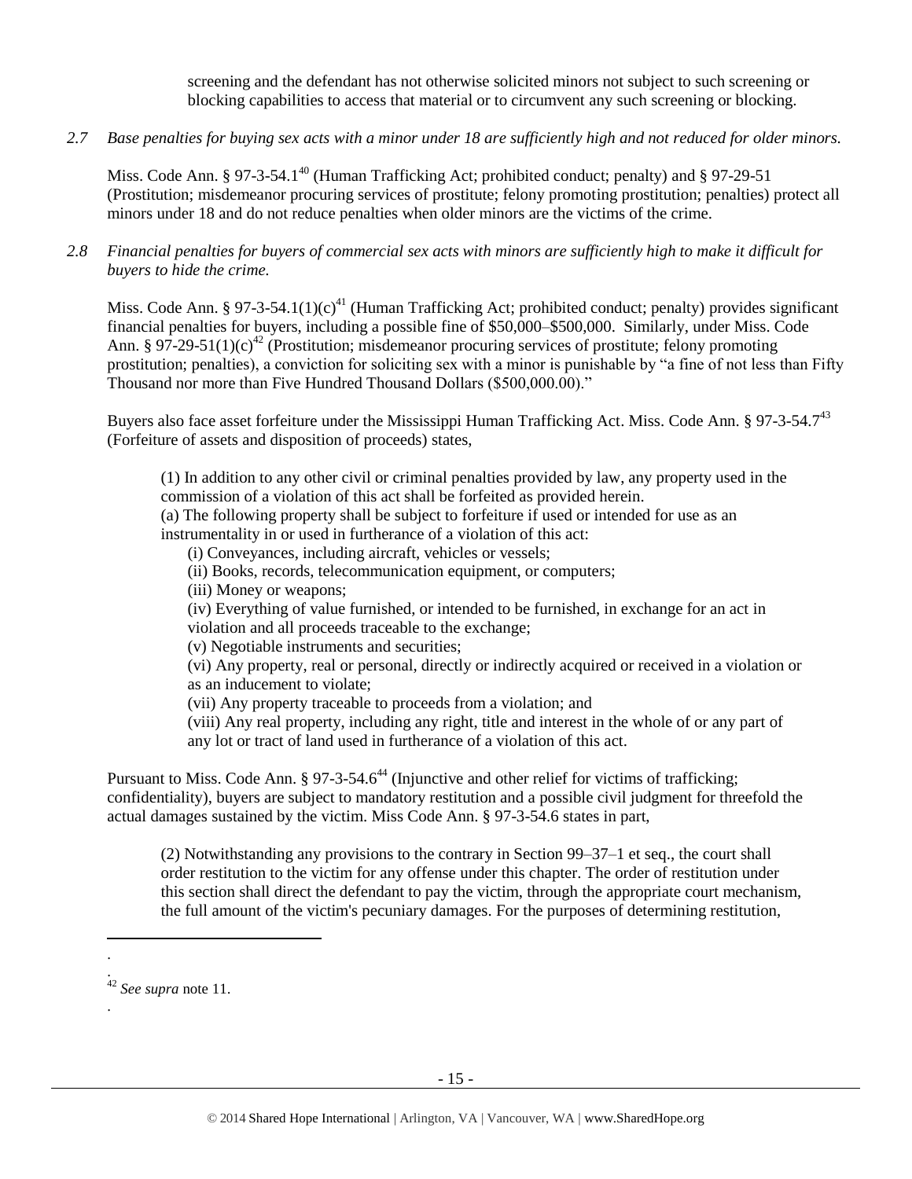screening and the defendant has not otherwise solicited minors not subject to such screening or blocking capabilities to access that material or to circumvent any such screening or blocking.

*2.7 Base penalties for buying sex acts with a minor under 18 are sufficiently high and not reduced for older minors.*

Miss. Code Ann. § 97-3-54.1[40] (Human Trafficking Act; prohibited conduct; penalty) and § 97-29-51 (Prostitution; misdemeanor procuring services of prostitute; felony promoting prostitution; penalties) protect all minors under 18 and do not reduce penalties when older minors are the victims of the crime.

*2.8 Financial penalties for buyers of commercial sex acts with minors are sufficiently high to make it difficult for buyers to hide the crime.*

Miss. Code Ann. § 97-3-54.1(1)(c)[41] (Human Trafficking Act; prohibited conduct; penalty) provides significant financial penalties for buyers, including a possible fine of $50,000–$500,000. Similarly, under Miss. Code Ann. § 97-29-51(1)(c)[42] (Prostitution; misdemeanor procuring services of prostitute; felony promoting prostitution; penalties), a conviction for soliciting sex with a minor is punishable by "a fine of not less than Fifty Thousand nor more than Five Hundred Thousand Dollars ($500,000.00)."

Buyers also face asset forfeiture under the Mississippi Human Trafficking Act. Miss. Code Ann. § 97-3-54.7[43] (Forfeiture of assets and disposition of proceeds) states,

> (1) In addition to any other civil or criminal penalties provided by law, any property used in the commission of a violation of this act shall be forfeited as provided herein.
> (a) The following property shall be subject to forfeiture if used or intended for use as an instrumentality in or used in furtherance of a violation of this act:
> (i) Conveyances, including aircraft, vehicles or vessels;
> (ii) Books, records, telecommunication equipment, or computers;
> (iii) Money or weapons;
> (iv) Everything of value furnished, or intended to be furnished, in exchange for an act in violation and all proceeds traceable to the exchange;
> (v) Negotiable instruments and securities;
> (vi) Any property, real or personal, directly or indirectly acquired or received in a violation or as an inducement to violate;
> (vii) Any property traceable to proceeds from a violation; and
> (viii) Any real property, including any right, title and interest in the whole of or any part of any lot or tract of land used in furtherance of a violation of this act.

Pursuant to Miss. Code Ann. § 97-3-54.6[44] (Injunctive and other relief for victims of trafficking; confidentiality), buyers are subject to mandatory restitution and a possible civil judgment for threefold the actual damages sustained by the victim. Miss Code Ann. § 97-3-54.6 states in part,

> (2) Notwithstanding any provisions to the contrary in Section 99–37–1 et seq., the court shall order restitution to the victim for any offense under this chapter. The order of restitution under this section shall direct the defendant to pay the victim, through the appropriate court mechanism, the full amount of the victim's pecuniary damages. For the purposes of determining restitution,

---

.

.

[42] *See supra* note 11.

.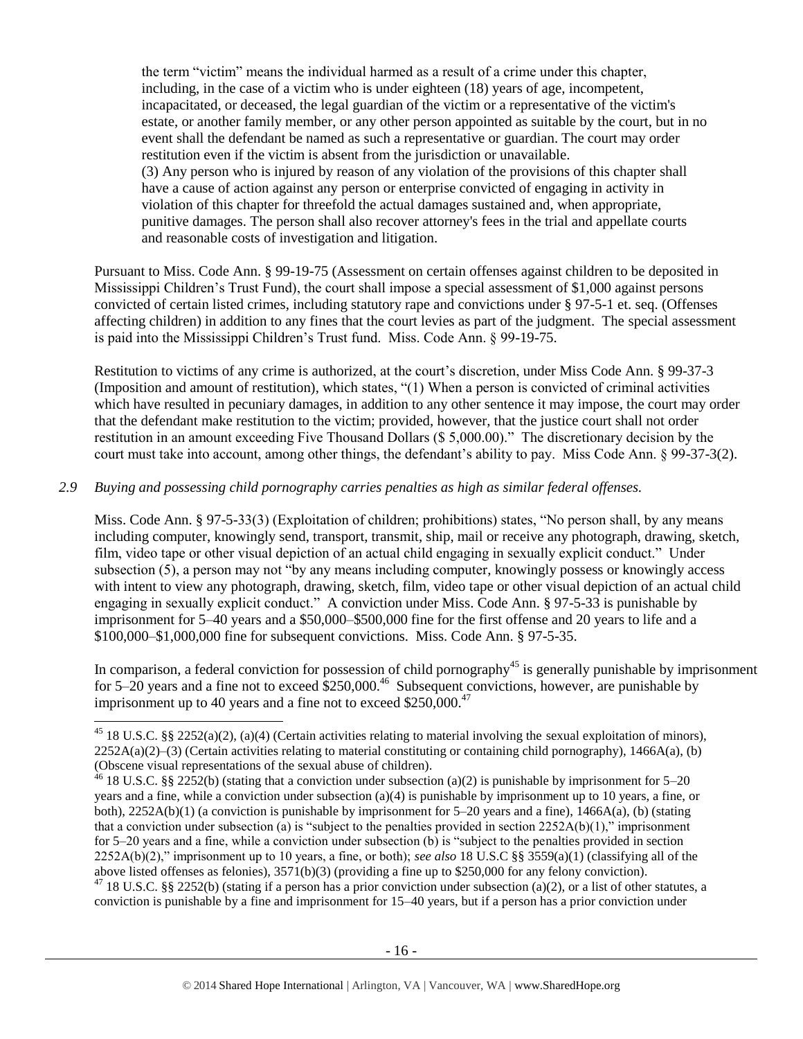> the term "victim" means the individual harmed as a result of a crime under this chapter, including, in the case of a victim who is under eighteen (18) years of age, incompetent, incapacitated, or deceased, the legal guardian of the victim or a representative of the victim's estate, or another family member, or any other person appointed as suitable by the court, but in no event shall the defendant be named as such a representative or guardian. The court may order restitution even if the victim is absent from the jurisdiction or unavailable.
> (3) Any person who is injured by reason of any violation of the provisions of this chapter shall have a cause of action against any person or enterprise convicted of engaging in activity in violation of this chapter for threefold the actual damages sustained and, when appropriate, punitive damages. The person shall also recover attorney's fees in the trial and appellate courts and reasonable costs of investigation and litigation.

Pursuant to Miss. Code Ann. § 99-19-75 (Assessment on certain offenses against children to be deposited in Mississippi Children's Trust Fund), the court shall impose a special assessment of $1,000 against persons convicted of certain listed crimes, including statutory rape and convictions under § 97-5-1 et. seq. (Offenses affecting children) in addition to any fines that the court levies as part of the judgment. The special assessment is paid into the Mississippi Children's Trust fund. Miss. Code Ann. § 99-19-75.

Restitution to victims of any crime is authorized, at the court's discretion, under Miss Code Ann. § 99-37-3 (Imposition and amount of restitution), which states, "(1) When a person is convicted of criminal activities which have resulted in pecuniary damages, in addition to any other sentence it may impose, the court may order that the defendant make restitution to the victim; provided, however, that the justice court shall not order restitution in an amount exceeding Five Thousand Dollars ($ 5,000.00)." The discretionary decision by the court must take into account, among other things, the defendant's ability to pay. Miss Code Ann. § 99-37-3(2).

*2.9 Buying and possessing child pornography carries penalties as high as similar federal offenses.*

Miss. Code Ann. § 97-5-33(3) (Exploitation of children; prohibitions) states, "No person shall, by any means including computer, knowingly send, transport, transmit, ship, mail or receive any photograph, drawing, sketch, film, video tape or other visual depiction of an actual child engaging in sexually explicit conduct." Under subsection (5), a person may not "by any means including computer, knowingly possess or knowingly access with intent to view any photograph, drawing, sketch, film, video tape or other visual depiction of an actual child engaging in sexually explicit conduct." A conviction under Miss. Code Ann. § 97-5-33 is punishable by imprisonment for 5–40 years and a $50,000–$500,000 fine for the first offense and 20 years to life and a $100,000–$1,000,000 fine for subsequent convictions. Miss. Code Ann. § 97-5-35.

In comparison, a federal conviction for possession of child pornography[45] is generally punishable by imprisonment for 5–20 years and a fine not to exceed $250,000.[46] Subsequent convictions, however, are punishable by imprisonment up to 40 years and a fine not to exceed $250,000.[47]

---

[45] 18 U.S.C. §§ 2252(a)(2), (a)(4) (Certain activities relating to material involving the sexual exploitation of minors), 2252A(a)(2)–(3) (Certain activities relating to material constituting or containing child pornography), 1466A(a), (b) (Obscene visual representations of the sexual abuse of children).

[46] 18 U.S.C. §§ 2252(b) (stating that a conviction under subsection (a)(2) is punishable by imprisonment for 5–20 years and a fine, while a conviction under subsection (a)(4) is punishable by imprisonment up to 10 years, a fine, or both), 2252A(b)(1) (a conviction is punishable by imprisonment for 5–20 years and a fine), 1466A(a), (b) (stating that a conviction under subsection (a) is "subject to the penalties provided in section 2252A(b)(1)," imprisonment for 5–20 years and a fine, while a conviction under subsection (b) is "subject to the penalties provided in section 2252A(b)(2)," imprisonment up to 10 years, a fine, or both); *see also* 18 U.S.C §§ 3559(a)(1) (classifying all of the above listed offenses as felonies), 3571(b)(3) (providing a fine up to $250,000 for any felony conviction).

[47] 18 U.S.C. §§ 2252(b) (stating if a person has a prior conviction under subsection (a)(2), or a list of other statutes, a conviction is punishable by a fine and imprisonment for 15–40 years, but if a person has a prior conviction under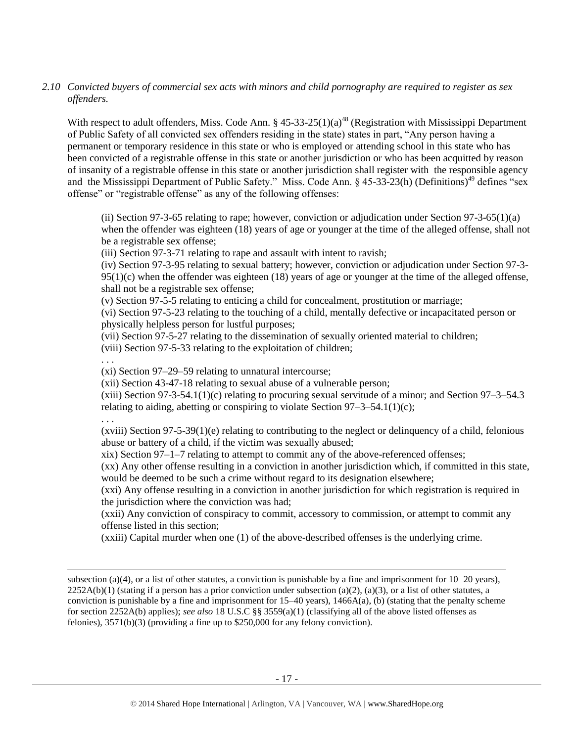*2.10 Convicted buyers of commercial sex acts with minors and child pornography are required to register as sex offenders.*

With respect to adult offenders, Miss. Code Ann. § 45-33-25(1)(a)[48] (Registration with Mississippi Department of Public Safety of all convicted sex offenders residing in the state) states in part, "Any person having a permanent or temporary residence in this state or who is employed or attending school in this state who has been convicted of a registrable offense in this state or another jurisdiction or who has been acquitted by reason of insanity of a registrable offense in this state or another jurisdiction shall register with the responsible agency and the Mississippi Department of Public Safety." Miss. Code Ann. § 45-33-23(h) (Definitions)[49] defines "sex offense" or "registrable offense" as any of the following offenses:

> (ii) Section 97-3-65 relating to rape; however, conviction or adjudication under Section 97-3-65(1)(a) when the offender was eighteen (18) years of age or younger at the time of the alleged offense, shall not be a registrable sex offense;
>
> (iii) Section 97-3-71 relating to rape and assault with intent to ravish;
>
> (iv) Section 97-3-95 relating to sexual battery; however, conviction or adjudication under Section 97-3-95(1)(c) when the offender was eighteen (18) years of age or younger at the time of the alleged offense, shall not be a registrable sex offense;
>
> (v) Section 97-5-5 relating to enticing a child for concealment, prostitution or marriage;
>
> (vi) Section 97-5-23 relating to the touching of a child, mentally defective or incapacitated person or physically helpless person for lustful purposes;
>
> (vii) Section 97-5-27 relating to the dissemination of sexually oriented material to children;
>
> (viii) Section 97-5-33 relating to the exploitation of children;
>
> . . .
>
> (xi) Section 97–29–59 relating to unnatural intercourse;
>
> (xii) Section 43-47-18 relating to sexual abuse of a vulnerable person;
>
> (xiii) Section 97-3-54.1(1)(c) relating to procuring sexual servitude of a minor; and Section 97–3–54.3 relating to aiding, abetting or conspiring to violate Section 97–3–54.1(1)(c);
>
> . . .
>
> (xviii) Section 97-5-39(1)(e) relating to contributing to the neglect or delinquency of a child, felonious abuse or battery of a child, if the victim was sexually abused;
>
> xix) Section 97–1–7 relating to attempt to commit any of the above-referenced offenses;
>
> (xx) Any other offense resulting in a conviction in another jurisdiction which, if committed in this state, would be deemed to be such a crime without regard to its designation elsewhere;
>
> (xxi) Any offense resulting in a conviction in another jurisdiction for which registration is required in the jurisdiction where the conviction was had;
>
> (xxii) Any conviction of conspiracy to commit, accessory to commission, or attempt to commit any offense listed in this section;
>
> (xxiii) Capital murder when one (1) of the above-described offenses is the underlying crime.

---

subsection (a)(4), or a list of other statutes, a conviction is punishable by a fine and imprisonment for 10–20 years), 2252A(b)(1) (stating if a person has a prior conviction under subsection (a)(2), (a)(3), or a list of other statutes, a conviction is punishable by a fine and imprisonment for 15–40 years), 1466A(a), (b) (stating that the penalty scheme for section 2252A(b) applies); *see also* 18 U.S.C §§ 3559(a)(1) (classifying all of the above listed offenses as felonies), 3571(b)(3) (providing a fine up to $250,000 for any felony conviction).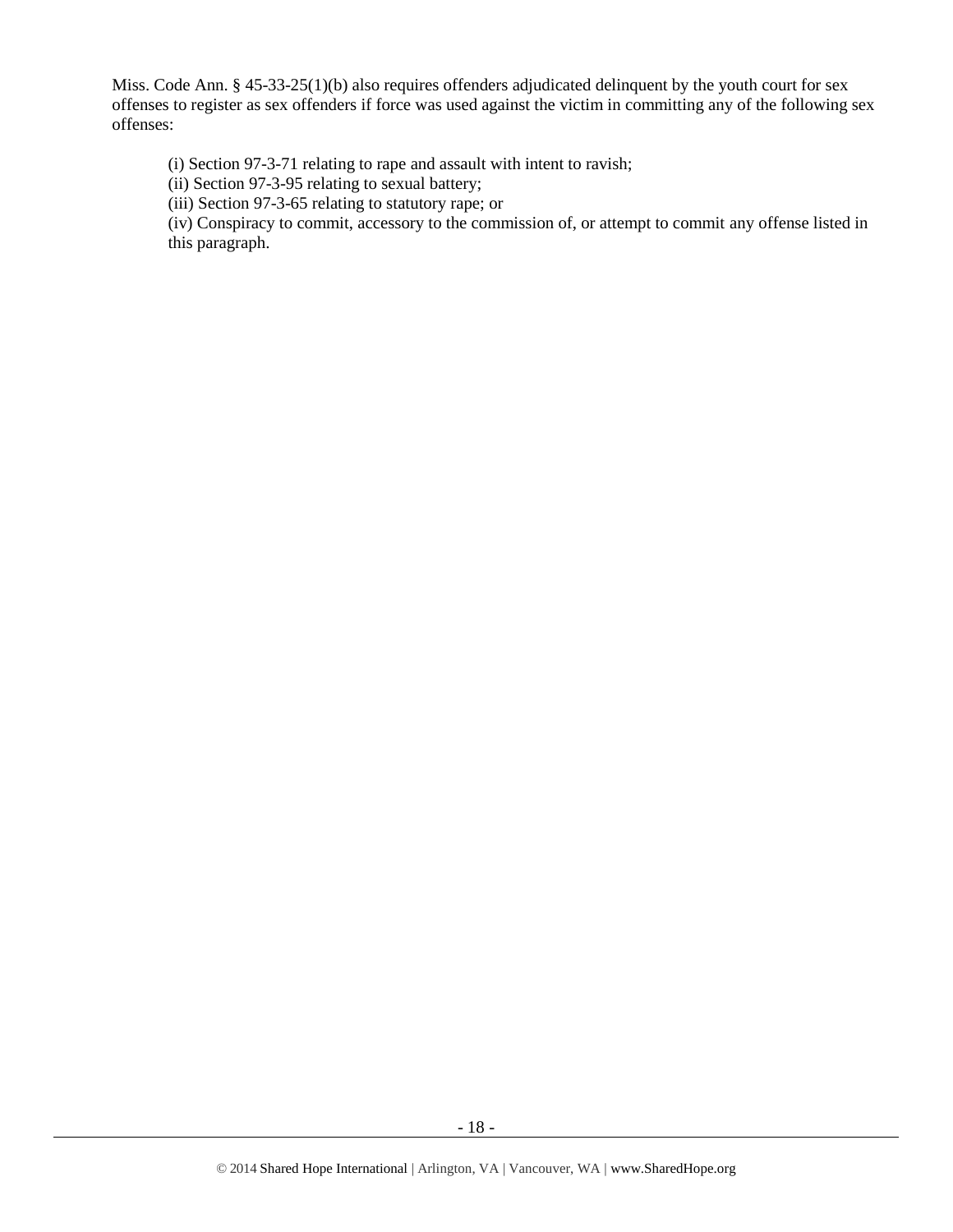Miss. Code Ann. § 45-33-25(1)(b) also requires offenders adjudicated delinquent by the youth court for sex offenses to register as sex offenders if force was used against the victim in committing any of the following sex offenses:

> (i) Section 97-3-71 relating to rape and assault with intent to ravish;
> (ii) Section 97-3-95 relating to sexual battery;
> (iii) Section 97-3-65 relating to statutory rape; or
> (iv) Conspiracy to commit, accessory to the commission of, or attempt to commit any offense listed in this paragraph.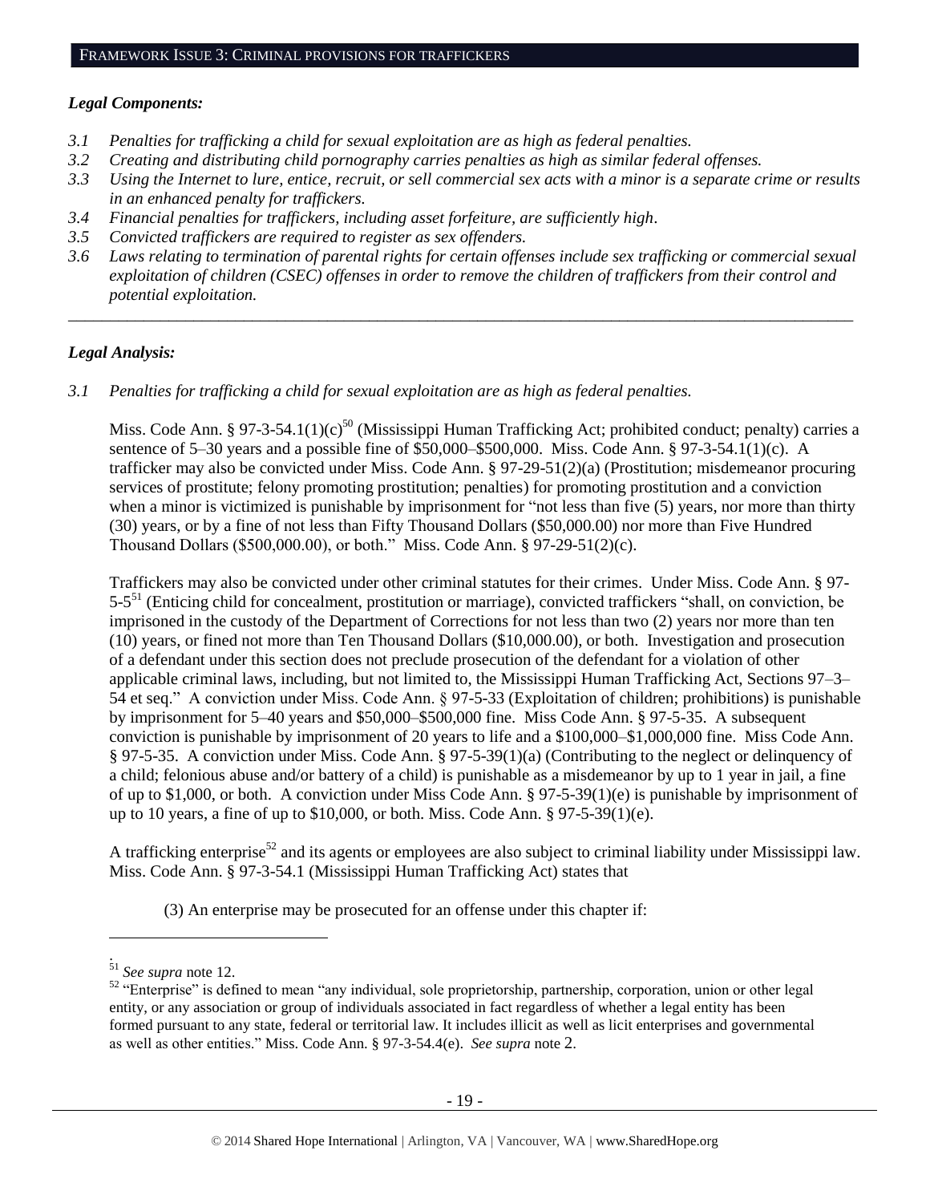## FRAMEWORK ISSUE 3: CRIMINAL PROVISIONS FOR TRAFFICKERS

***Legal Components:***

- *3.1 Penalties for trafficking a child for sexual exploitation are as high as federal penalties.*
- *3.2 Creating and distributing child pornography carries penalties as high as similar federal offenses.*
- *3.3 Using the Internet to lure, entice, recruit, or sell commercial sex acts with a minor is a separate crime or results in an enhanced penalty for traffickers.*
- *3.4 Financial penalties for traffickers, including asset forfeiture, are sufficiently high.*
- *3.5 Convicted traffickers are required to register as sex offenders.*
- *3.6 Laws relating to termination of parental rights for certain offenses include sex trafficking or commercial sexual exploitation of children (CSEC) offenses in order to remove the children of traffickers from their control and potential exploitation.*

---

***Legal Analysis:***

*3.1 Penalties for trafficking a child for sexual exploitation are as high as federal penalties.*

Miss. Code Ann. § 97-3-54.1(1)(c)[50] (Mississippi Human Trafficking Act; prohibited conduct; penalty) carries a sentence of 5–30 years and a possible fine of $50,000–$500,000. Miss. Code Ann. § 97-3-54.1(1)(c). A trafficker may also be convicted under Miss. Code Ann. § 97-29-51(2)(a) (Prostitution; misdemeanor procuring services of prostitute; felony promoting prostitution; penalties) for promoting prostitution and a conviction when a minor is victimized is punishable by imprisonment for "not less than five (5) years, nor more than thirty (30) years, or by a fine of not less than Fifty Thousand Dollars ($50,000.00) nor more than Five Hundred Thousand Dollars ($500,000.00), or both." Miss. Code Ann. § 97-29-51(2)(c).

Traffickers may also be convicted under other criminal statutes for their crimes. Under Miss. Code Ann. § 97-5-5[51] (Enticing child for concealment, prostitution or marriage), convicted traffickers "shall, on conviction, be imprisoned in the custody of the Department of Corrections for not less than two (2) years nor more than ten (10) years, or fined not more than Ten Thousand Dollars ($10,000.00), or both. Investigation and prosecution of a defendant under this section does not preclude prosecution of the defendant for a violation of other applicable criminal laws, including, but not limited to, the Mississippi Human Trafficking Act, Sections 97–3–54 et seq." A conviction under Miss. Code Ann. § 97-5-33 (Exploitation of children; prohibitions) is punishable by imprisonment for 5–40 years and $50,000–$500,000 fine. Miss Code Ann. § 97-5-35. A subsequent conviction is punishable by imprisonment of 20 years to life and a $100,000–$1,000,000 fine. Miss Code Ann. § 97-5-35. A conviction under Miss. Code Ann. § 97-5-39(1)(a) (Contributing to the neglect or delinquency of a child; felonious abuse and/or battery of a child) is punishable as a misdemeanor by up to 1 year in jail, a fine of up to $1,000, or both. A conviction under Miss Code Ann. § 97-5-39(1)(e) is punishable by imprisonment of up to 10 years, a fine of up to $10,000, or both. Miss. Code Ann. § 97-5-39(1)(e).

A trafficking enterprise[52] and its agents or employees are also subject to criminal liability under Mississippi law. Miss. Code Ann. § 97-3-54.1 (Mississippi Human Trafficking Act) states that

> (3) An enterprise may be prosecuted for an offense under this chapter if:

---

.

[51] *See supra* note 12.

[52] "Enterprise" is defined to mean "any individual, sole proprietorship, partnership, corporation, union or other legal entity, or any association or group of individuals associated in fact regardless of whether a legal entity has been formed pursuant to any state, federal or territorial law. It includes illicit as well as licit enterprises and governmental as well as other entities." Miss. Code Ann. § 97-3-54.4(e). *See supra* note 2.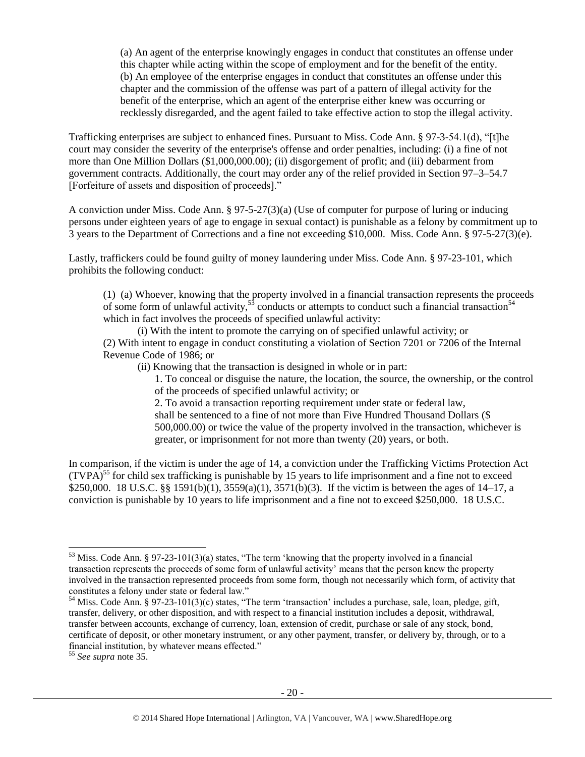> (a) An agent of the enterprise knowingly engages in conduct that constitutes an offense under this chapter while acting within the scope of employment and for the benefit of the entity.
> (b) An employee of the enterprise engages in conduct that constitutes an offense under this chapter and the commission of the offense was part of a pattern of illegal activity for the benefit of the enterprise, which an agent of the enterprise either knew was occurring or recklessly disregarded, and the agent failed to take effective action to stop the illegal activity.

Trafficking enterprises are subject to enhanced fines. Pursuant to Miss. Code Ann. § 97-3-54.1(d), "[t]he court may consider the severity of the enterprise's offense and order penalties, including: (i) a fine of not more than One Million Dollars ($1,000,000.00); (ii) disgorgement of profit; and (iii) debarment from government contracts. Additionally, the court may order any of the relief provided in Section 97–3–54.7 [Forfeiture of assets and disposition of proceeds]."

A conviction under Miss. Code Ann. § 97-5-27(3)(a) (Use of computer for purpose of luring or inducing persons under eighteen years of age to engage in sexual contact) is punishable as a felony by commitment up to 3 years to the Department of Corrections and a fine not exceeding $10,000. Miss. Code Ann. § 97-5-27(3)(e).

Lastly, traffickers could be found guilty of money laundering under Miss. Code Ann. § 97-23-101, which prohibits the following conduct:

> (1) (a) Whoever, knowing that the property involved in a financial transaction represents the proceeds of some form of unlawful activity,[53] conducts or attempts to conduct such a financial transaction[54] which in fact involves the proceeds of specified unlawful activity:
>
> (i) With the intent to promote the carrying on of specified unlawful activity; or
>
> (2) With intent to engage in conduct constituting a violation of Section 7201 or 7206 of the Internal Revenue Code of 1986; or
>
> (ii) Knowing that the transaction is designed in whole or in part:
>
> 1. To conceal or disguise the nature, the location, the source, the ownership, or the control of the proceeds of specified unlawful activity; or
> 2. To avoid a transaction reporting requirement under state or federal law,
>
> shall be sentenced to a fine of not more than Five Hundred Thousand Dollars ($ 500,000.00) or twice the value of the property involved in the transaction, whichever is greater, or imprisonment for not more than twenty (20) years, or both.

In comparison, if the victim is under the age of 14, a conviction under the Trafficking Victims Protection Act (TVPA)[55] for child sex trafficking is punishable by 15 years to life imprisonment and a fine not to exceed $250,000. 18 U.S.C. §§ 1591(b)(1), 3559(a)(1), 3571(b)(3). If the victim is between the ages of 14–17, a conviction is punishable by 10 years to life imprisonment and a fine not to exceed $250,000. 18 U.S.C.

---

[53] Miss. Code Ann. § 97-23-101(3)(a) states, "The term 'knowing that the property involved in a financial transaction represents the proceeds of some form of unlawful activity' means that the person knew the property involved in the transaction represented proceeds from some form, though not necessarily which form, of activity that constitutes a felony under state or federal law."

[54] Miss. Code Ann. § 97-23-101(3)(c) states, "The term 'transaction' includes a purchase, sale, loan, pledge, gift, transfer, delivery, or other disposition, and with respect to a financial institution includes a deposit, withdrawal, transfer between accounts, exchange of currency, loan, extension of credit, purchase or sale of any stock, bond, certificate of deposit, or other monetary instrument, or any other payment, transfer, or delivery by, through, or to a financial institution, by whatever means effected."

[55] *See supra* note 35.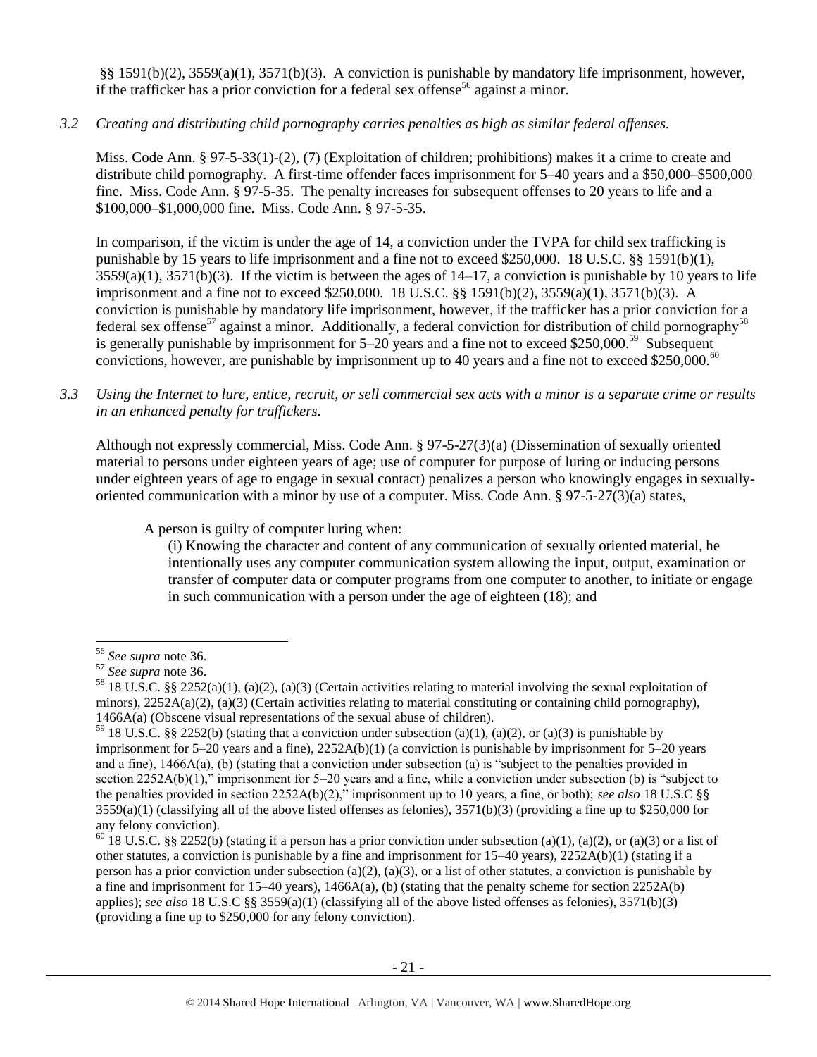§§ 1591(b)(2), 3559(a)(1), 3571(b)(3). A conviction is punishable by mandatory life imprisonment, however, if the trafficker has a prior conviction for a federal sex offense[56] against a minor.

*3.2 Creating and distributing child pornography carries penalties as high as similar federal offenses.*

Miss. Code Ann. § 97-5-33(1)-(2), (7) (Exploitation of children; prohibitions) makes it a crime to create and distribute child pornography. A first-time offender faces imprisonment for 5–40 years and a $50,000–$500,000 fine. Miss. Code Ann. § 97-5-35. The penalty increases for subsequent offenses to 20 years to life and a $100,000–$1,000,000 fine. Miss. Code Ann. § 97-5-35.

In comparison, if the victim is under the age of 14, a conviction under the TVPA for child sex trafficking is punishable by 15 years to life imprisonment and a fine not to exceed $250,000. 18 U.S.C. §§ 1591(b)(1), 3559(a)(1), 3571(b)(3). If the victim is between the ages of 14–17, a conviction is punishable by 10 years to life imprisonment and a fine not to exceed $250,000. 18 U.S.C. §§ 1591(b)(2), 3559(a)(1), 3571(b)(3). A conviction is punishable by mandatory life imprisonment, however, if the trafficker has a prior conviction for a federal sex offense[57] against a minor. Additionally, a federal conviction for distribution of child pornography[58] is generally punishable by imprisonment for 5–20 years and a fine not to exceed $250,000.[59] Subsequent convictions, however, are punishable by imprisonment up to 40 years and a fine not to exceed $250,000.[60]

*3.3 Using the Internet to lure, entice, recruit, or sell commercial sex acts with a minor is a separate crime or results in an enhanced penalty for traffickers.*

Although not expressly commercial, Miss. Code Ann. § 97-5-27(3)(a) (Dissemination of sexually oriented material to persons under eighteen years of age; use of computer for purpose of luring or inducing persons under eighteen years of age to engage in sexual contact) penalizes a person who knowingly engages in sexually-oriented communication with a minor by use of a computer. Miss. Code Ann. § 97-5-27(3)(a) states,

> A person is guilty of computer luring when:
>
> (i) Knowing the character and content of any communication of sexually oriented material, he intentionally uses any computer communication system allowing the input, output, examination or transfer of computer data or computer programs from one computer to another, to initiate or engage in such communication with a person under the age of eighteen (18); and

---

[56] *See supra* note 36.

[57] *See supra* note 36.

[58] 18 U.S.C. §§ 2252(a)(1), (a)(2), (a)(3) (Certain activities relating to material involving the sexual exploitation of minors), 2252A(a)(2), (a)(3) (Certain activities relating to material constituting or containing child pornography), 1466A(a) (Obscene visual representations of the sexual abuse of children).

[59] 18 U.S.C. §§ 2252(b) (stating that a conviction under subsection (a)(1), (a)(2), or (a)(3) is punishable by imprisonment for 5–20 years and a fine), 2252A(b)(1) (a conviction is punishable by imprisonment for 5–20 years and a fine), 1466A(a), (b) (stating that a conviction under subsection (a) is "subject to the penalties provided in section 2252A(b)(1)," imprisonment for 5–20 years and a fine, while a conviction under subsection (b) is "subject to the penalties provided in section 2252A(b)(2)," imprisonment up to 10 years, a fine, or both); *see also* 18 U.S.C §§ 3559(a)(1) (classifying all of the above listed offenses as felonies), 3571(b)(3) (providing a fine up to $250,000 for any felony conviction).

[60] 18 U.S.C. §§ 2252(b) (stating if a person has a prior conviction under subsection (a)(1), (a)(2), or (a)(3) or a list of other statutes, a conviction is punishable by a fine and imprisonment for 15–40 years), 2252A(b)(1) (stating if a person has a prior conviction under subsection (a)(2), (a)(3), or a list of other statutes, a conviction is punishable by a fine and imprisonment for 15–40 years), 1466A(a), (b) (stating that the penalty scheme for section 2252A(b) applies); *see also* 18 U.S.C §§ 3559(a)(1) (classifying all of the above listed offenses as felonies), 3571(b)(3) (providing a fine up to $250,000 for any felony conviction).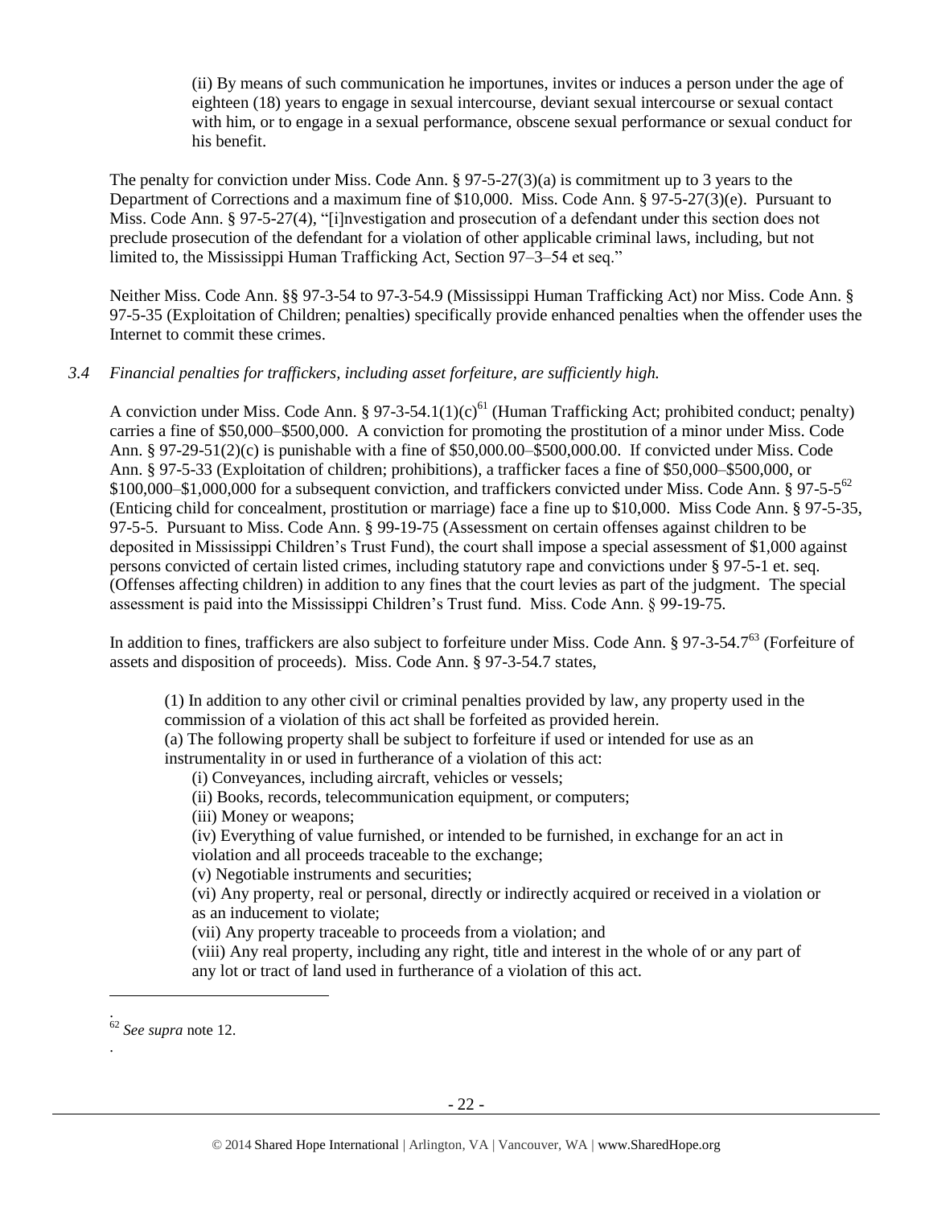(ii) By means of such communication he importunes, invites or induces a person under the age of eighteen (18) years to engage in sexual intercourse, deviant sexual intercourse or sexual contact with him, or to engage in a sexual performance, obscene sexual performance or sexual conduct for his benefit.

The penalty for conviction under Miss. Code Ann. § 97-5-27(3)(a) is commitment up to 3 years to the Department of Corrections and a maximum fine of $10,000. Miss. Code Ann. § 97-5-27(3)(e). Pursuant to Miss. Code Ann. § 97-5-27(4), "[i]nvestigation and prosecution of a defendant under this section does not preclude prosecution of the defendant for a violation of other applicable criminal laws, including, but not limited to, the Mississippi Human Trafficking Act, Section 97–3–54 et seq."

Neither Miss. Code Ann. §§ 97-3-54 to 97-3-54.9 (Mississippi Human Trafficking Act) nor Miss. Code Ann. § 97-5-35 (Exploitation of Children; penalties) specifically provide enhanced penalties when the offender uses the Internet to commit these crimes.

*3.4 Financial penalties for traffickers, including asset forfeiture, are sufficiently high.*

A conviction under Miss. Code Ann. § 97-3-54.1(1)(c)[61] (Human Trafficking Act; prohibited conduct; penalty) carries a fine of $50,000–$500,000. A conviction for promoting the prostitution of a minor under Miss. Code Ann. § 97-29-51(2)(c) is punishable with a fine of $50,000.00–$500,000.00. If convicted under Miss. Code Ann. § 97-5-33 (Exploitation of children; prohibitions), a trafficker faces a fine of $50,000–$500,000, or $100,000–$1,000,000 for a subsequent conviction, and traffickers convicted under Miss. Code Ann. § 97-5-5[62] (Enticing child for concealment, prostitution or marriage) face a fine up to $10,000. Miss Code Ann. § 97-5-35, 97-5-5. Pursuant to Miss. Code Ann. § 99-19-75 (Assessment on certain offenses against children to be deposited in Mississippi Children's Trust Fund), the court shall impose a special assessment of $1,000 against persons convicted of certain listed crimes, including statutory rape and convictions under § 97-5-1 et. seq. (Offenses affecting children) in addition to any fines that the court levies as part of the judgment. The special assessment is paid into the Mississippi Children's Trust fund. Miss. Code Ann. § 99-19-75.

In addition to fines, traffickers are also subject to forfeiture under Miss. Code Ann. § 97-3-54.7[63] (Forfeiture of assets and disposition of proceeds). Miss. Code Ann. § 97-3-54.7 states,

> (1) In addition to any other civil or criminal penalties provided by law, any property used in the commission of a violation of this act shall be forfeited as provided herein.
> (a) The following property shall be subject to forfeiture if used or intended for use as an instrumentality in or used in furtherance of a violation of this act:
> (i) Conveyances, including aircraft, vehicles or vessels;
> (ii) Books, records, telecommunication equipment, or computers;
> (iii) Money or weapons;
> (iv) Everything of value furnished, or intended to be furnished, in exchange for an act in violation and all proceeds traceable to the exchange;
> (v) Negotiable instruments and securities;
> (vi) Any property, real or personal, directly or indirectly acquired or received in a violation or as an inducement to violate;
> (vii) Any property traceable to proceeds from a violation; and
> (viii) Any real property, including any right, title and interest in the whole of or any part of any lot or tract of land used in furtherance of a violation of this act.

---

.
[62] *See supra* note 12.
.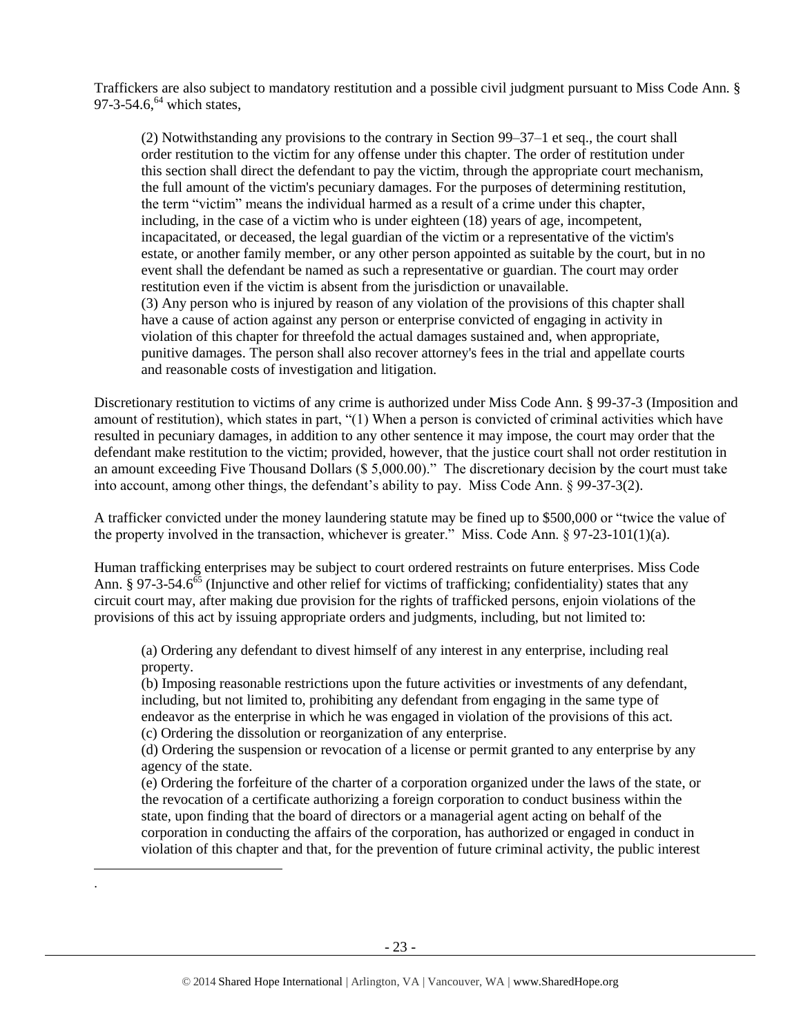Traffickers are also subject to mandatory restitution and a possible civil judgment pursuant to Miss Code Ann. § 97-3-54.6,[64] which states,

> (2) Notwithstanding any provisions to the contrary in Section 99–37–1 et seq., the court shall order restitution to the victim for any offense under this chapter. The order of restitution under this section shall direct the defendant to pay the victim, through the appropriate court mechanism, the full amount of the victim's pecuniary damages. For the purposes of determining restitution, the term "victim" means the individual harmed as a result of a crime under this chapter, including, in the case of a victim who is under eighteen (18) years of age, incompetent, incapacitated, or deceased, the legal guardian of the victim or a representative of the victim's estate, or another family member, or any other person appointed as suitable by the court, but in no event shall the defendant be named as such a representative or guardian. The court may order restitution even if the victim is absent from the jurisdiction or unavailable.
> (3) Any person who is injured by reason of any violation of the provisions of this chapter shall have a cause of action against any person or enterprise convicted of engaging in activity in violation of this chapter for threefold the actual damages sustained and, when appropriate, punitive damages. The person shall also recover attorney's fees in the trial and appellate courts and reasonable costs of investigation and litigation.

Discretionary restitution to victims of any crime is authorized under Miss Code Ann. § 99-37-3 (Imposition and amount of restitution), which states in part, "(1) When a person is convicted of criminal activities which have resulted in pecuniary damages, in addition to any other sentence it may impose, the court may order that the defendant make restitution to the victim; provided, however, that the justice court shall not order restitution in an amount exceeding Five Thousand Dollars ($ 5,000.00)." The discretionary decision by the court must take into account, among other things, the defendant's ability to pay. Miss Code Ann. § 99-37-3(2).

A trafficker convicted under the money laundering statute may be fined up to $500,000 or "twice the value of the property involved in the transaction, whichever is greater." Miss. Code Ann. § 97-23-101(1)(a).

Human trafficking enterprises may be subject to court ordered restraints on future enterprises. Miss Code Ann. § 97-3-54.6[65] (Injunctive and other relief for victims of trafficking; confidentiality) states that any circuit court may, after making due provision for the rights of trafficked persons, enjoin violations of the provisions of this act by issuing appropriate orders and judgments, including, but not limited to:

> (a) Ordering any defendant to divest himself of any interest in any enterprise, including real property.
> (b) Imposing reasonable restrictions upon the future activities or investments of any defendant, including, but not limited to, prohibiting any defendant from engaging in the same type of endeavor as the enterprise in which he was engaged in violation of the provisions of this act.
> (c) Ordering the dissolution or reorganization of any enterprise.
> (d) Ordering the suspension or revocation of a license or permit granted to any enterprise by any agency of the state.
> (e) Ordering the forfeiture of the charter of a corporation organized under the laws of the state, or the revocation of a certificate authorizing a foreign corporation to conduct business within the state, upon finding that the board of directors or a managerial agent acting on behalf of the corporation in conducting the affairs of the corporation, has authorized or engaged in conduct in violation of this chapter and that, for the prevention of future criminal activity, the public interest

.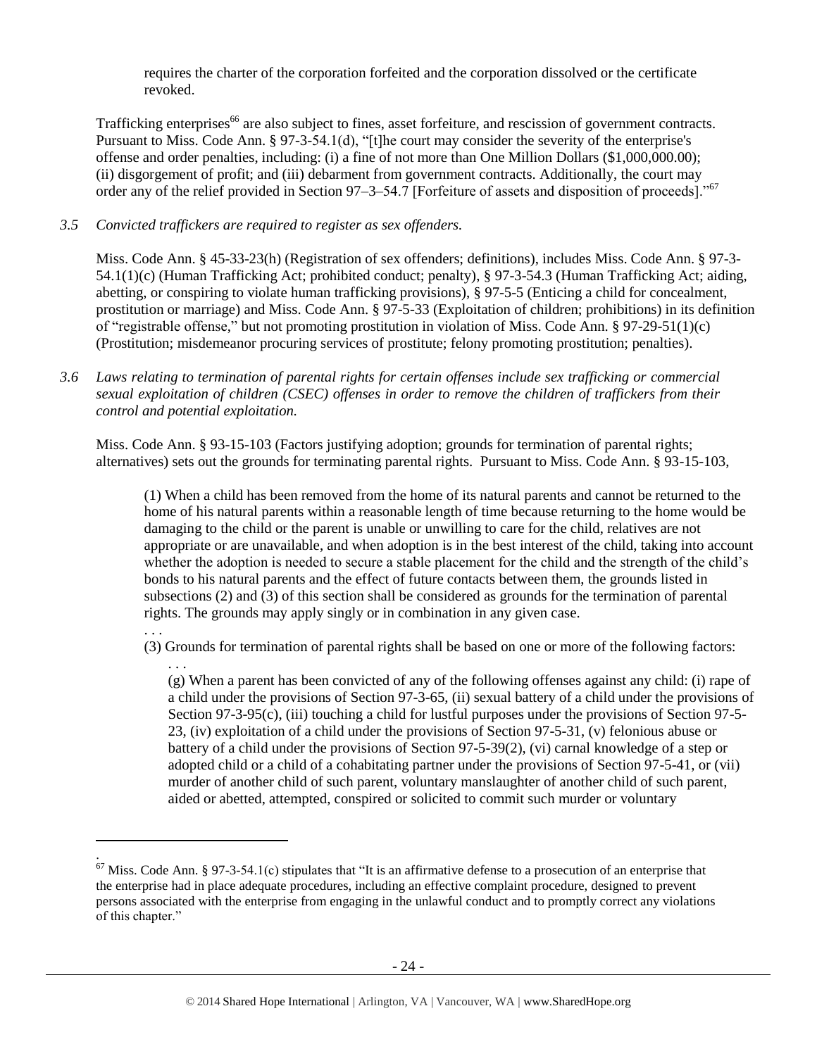requires the charter of the corporation forfeited and the corporation dissolved or the certificate revoked.

Trafficking enterprises[66] are also subject to fines, asset forfeiture, and rescission of government contracts. Pursuant to Miss. Code Ann. § 97-3-54.1(d), "[t]he court may consider the severity of the enterprise's offense and order penalties, including: (i) a fine of not more than One Million Dollars ($1,000,000.00); (ii) disgorgement of profit; and (iii) debarment from government contracts. Additionally, the court may order any of the relief provided in Section 97–3–54.7 [Forfeiture of assets and disposition of proceeds]."[67]

*3.5 Convicted traffickers are required to register as sex offenders.*

Miss. Code Ann. § 45-33-23(h) (Registration of sex offenders; definitions), includes Miss. Code Ann. § 97-3-54.1(1)(c) (Human Trafficking Act; prohibited conduct; penalty), § 97-3-54.3 (Human Trafficking Act; aiding, abetting, or conspiring to violate human trafficking provisions), § 97-5-5 (Enticing a child for concealment, prostitution or marriage) and Miss. Code Ann. § 97-5-33 (Exploitation of children; prohibitions) in its definition of "registrable offense," but not promoting prostitution in violation of Miss. Code Ann. § 97-29-51(1)(c) (Prostitution; misdemeanor procuring services of prostitute; felony promoting prostitution; penalties).

*3.6 Laws relating to termination of parental rights for certain offenses include sex trafficking or commercial sexual exploitation of children (CSEC) offenses in order to remove the children of traffickers from their control and potential exploitation.*

Miss. Code Ann. § 93-15-103 (Factors justifying adoption; grounds for termination of parental rights; alternatives) sets out the grounds for terminating parental rights. Pursuant to Miss. Code Ann. § 93-15-103,

> (1) When a child has been removed from the home of its natural parents and cannot be returned to the home of his natural parents within a reasonable length of time because returning to the home would be damaging to the child or the parent is unable or unwilling to care for the child, relatives are not appropriate or are unavailable, and when adoption is in the best interest of the child, taking into account whether the adoption is needed to secure a stable placement for the child and the strength of the child's bonds to his natural parents and the effect of future contacts between them, the grounds listed in subsections (2) and (3) of this section shall be considered as grounds for the termination of parental rights. The grounds may apply singly or in combination in any given case.
> . . .
> (3) Grounds for termination of parental rights shall be based on one or more of the following factors:
> . . .
> (g) When a parent has been convicted of any of the following offenses against any child: (i) rape of a child under the provisions of Section 97-3-65, (ii) sexual battery of a child under the provisions of Section 97-3-95(c), (iii) touching a child for lustful purposes under the provisions of Section 97-5-23, (iv) exploitation of a child under the provisions of Section 97-5-31, (v) felonious abuse or battery of a child under the provisions of Section 97-5-39(2), (vi) carnal knowledge of a step or adopted child or a child of a cohabitating partner under the provisions of Section 97-5-41, or (vii) murder of another child of such parent, voluntary manslaughter of another child of such parent, aided or abetted, attempted, conspired or solicited to commit such murder or voluntary

---

[67] Miss. Code Ann. § 97-3-54.1(c) stipulates that "It is an affirmative defense to a prosecution of an enterprise that the enterprise had in place adequate procedures, including an effective complaint procedure, designed to prevent persons associated with the enterprise from engaging in the unlawful conduct and to promptly correct any violations of this chapter."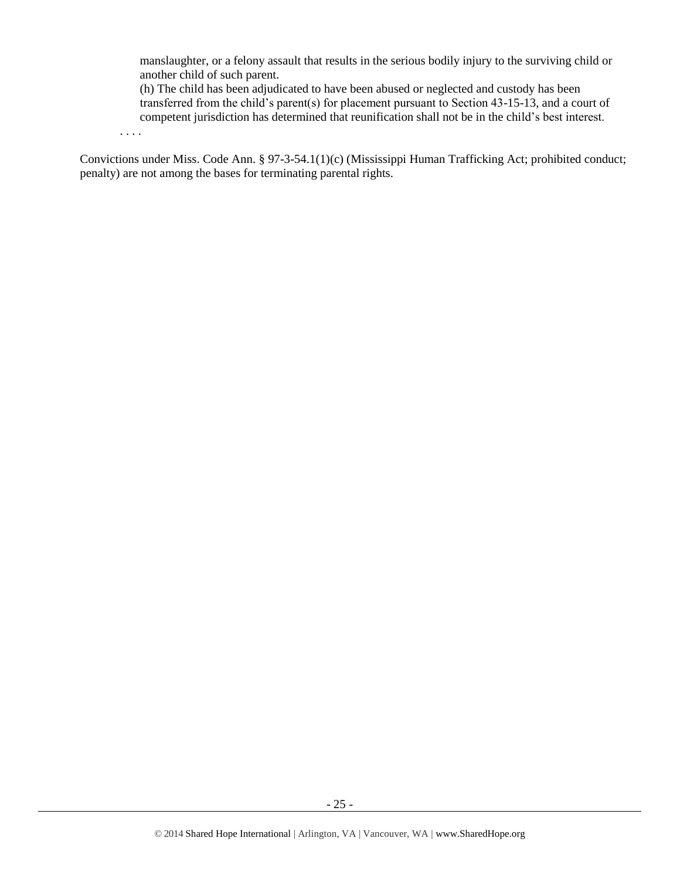manslaughter, or a felony assault that results in the serious bodily injury to the surviving child or another child of such parent.

(h) The child has been adjudicated to have been abused or neglected and custody has been transferred from the child's parent(s) for placement pursuant to Section 43-15-13, and a court of competent jurisdiction has determined that reunification shall not be in the child's best interest.

. . . .

Convictions under Miss. Code Ann. § 97-3-54.1(1)(c) (Mississippi Human Trafficking Act; prohibited conduct; penalty) are not among the bases for terminating parental rights.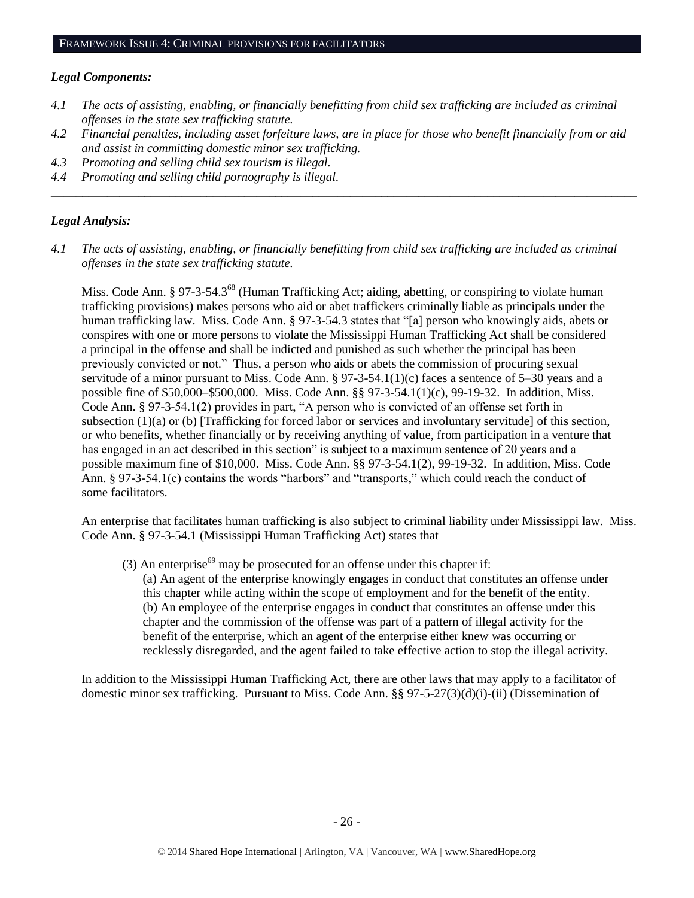## FRAMEWORK ISSUE 4: CRIMINAL PROVISIONS FOR FACILITATORS

### *Legal Components:*

*4.1 The acts of assisting, enabling, or financially benefitting from child sex trafficking are included as criminal offenses in the state sex trafficking statute.*

*4.2 Financial penalties, including asset forfeiture laws, are in place for those who benefit financially from or aid and assist in committing domestic minor sex trafficking.*

*4.3 Promoting and selling child sex tourism is illegal.*

*4.4 Promoting and selling child pornography is illegal.*

---

### *Legal Analysis:*

*4.1 The acts of assisting, enabling, or financially benefitting from child sex trafficking are included as criminal offenses in the state sex trafficking statute.*

Miss. Code Ann. § 97-3-54.3[68] (Human Trafficking Act; aiding, abetting, or conspiring to violate human trafficking provisions) makes persons who aid or abet traffickers criminally liable as principals under the human trafficking law. Miss. Code Ann. § 97-3-54.3 states that "[a] person who knowingly aids, abets or conspires with one or more persons to violate the Mississippi Human Trafficking Act shall be considered a principal in the offense and shall be indicted and punished as such whether the principal has been previously convicted or not." Thus, a person who aids or abets the commission of procuring sexual servitude of a minor pursuant to Miss. Code Ann. § 97-3-54.1(1)(c) faces a sentence of 5–30 years and a possible fine of $50,000–$500,000. Miss. Code Ann. §§ 97-3-54.1(1)(c), 99-19-32. In addition, Miss. Code Ann. § 97-3-54.1(2) provides in part, "A person who is convicted of an offense set forth in subsection (1)(a) or (b) [Trafficking for forced labor or services and involuntary servitude] of this section, or who benefits, whether financially or by receiving anything of value, from participation in a venture that has engaged in an act described in this section" is subject to a maximum sentence of 20 years and a possible maximum fine of $10,000. Miss. Code Ann. §§ 97-3-54.1(2), 99-19-32. In addition, Miss. Code Ann. § 97-3-54.1(c) contains the words "harbors" and "transports," which could reach the conduct of some facilitators.

An enterprise that facilitates human trafficking is also subject to criminal liability under Mississippi law. Miss. Code Ann. § 97-3-54.1 (Mississippi Human Trafficking Act) states that

> (3) An enterprise[69] may be prosecuted for an offense under this chapter if:
>
> (a) An agent of the enterprise knowingly engages in conduct that constitutes an offense under this chapter while acting within the scope of employment and for the benefit of the entity.
>
> (b) An employee of the enterprise engages in conduct that constitutes an offense under this chapter and the commission of the offense was part of a pattern of illegal activity for the benefit of the enterprise, which an agent of the enterprise either knew was occurring or recklessly disregarded, and the agent failed to take effective action to stop the illegal activity.

In addition to the Mississippi Human Trafficking Act, there are other laws that may apply to a facilitator of domestic minor sex trafficking. Pursuant to Miss. Code Ann. §§ 97-5-27(3)(d)(i)-(ii) (Dissemination of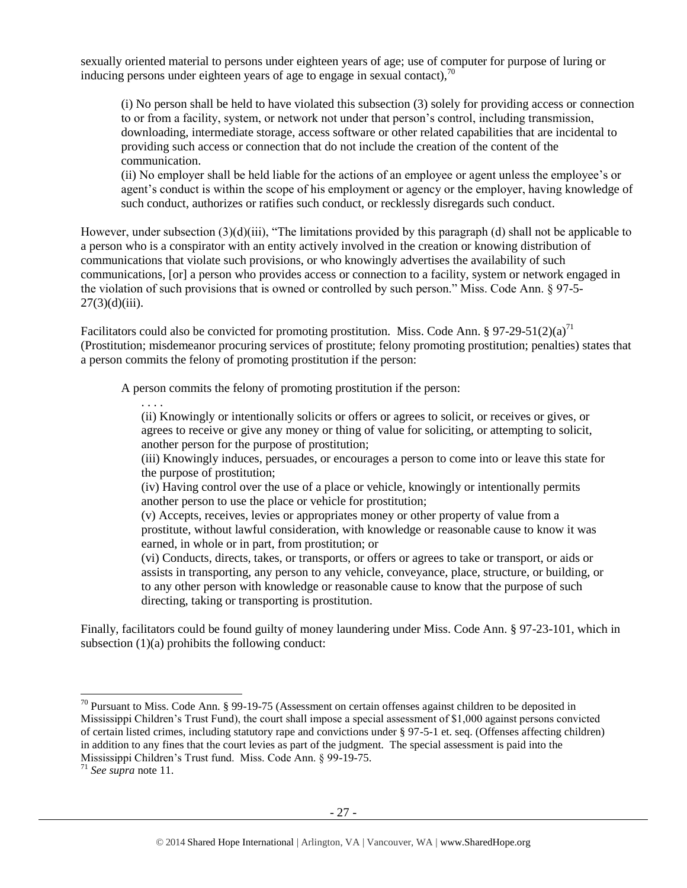sexually oriented material to persons under eighteen years of age; use of computer for purpose of luring or inducing persons under eighteen years of age to engage in sexual contact),[70]

> (i) No person shall be held to have violated this subsection (3) solely for providing access or connection to or from a facility, system, or network not under that person's control, including transmission, downloading, intermediate storage, access software or other related capabilities that are incidental to providing such access or connection that do not include the creation of the content of the communication.
> (ii) No employer shall be held liable for the actions of an employee or agent unless the employee's or agent's conduct is within the scope of his employment or agency or the employer, having knowledge of such conduct, authorizes or ratifies such conduct, or recklessly disregards such conduct.

However, under subsection (3)(d)(iii), "The limitations provided by this paragraph (d) shall not be applicable to a person who is a conspirator with an entity actively involved in the creation or knowing distribution of communications that violate such provisions, or who knowingly advertises the availability of such communications, [or] a person who provides access or connection to a facility, system or network engaged in the violation of such provisions that is owned or controlled by such person." Miss. Code Ann. § 97-5-27(3)(d)(iii).

Facilitators could also be convicted for promoting prostitution. Miss. Code Ann. § 97-29-51(2)(a)[71] (Prostitution; misdemeanor procuring services of prostitute; felony promoting prostitution; penalties) states that a person commits the felony of promoting prostitution if the person:

> A person commits the felony of promoting prostitution if the person:
>
> > . . . .
> > (ii) Knowingly or intentionally solicits or offers or agrees to solicit, or receives or gives, or agrees to receive or give any money or thing of value for soliciting, or attempting to solicit, another person for the purpose of prostitution;
> > (iii) Knowingly induces, persuades, or encourages a person to come into or leave this state for the purpose of prostitution;
> > (iv) Having control over the use of a place or vehicle, knowingly or intentionally permits another person to use the place or vehicle for prostitution;
> > (v) Accepts, receives, levies or appropriates money or other property of value from a prostitute, without lawful consideration, with knowledge or reasonable cause to know it was earned, in whole or in part, from prostitution; or
> > (vi) Conducts, directs, takes, or transports, or offers or agrees to take or transport, or aids or assists in transporting, any person to any vehicle, conveyance, place, structure, or building, or to any other person with knowledge or reasonable cause to know that the purpose of such directing, taking or transporting is prostitution.

Finally, facilitators could be found guilty of money laundering under Miss. Code Ann. § 97-23-101, which in subsection (1)(a) prohibits the following conduct:

---

[70] Pursuant to Miss. Code Ann. § 99-19-75 (Assessment on certain offenses against children to be deposited in Mississippi Children's Trust Fund), the court shall impose a special assessment of $1,000 against persons convicted of certain listed crimes, including statutory rape and convictions under § 97-5-1 et. seq. (Offenses affecting children) in addition to any fines that the court levies as part of the judgment. The special assessment is paid into the Mississippi Children's Trust fund. Miss. Code Ann. § 99-19-75.

[71] *See supra* note 11.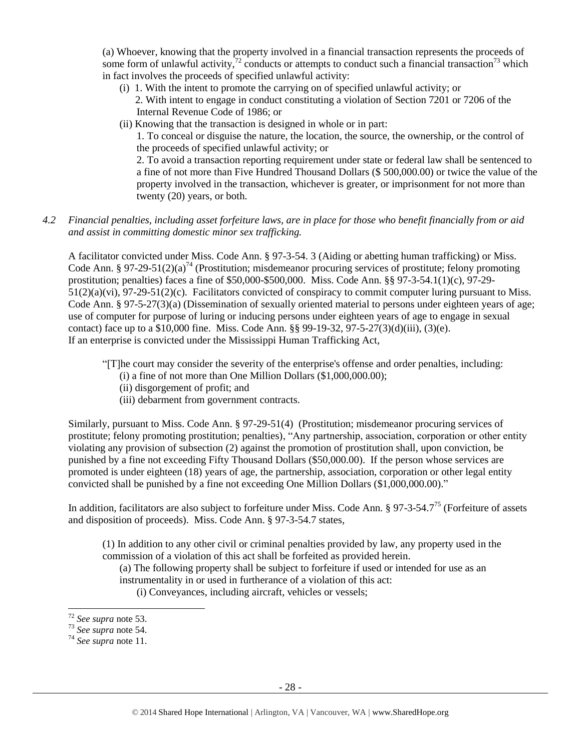(a) Whoever, knowing that the property involved in a financial transaction represents the proceeds of some form of unlawful activity,[72] conducts or attempts to conduct such a financial transaction[73] which in fact involves the proceeds of specified unlawful activity:

(i) 1. With the intent to promote the carrying on of specified unlawful activity; or
2. With intent to engage in conduct constituting a violation of Section 7201 or 7206 of the Internal Revenue Code of 1986; or

(ii) Knowing that the transaction is designed in whole or in part:
1. To conceal or disguise the nature, the location, the source, the ownership, or the control of the proceeds of specified unlawful activity; or
2. To avoid a transaction reporting requirement under state or federal law shall be sentenced to a fine of not more than Five Hundred Thousand Dollars ($ 500,000.00) or twice the value of the property involved in the transaction, whichever is greater, or imprisonment for not more than twenty (20) years, or both.

*4.2 Financial penalties, including asset forfeiture laws, are in place for those who benefit financially from or aid and assist in committing domestic minor sex trafficking.*

A facilitator convicted under Miss. Code Ann. § 97-3-54. 3 (Aiding or abetting human trafficking) or Miss. Code Ann. § 97-29-51(2)(a)[74] (Prostitution; misdemeanor procuring services of prostitute; felony promoting prostitution; penalties) faces a fine of $50,000-$500,000. Miss. Code Ann. §§ 97-3-54.1(1)(c), 97-29-51(2)(a)(vi), 97-29-51(2)(c). Facilitators convicted of conspiracy to commit computer luring pursuant to Miss. Code Ann. § 97-5-27(3)(a) (Dissemination of sexually oriented material to persons under eighteen years of age; use of computer for purpose of luring or inducing persons under eighteen years of age to engage in sexual contact) face up to a $10,000 fine. Miss. Code Ann. §§ 99-19-32, 97-5-27(3)(d)(iii), (3)(e).
If an enterprise is convicted under the Mississippi Human Trafficking Act,

"[T]he court may consider the severity of the enterprise's offense and order penalties, including:
(i) a fine of not more than One Million Dollars ($1,000,000.00);
(ii) disgorgement of profit; and
(iii) debarment from government contracts.

Similarly, pursuant to Miss. Code Ann. § 97-29-51(4) (Prostitution; misdemeanor procuring services of prostitute; felony promoting prostitution; penalties), "Any partnership, association, corporation or other entity violating any provision of subsection (2) against the promotion of prostitution shall, upon conviction, be punished by a fine not exceeding Fifty Thousand Dollars ($50,000.00). If the person whose services are promoted is under eighteen (18) years of age, the partnership, association, corporation or other legal entity convicted shall be punished by a fine not exceeding One Million Dollars ($1,000,000.00)."

In addition, facilitators are also subject to forfeiture under Miss. Code Ann. § 97-3-54.7[75] (Forfeiture of assets and disposition of proceeds). Miss. Code Ann. § 97-3-54.7 states,

(1) In addition to any other civil or criminal penalties provided by law, any property used in the commission of a violation of this act shall be forfeited as provided herein.
(a) The following property shall be subject to forfeiture if used or intended for use as an instrumentality in or used in furtherance of a violation of this act:
(i) Conveyances, including aircraft, vehicles or vessels;

[72] *See supra* note 53.
[73] *See supra* note 54.
[74] *See supra* note 11.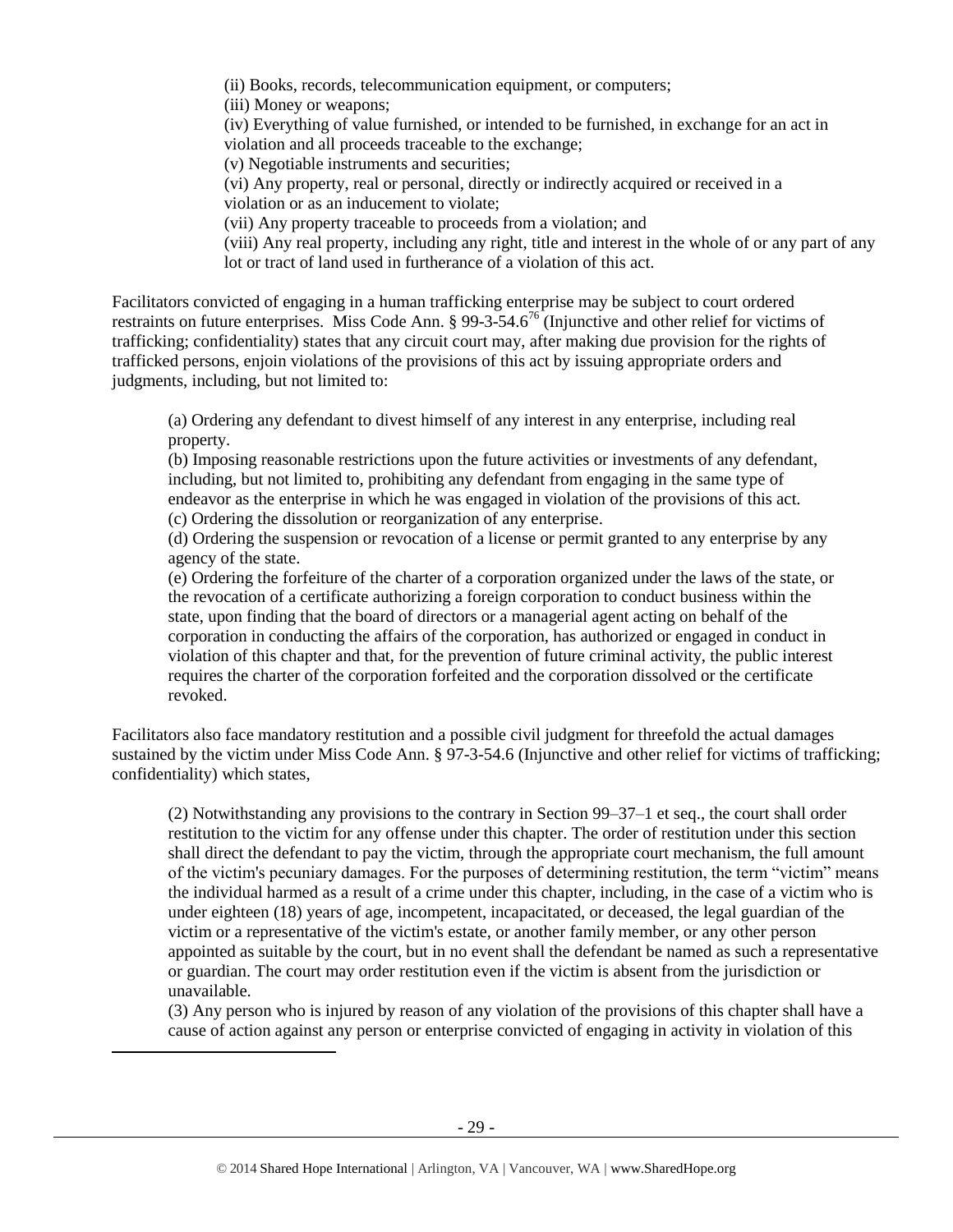(ii) Books, records, telecommunication equipment, or computers;
(iii) Money or weapons;
(iv) Everything of value furnished, or intended to be furnished, in exchange for an act in violation and all proceeds traceable to the exchange;
(v) Negotiable instruments and securities;
(vi) Any property, real or personal, directly or indirectly acquired or received in a violation or as an inducement to violate;
(vii) Any property traceable to proceeds from a violation; and
(viii) Any real property, including any right, title and interest in the whole of or any part of any lot or tract of land used in furtherance of a violation of this act.

Facilitators convicted of engaging in a human trafficking enterprise may be subject to court ordered restraints on future enterprises. Miss Code Ann. § 99-3-54.6[76] (Injunctive and other relief for victims of trafficking; confidentiality) states that any circuit court may, after making due provision for the rights of trafficked persons, enjoin violations of the provisions of this act by issuing appropriate orders and judgments, including, but not limited to:

(a) Ordering any defendant to divest himself of any interest in any enterprise, including real property.
(b) Imposing reasonable restrictions upon the future activities or investments of any defendant, including, but not limited to, prohibiting any defendant from engaging in the same type of endeavor as the enterprise in which he was engaged in violation of the provisions of this act.
(c) Ordering the dissolution or reorganization of any enterprise.
(d) Ordering the suspension or revocation of a license or permit granted to any enterprise by any agency of the state.
(e) Ordering the forfeiture of the charter of a corporation organized under the laws of the state, or the revocation of a certificate authorizing a foreign corporation to conduct business within the state, upon finding that the board of directors or a managerial agent acting on behalf of the corporation in conducting the affairs of the corporation, has authorized or engaged in conduct in violation of this chapter and that, for the prevention of future criminal activity, the public interest requires the charter of the corporation forfeited and the corporation dissolved or the certificate revoked.

Facilitators also face mandatory restitution and a possible civil judgment for threefold the actual damages sustained by the victim under Miss Code Ann. § 97-3-54.6 (Injunctive and other relief for victims of trafficking; confidentiality) which states,

(2) Notwithstanding any provisions to the contrary in Section 99–37–1 et seq., the court shall order restitution to the victim for any offense under this chapter. The order of restitution under this section shall direct the defendant to pay the victim, through the appropriate court mechanism, the full amount of the victim's pecuniary damages. For the purposes of determining restitution, the term "victim" means the individual harmed as a result of a crime under this chapter, including, in the case of a victim who is under eighteen (18) years of age, incompetent, incapacitated, or deceased, the legal guardian of the victim or a representative of the victim's estate, or another family member, or any other person appointed as suitable by the court, but in no event shall the defendant be named as such a representative or guardian. The court may order restitution even if the victim is absent from the jurisdiction or unavailable.
(3) Any person who is injured by reason of any violation of the provisions of this chapter shall have a cause of action against any person or enterprise convicted of engaging in activity in violation of this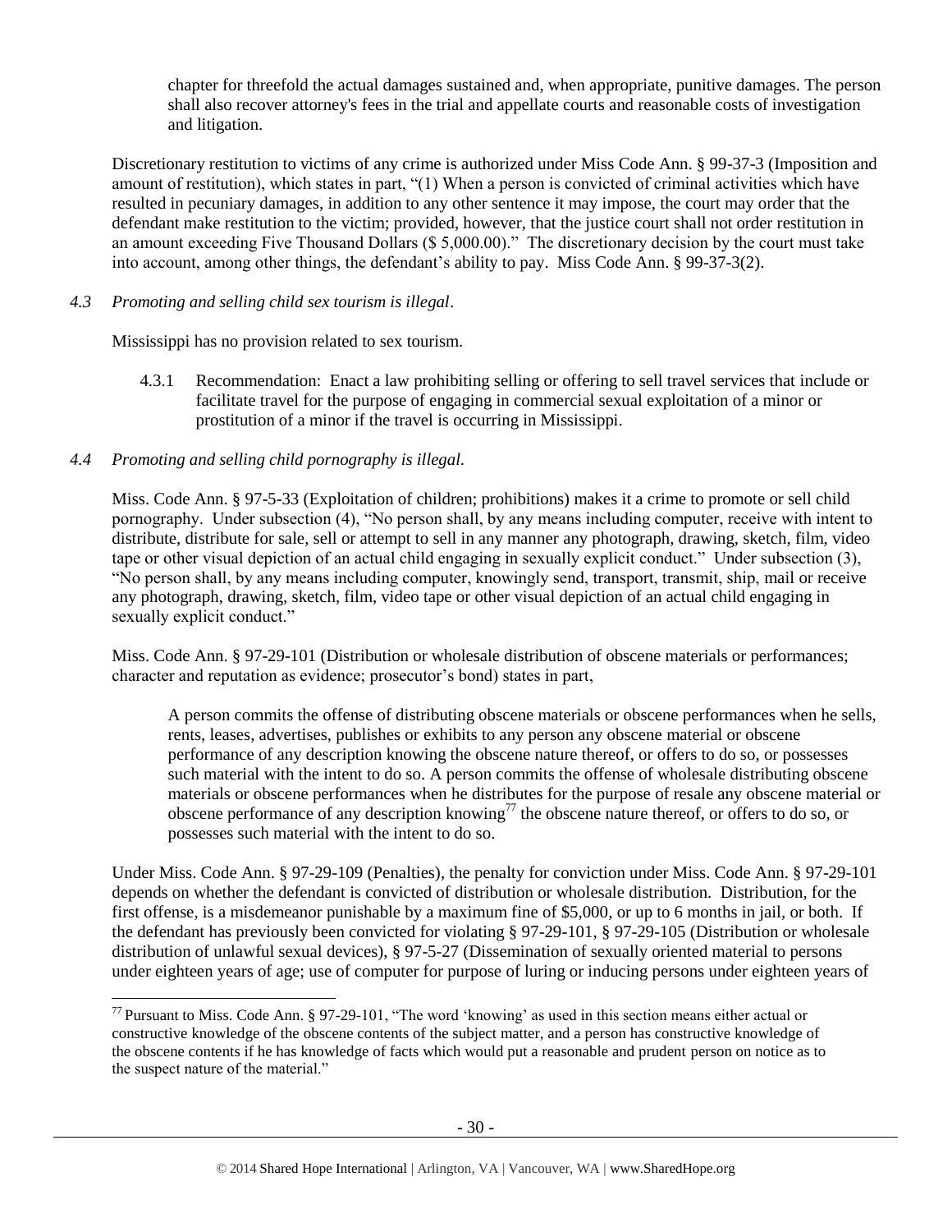chapter for threefold the actual damages sustained and, when appropriate, punitive damages. The person shall also recover attorney's fees in the trial and appellate courts and reasonable costs of investigation and litigation.

Discretionary restitution to victims of any crime is authorized under Miss Code Ann. § 99-37-3 (Imposition and amount of restitution), which states in part, "(1) When a person is convicted of criminal activities which have resulted in pecuniary damages, in addition to any other sentence it may impose, the court may order that the defendant make restitution to the victim; provided, however, that the justice court shall not order restitution in an amount exceeding Five Thousand Dollars ($ 5,000.00)." The discretionary decision by the court must take into account, among other things, the defendant's ability to pay. Miss Code Ann. § 99-37-3(2).

*4.3 Promoting and selling child sex tourism is illegal*.

Mississippi has no provision related to sex tourism.

4.3.1 Recommendation: Enact a law prohibiting selling or offering to sell travel services that include or facilitate travel for the purpose of engaging in commercial sexual exploitation of a minor or prostitution of a minor if the travel is occurring in Mississippi.

*4.4 Promoting and selling child pornography is illegal.*

Miss. Code Ann. § 97-5-33 (Exploitation of children; prohibitions) makes it a crime to promote or sell child pornography. Under subsection (4), "No person shall, by any means including computer, receive with intent to distribute, distribute for sale, sell or attempt to sell in any manner any photograph, drawing, sketch, film, video tape or other visual depiction of an actual child engaging in sexually explicit conduct." Under subsection (3), "No person shall, by any means including computer, knowingly send, transport, transmit, ship, mail or receive any photograph, drawing, sketch, film, video tape or other visual depiction of an actual child engaging in sexually explicit conduct."

Miss. Code Ann. § 97-29-101 (Distribution or wholesale distribution of obscene materials or performances; character and reputation as evidence; prosecutor's bond) states in part,

> A person commits the offense of distributing obscene materials or obscene performances when he sells, rents, leases, advertises, publishes or exhibits to any person any obscene material or obscene performance of any description knowing the obscene nature thereof, or offers to do so, or possesses such material with the intent to do so. A person commits the offense of wholesale distributing obscene materials or obscene performances when he distributes for the purpose of resale any obscene material or obscene performance of any description knowing[77] the obscene nature thereof, or offers to do so, or possesses such material with the intent to do so.

Under Miss. Code Ann. § 97-29-109 (Penalties), the penalty for conviction under Miss. Code Ann. § 97-29-101 depends on whether the defendant is convicted of distribution or wholesale distribution. Distribution, for the first offense, is a misdemeanor punishable by a maximum fine of $5,000, or up to 6 months in jail, or both. If the defendant has previously been convicted for violating § 97-29-101, § 97-29-105 (Distribution or wholesale distribution of unlawful sexual devices), § 97-5-27 (Dissemination of sexually oriented material to persons under eighteen years of age; use of computer for purpose of luring or inducing persons under eighteen years of

---

[77] Pursuant to Miss. Code Ann. § 97-29-101, "The word 'knowing' as used in this section means either actual or constructive knowledge of the obscene contents of the subject matter, and a person has constructive knowledge of the obscene contents if he has knowledge of facts which would put a reasonable and prudent person on notice as to the suspect nature of the material."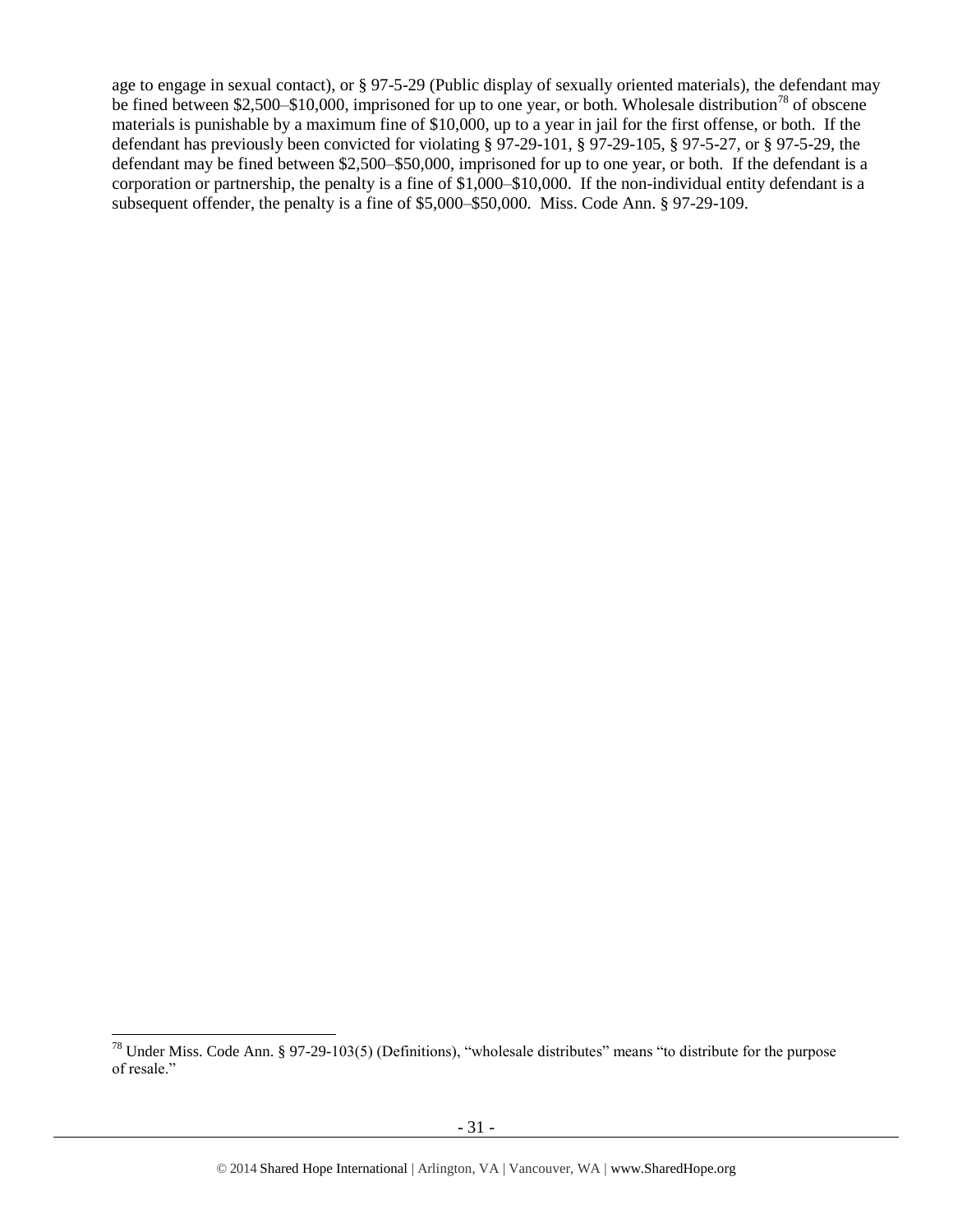age to engage in sexual contact), or § 97-5-29 (Public display of sexually oriented materials), the defendant may be fined between $2,500–$10,000, imprisoned for up to one year, or both. Wholesale distribution[78] of obscene materials is punishable by a maximum fine of $10,000, up to a year in jail for the first offense, or both. If the defendant has previously been convicted for violating § 97-29-101, § 97-29-105, § 97-5-27, or § 97-5-29, the defendant may be fined between $2,500–$50,000, imprisoned for up to one year, or both. If the defendant is a corporation or partnership, the penalty is a fine of $1,000–$10,000. If the non-individual entity defendant is a subsequent offender, the penalty is a fine of $5,000–$50,000. Miss. Code Ann. § 97-29-109.

---

[78] Under Miss. Code Ann. § 97-29-103(5) (Definitions), "wholesale distributes" means "to distribute for the purpose of resale."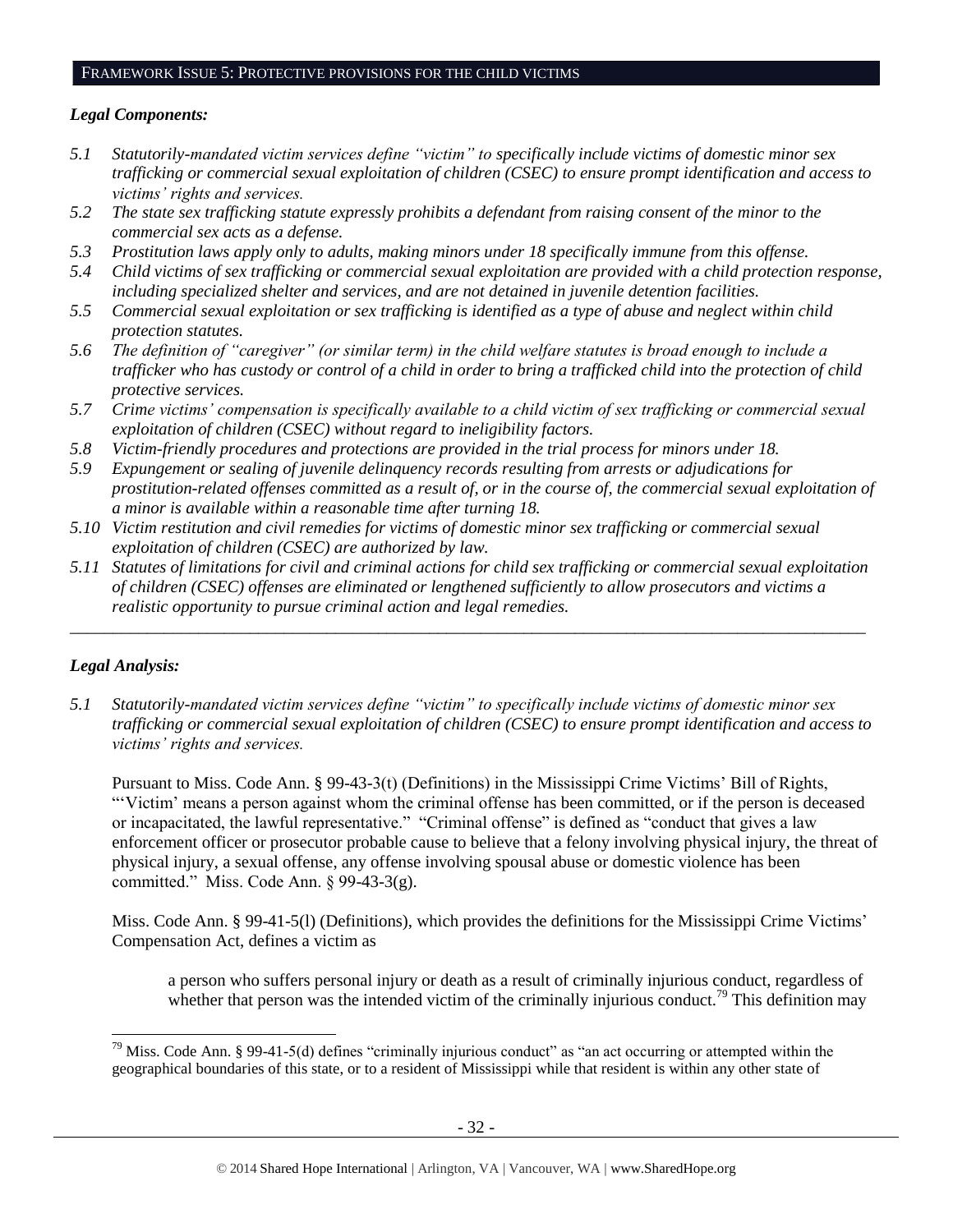## FRAMEWORK ISSUE 5: PROTECTIVE PROVISIONS FOR THE CHILD VICTIMS

### *Legal Components:*

*5.1 Statutorily-mandated victim services define "victim" to specifically include victims of domestic minor sex trafficking or commercial sexual exploitation of children (CSEC) to ensure prompt identification and access to victims' rights and services.*

*5.2 The state sex trafficking statute expressly prohibits a defendant from raising consent of the minor to the commercial sex acts as a defense.*

*5.3 Prostitution laws apply only to adults, making minors under 18 specifically immune from this offense.*

*5.4 Child victims of sex trafficking or commercial sexual exploitation are provided with a child protection response, including specialized shelter and services, and are not detained in juvenile detention facilities.*

*5.5 Commercial sexual exploitation or sex trafficking is identified as a type of abuse and neglect within child protection statutes.*

*5.6 The definition of "caregiver" (or similar term) in the child welfare statutes is broad enough to include a trafficker who has custody or control of a child in order to bring a trafficked child into the protection of child protective services.*

*5.7 Crime victims' compensation is specifically available to a child victim of sex trafficking or commercial sexual exploitation of children (CSEC) without regard to ineligibility factors.*

*5.8 Victim-friendly procedures and protections are provided in the trial process for minors under 18.*

*5.9 Expungement or sealing of juvenile delinquency records resulting from arrests or adjudications for prostitution-related offenses committed as a result of, or in the course of, the commercial sexual exploitation of a minor is available within a reasonable time after turning 18.*

*5.10 Victim restitution and civil remedies for victims of domestic minor sex trafficking or commercial sexual exploitation of children (CSEC) are authorized by law.*

*5.11 Statutes of limitations for civil and criminal actions for child sex trafficking or commercial sexual exploitation of children (CSEC) offenses are eliminated or lengthened sufficiently to allow prosecutors and victims a realistic opportunity to pursue criminal action and legal remedies.*

---

### *Legal Analysis:*

*5.1 Statutorily-mandated victim services define "victim" to specifically include victims of domestic minor sex trafficking or commercial sexual exploitation of children (CSEC) to ensure prompt identification and access to victims' rights and services.*

Pursuant to Miss. Code Ann. § 99-43-3(t) (Definitions) in the Mississippi Crime Victims' Bill of Rights, "'Victim' means a person against whom the criminal offense has been committed, or if the person is deceased or incapacitated, the lawful representative." "Criminal offense" is defined as "conduct that gives a law enforcement officer or prosecutor probable cause to believe that a felony involving physical injury, the threat of physical injury, a sexual offense, any offense involving spousal abuse or domestic violence has been committed." Miss. Code Ann. § 99-43-3(g).

Miss. Code Ann. § 99-41-5(l) (Definitions), which provides the definitions for the Mississippi Crime Victims' Compensation Act, defines a victim as

> a person who suffers personal injury or death as a result of criminally injurious conduct, regardless of whether that person was the intended victim of the criminally injurious conduct.[79] This definition may

---

[79] Miss. Code Ann. § 99-41-5(d) defines "criminally injurious conduct" as "an act occurring or attempted within the geographical boundaries of this state, or to a resident of Mississippi while that resident is within any other state of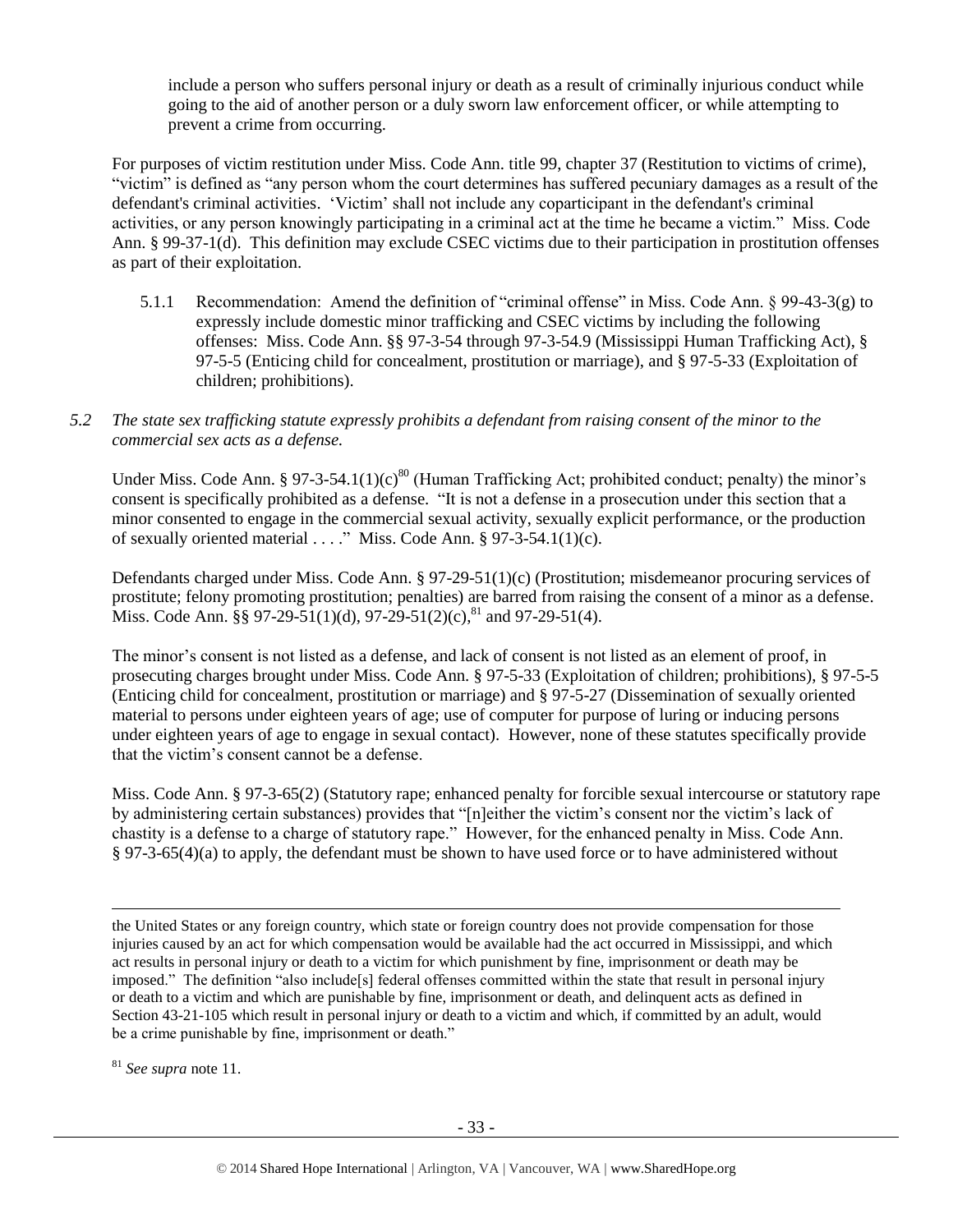include a person who suffers personal injury or death as a result of criminally injurious conduct while going to the aid of another person or a duly sworn law enforcement officer, or while attempting to prevent a crime from occurring.

For purposes of victim restitution under Miss. Code Ann. title 99, chapter 37 (Restitution to victims of crime), "victim" is defined as "any person whom the court determines has suffered pecuniary damages as a result of the defendant's criminal activities. 'Victim' shall not include any coparticipant in the defendant's criminal activities, or any person knowingly participating in a criminal act at the time he became a victim." Miss. Code Ann. § 99-37-1(d). This definition may exclude CSEC victims due to their participation in prostitution offenses as part of their exploitation.

5.1.1 Recommendation: Amend the definition of "criminal offense" in Miss. Code Ann. § 99-43-3(g) to expressly include domestic minor trafficking and CSEC victims by including the following offenses: Miss. Code Ann. §§ 97-3-54 through 97-3-54.9 (Mississippi Human Trafficking Act), § 97-5-5 (Enticing child for concealment, prostitution or marriage), and § 97-5-33 (Exploitation of children; prohibitions).

*5.2 The state sex trafficking statute expressly prohibits a defendant from raising consent of the minor to the commercial sex acts as a defense.*

Under Miss. Code Ann. § 97-3-54.1(1)(c)[80] (Human Trafficking Act; prohibited conduct; penalty) the minor's consent is specifically prohibited as a defense. "It is not a defense in a prosecution under this section that a minor consented to engage in the commercial sexual activity, sexually explicit performance, or the production of sexually oriented material . . . ." Miss. Code Ann. § 97-3-54.1(1)(c).

Defendants charged under Miss. Code Ann. § 97-29-51(1)(c) (Prostitution; misdemeanor procuring services of prostitute; felony promoting prostitution; penalties) are barred from raising the consent of a minor as a defense. Miss. Code Ann. §§ 97-29-51(1)(d), 97-29-51(2)(c),[81] and 97-29-51(4).

The minor's consent is not listed as a defense, and lack of consent is not listed as an element of proof, in prosecuting charges brought under Miss. Code Ann. § 97-5-33 (Exploitation of children; prohibitions), § 97-5-5 (Enticing child for concealment, prostitution or marriage) and § 97-5-27 (Dissemination of sexually oriented material to persons under eighteen years of age; use of computer for purpose of luring or inducing persons under eighteen years of age to engage in sexual contact). However, none of these statutes specifically provide that the victim's consent cannot be a defense.

Miss. Code Ann. § 97-3-65(2) (Statutory rape; enhanced penalty for forcible sexual intercourse or statutory rape by administering certain substances) provides that "[n]either the victim's consent nor the victim's lack of chastity is a defense to a charge of statutory rape." However, for the enhanced penalty in Miss. Code Ann. § 97-3-65(4)(a) to apply, the defendant must be shown to have used force or to have administered without

---

the United States or any foreign country, which state or foreign country does not provide compensation for those injuries caused by an act for which compensation would be available had the act occurred in Mississippi, and which act results in personal injury or death to a victim for which punishment by fine, imprisonment or death may be imposed." The definition "also include[s] federal offenses committed within the state that result in personal injury or death to a victim and which are punishable by fine, imprisonment or death, and delinquent acts as defined in Section 43-21-105 which result in personal injury or death to a victim and which, if committed by an adult, would be a crime punishable by fine, imprisonment or death."

[81] *See supra* note 11.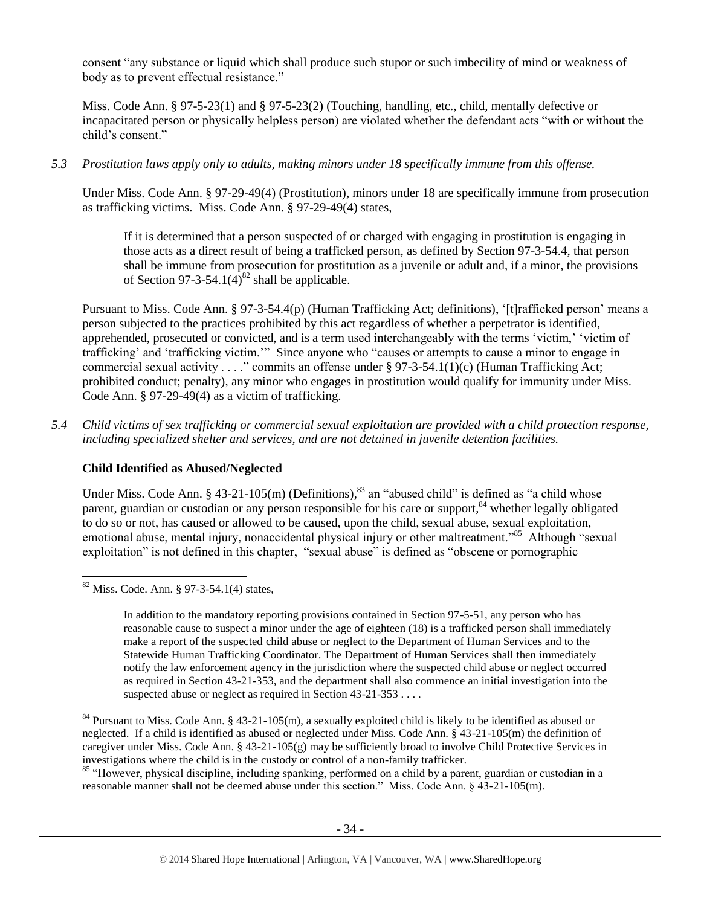consent "any substance or liquid which shall produce such stupor or such imbecility of mind or weakness of body as to prevent effectual resistance."

Miss. Code Ann. § 97-5-23(1) and § 97-5-23(2) (Touching, handling, etc., child, mentally defective or incapacitated person or physically helpless person) are violated whether the defendant acts "with or without the child's consent."

*5.3 Prostitution laws apply only to adults, making minors under 18 specifically immune from this offense.*

Under Miss. Code Ann. § 97-29-49(4) (Prostitution), minors under 18 are specifically immune from prosecution as trafficking victims. Miss. Code Ann. § 97-29-49(4) states,

> If it is determined that a person suspected of or charged with engaging in prostitution is engaging in those acts as a direct result of being a trafficked person, as defined by Section 97-3-54.4, that person shall be immune from prosecution for prostitution as a juvenile or adult and, if a minor, the provisions of Section 97-3-54.1(4)[82] shall be applicable.

Pursuant to Miss. Code Ann. § 97-3-54.4(p) (Human Trafficking Act; definitions), '[t]rafficked person' means a person subjected to the practices prohibited by this act regardless of whether a perpetrator is identified, apprehended, prosecuted or convicted, and is a term used interchangeably with the terms 'victim,' 'victim of trafficking' and 'trafficking victim.'" Since anyone who "causes or attempts to cause a minor to engage in commercial sexual activity . . . ." commits an offense under § 97-3-54.1(1)(c) (Human Trafficking Act; prohibited conduct; penalty), any minor who engages in prostitution would qualify for immunity under Miss. Code Ann. § 97-29-49(4) as a victim of trafficking.

*5.4 Child victims of sex trafficking or commercial sexual exploitation are provided with a child protection response, including specialized shelter and services, and are not detained in juvenile detention facilities.*

**Child Identified as Abused/Neglected**

Under Miss. Code Ann. § 43-21-105(m) (Definitions),[83] an "abused child" is defined as "a child whose parent, guardian or custodian or any person responsible for his care or support,[84] whether legally obligated to do so or not, has caused or allowed to be caused, upon the child, sexual abuse, sexual exploitation, emotional abuse, mental injury, nonaccidental physical injury or other maltreatment."[85] Although "sexual exploitation" is not defined in this chapter, "sexual abuse" is defined as "obscene or pornographic

---

[82] Miss. Code. Ann. § 97-3-54.1(4) states,

> In addition to the mandatory reporting provisions contained in Section 97-5-51, any person who has reasonable cause to suspect a minor under the age of eighteen (18) is a trafficked person shall immediately make a report of the suspected child abuse or neglect to the Department of Human Services and to the Statewide Human Trafficking Coordinator. The Department of Human Services shall then immediately notify the law enforcement agency in the jurisdiction where the suspected child abuse or neglect occurred as required in Section 43-21-353, and the department shall also commence an initial investigation into the suspected abuse or neglect as required in Section 43-21-353 . . . .

[84] Pursuant to Miss. Code Ann. § 43-21-105(m), a sexually exploited child is likely to be identified as abused or neglected. If a child is identified as abused or neglected under Miss. Code Ann. § 43-21-105(m) the definition of caregiver under Miss. Code Ann. § 43-21-105(g) may be sufficiently broad to involve Child Protective Services in investigations where the child is in the custody or control of a non-family trafficker.

[85] "However, physical discipline, including spanking, performed on a child by a parent, guardian or custodian in a reasonable manner shall not be deemed abuse under this section." Miss. Code Ann. § 43-21-105(m).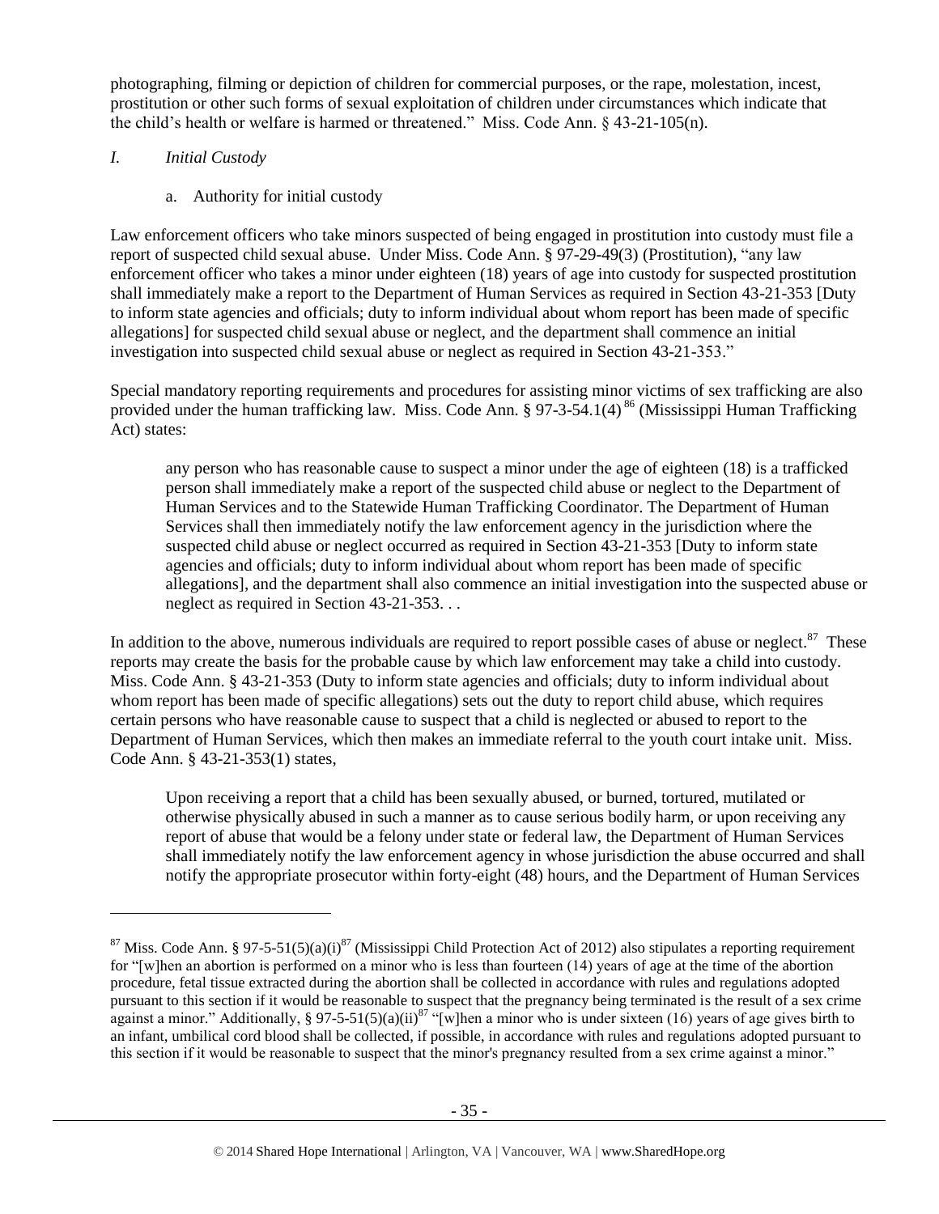photographing, filming or depiction of children for commercial purposes, or the rape, molestation, incest, prostitution or other such forms of sexual exploitation of children under circumstances which indicate that the child's health or welfare is harmed or threatened." Miss. Code Ann. § 43-21-105(n).

## *I. Initial Custody*

a. Authority for initial custody

Law enforcement officers who take minors suspected of being engaged in prostitution into custody must file a report of suspected child sexual abuse. Under Miss. Code Ann. § 97-29-49(3) (Prostitution), "any law enforcement officer who takes a minor under eighteen (18) years of age into custody for suspected prostitution shall immediately make a report to the Department of Human Services as required in Section 43-21-353 [Duty to inform state agencies and officials; duty to inform individual about whom report has been made of specific allegations] for suspected child sexual abuse or neglect, and the department shall commence an initial investigation into suspected child sexual abuse or neglect as required in Section 43-21-353."

Special mandatory reporting requirements and procedures for assisting minor victims of sex trafficking are also provided under the human trafficking law. Miss. Code Ann. § 97-3-54.1(4)[86] (Mississippi Human Trafficking Act) states:

> any person who has reasonable cause to suspect a minor under the age of eighteen (18) is a trafficked person shall immediately make a report of the suspected child abuse or neglect to the Department of Human Services and to the Statewide Human Trafficking Coordinator. The Department of Human Services shall then immediately notify the law enforcement agency in the jurisdiction where the suspected child abuse or neglect occurred as required in Section 43-21-353 [Duty to inform state agencies and officials; duty to inform individual about whom report has been made of specific allegations], and the department shall also commence an initial investigation into the suspected abuse or neglect as required in Section 43-21-353. . .

In addition to the above, numerous individuals are required to report possible cases of abuse or neglect.[87] These reports may create the basis for the probable cause by which law enforcement may take a child into custody. Miss. Code Ann. § 43-21-353 (Duty to inform state agencies and officials; duty to inform individual about whom report has been made of specific allegations) sets out the duty to report child abuse, which requires certain persons who have reasonable cause to suspect that a child is neglected or abused to report to the Department of Human Services, which then makes an immediate referral to the youth court intake unit. Miss. Code Ann. § 43-21-353(1) states,

> Upon receiving a report that a child has been sexually abused, or burned, tortured, mutilated or otherwise physically abused in such a manner as to cause serious bodily harm, or upon receiving any report of abuse that would be a felony under state or federal law, the Department of Human Services shall immediately notify the law enforcement agency in whose jurisdiction the abuse occurred and shall notify the appropriate prosecutor within forty-eight (48) hours, and the Department of Human Services

---

[87] Miss. Code Ann. § 97-5-51(5)(a)(i)[87] (Mississippi Child Protection Act of 2012) also stipulates a reporting requirement for "[w]hen an abortion is performed on a minor who is less than fourteen (14) years of age at the time of the abortion procedure, fetal tissue extracted during the abortion shall be collected in accordance with rules and regulations adopted pursuant to this section if it would be reasonable to suspect that the pregnancy being terminated is the result of a sex crime against a minor." Additionally, § 97-5-51(5)(a)(ii)[87] "[w]hen a minor who is under sixteen (16) years of age gives birth to an infant, umbilical cord blood shall be collected, if possible, in accordance with rules and regulations adopted pursuant to this section if it would be reasonable to suspect that the minor's pregnancy resulted from a sex crime against a minor."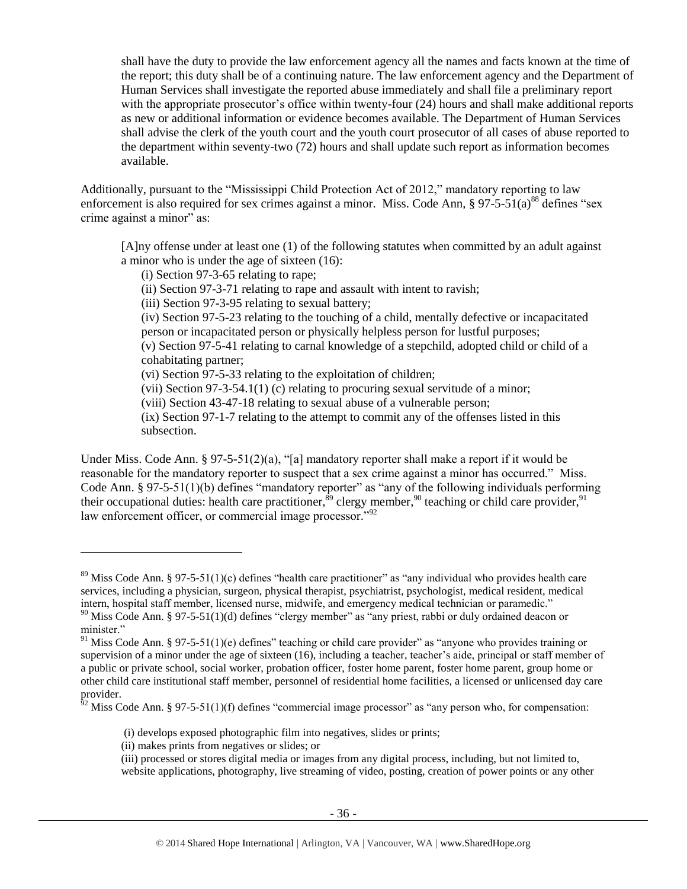shall have the duty to provide the law enforcement agency all the names and facts known at the time of the report; this duty shall be of a continuing nature. The law enforcement agency and the Department of Human Services shall investigate the reported abuse immediately and shall file a preliminary report with the appropriate prosecutor's office within twenty-four (24) hours and shall make additional reports as new or additional information or evidence becomes available. The Department of Human Services shall advise the clerk of the youth court and the youth court prosecutor of all cases of abuse reported to the department within seventy-two (72) hours and shall update such report as information becomes available.

Additionally, pursuant to the "Mississippi Child Protection Act of 2012," mandatory reporting to law enforcement is also required for sex crimes against a minor. Miss. Code Ann, § 97-5-51(a)[88] defines "sex crime against a minor" as:

> [A]ny offense under at least one (1) of the following statutes when committed by an adult against a minor who is under the age of sixteen (16):
>
> (i) Section 97-3-65 relating to rape;
> (ii) Section 97-3-71 relating to rape and assault with intent to ravish;
> (iii) Section 97-3-95 relating to sexual battery;
> (iv) Section 97-5-23 relating to the touching of a child, mentally defective or incapacitated person or incapacitated person or physically helpless person for lustful purposes;
> (v) Section 97-5-41 relating to carnal knowledge of a stepchild, adopted child or child of a cohabitating partner;
> (vi) Section 97-5-33 relating to the exploitation of children;
> (vii) Section 97-3-54.1(1) (c) relating to procuring sexual servitude of a minor;
> (viii) Section 43-47-18 relating to sexual abuse of a vulnerable person;
> (ix) Section 97-1-7 relating to the attempt to commit any of the offenses listed in this subsection.

Under Miss. Code Ann. § 97-5-51(2)(a), "[a] mandatory reporter shall make a report if it would be reasonable for the mandatory reporter to suspect that a sex crime against a minor has occurred." Miss. Code Ann. § 97-5-51(1)(b) defines "mandatory reporter" as "any of the following individuals performing their occupational duties: health care practitioner,[89] clergy member,[90] teaching or child care provider,[91] law enforcement officer, or commercial image processor."[92]

---

[89] Miss Code Ann. § 97-5-51(1)(c) defines "health care practitioner" as "any individual who provides health care services, including a physician, surgeon, physical therapist, psychiatrist, psychologist, medical resident, medical intern, hospital staff member, licensed nurse, midwife, and emergency medical technician or paramedic."

[90] Miss Code Ann. § 97-5-51(1)(d) defines "clergy member" as "any priest, rabbi or duly ordained deacon or minister."

[91] Miss Code Ann. § 97-5-51(1)(e) defines" teaching or child care provider" as "anyone who provides training or supervision of a minor under the age of sixteen (16), including a teacher, teacher's aide, principal or staff member of a public or private school, social worker, probation officer, foster home parent, foster home parent, group home or other child care institutional staff member, personnel of residential home facilities, a licensed or unlicensed day care provider.

[92] Miss Code Ann. § 97-5-51(1)(f) defines "commercial image processor" as "any person who, for compensation:

> (i) develops exposed photographic film into negatives, slides or prints;
> (ii) makes prints from negatives or slides; or
> (iii) processed or stores digital media or images from any digital process, including, but not limited to, website applications, photography, live streaming of video, posting, creation of power points or any other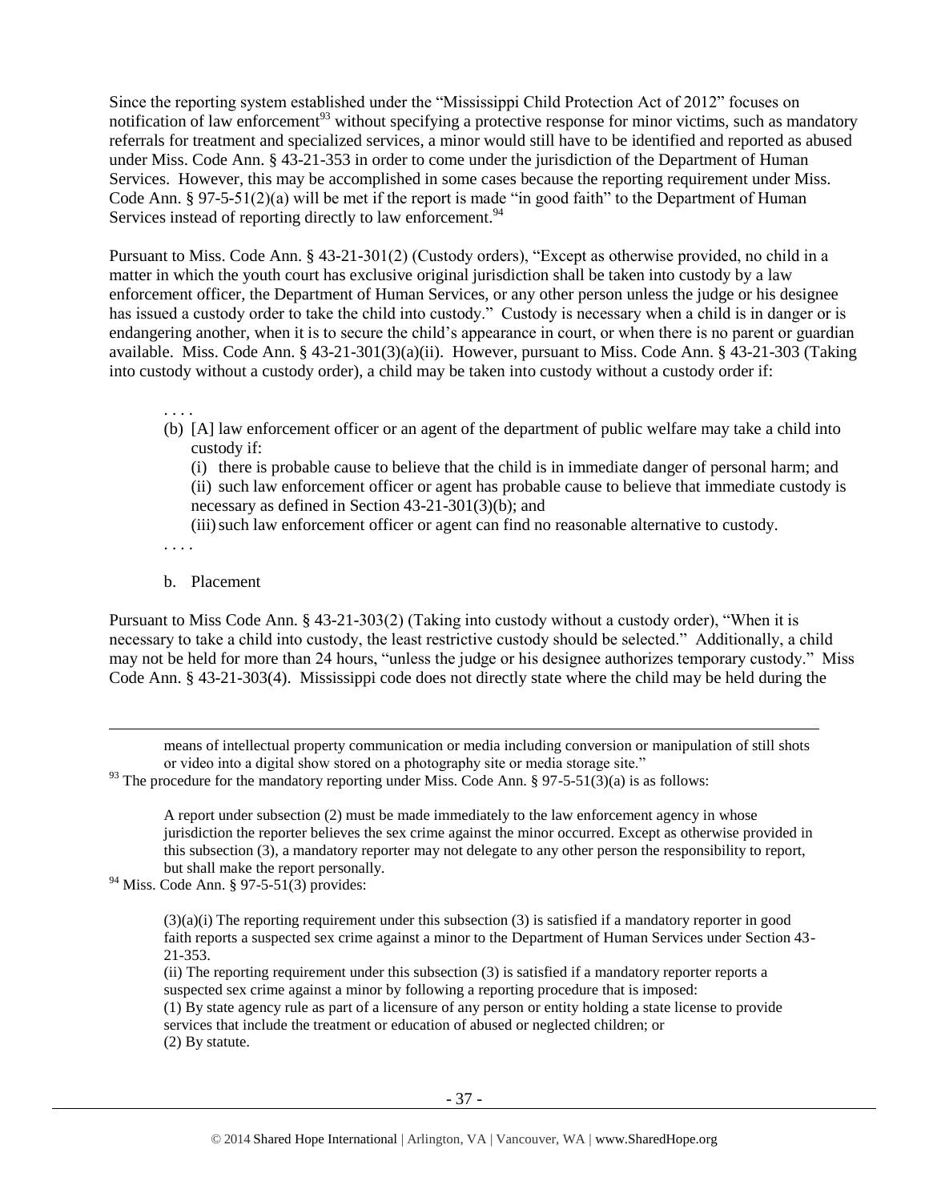Since the reporting system established under the "Mississippi Child Protection Act of 2012" focuses on notification of law enforcement[93] without specifying a protective response for minor victims, such as mandatory referrals for treatment and specialized services, a minor would still have to be identified and reported as abused under Miss. Code Ann. § 43-21-353 in order to come under the jurisdiction of the Department of Human Services. However, this may be accomplished in some cases because the reporting requirement under Miss. Code Ann. § 97-5-51(2)(a) will be met if the report is made "in good faith" to the Department of Human Services instead of reporting directly to law enforcement.[94]

Pursuant to Miss. Code Ann. § 43-21-301(2) (Custody orders), "Except as otherwise provided, no child in a matter in which the youth court has exclusive original jurisdiction shall be taken into custody by a law enforcement officer, the Department of Human Services, or any other person unless the judge or his designee has issued a custody order to take the child into custody." Custody is necessary when a child is in danger or is endangering another, when it is to secure the child's appearance in court, or when there is no parent or guardian available. Miss. Code Ann. § 43-21-301(3)(a)(ii). However, pursuant to Miss. Code Ann. § 43-21-303 (Taking into custody without a custody order), a child may be taken into custody without a custody order if:

> . . . .
>
> (b) [A] law enforcement officer or an agent of the department of public welfare may take a child into custody if:
>
> (i) there is probable cause to believe that the child is in immediate danger of personal harm; and
>
> (ii) such law enforcement officer or agent has probable cause to believe that immediate custody is necessary as defined in Section 43-21-301(3)(b); and
>
> (iii) such law enforcement officer or agent can find no reasonable alternative to custody.
>
> . . . .

b. Placement

Pursuant to Miss Code Ann. § 43-21-303(2) (Taking into custody without a custody order), "When it is necessary to take a child into custody, the least restrictive custody should be selected." Additionally, a child may not be held for more than 24 hours, "unless the judge or his designee authorizes temporary custody." Miss Code Ann. § 43-21-303(4). Mississippi code does not directly state where the child may be held during the

---

means of intellectual property communication or media including conversion or manipulation of still shots or video into a digital show stored on a photography site or media storage site."

[93] The procedure for the mandatory reporting under Miss. Code Ann. § 97-5-51(3)(a) is as follows:

> A report under subsection (2) must be made immediately to the law enforcement agency in whose jurisdiction the reporter believes the sex crime against the minor occurred. Except as otherwise provided in this subsection (3), a mandatory reporter may not delegate to any other person the responsibility to report, but shall make the report personally.

[94] Miss. Code Ann. § 97-5-51(3) provides:

> (3)(a)(i) The reporting requirement under this subsection (3) is satisfied if a mandatory reporter in good faith reports a suspected sex crime against a minor to the Department of Human Services under Section 43-21-353.
>
> (ii) The reporting requirement under this subsection (3) is satisfied if a mandatory reporter reports a suspected sex crime against a minor by following a reporting procedure that is imposed:
>
> (1) By state agency rule as part of a licensure of any person or entity holding a state license to provide services that include the treatment or education of abused or neglected children; or
>
> (2) By statute.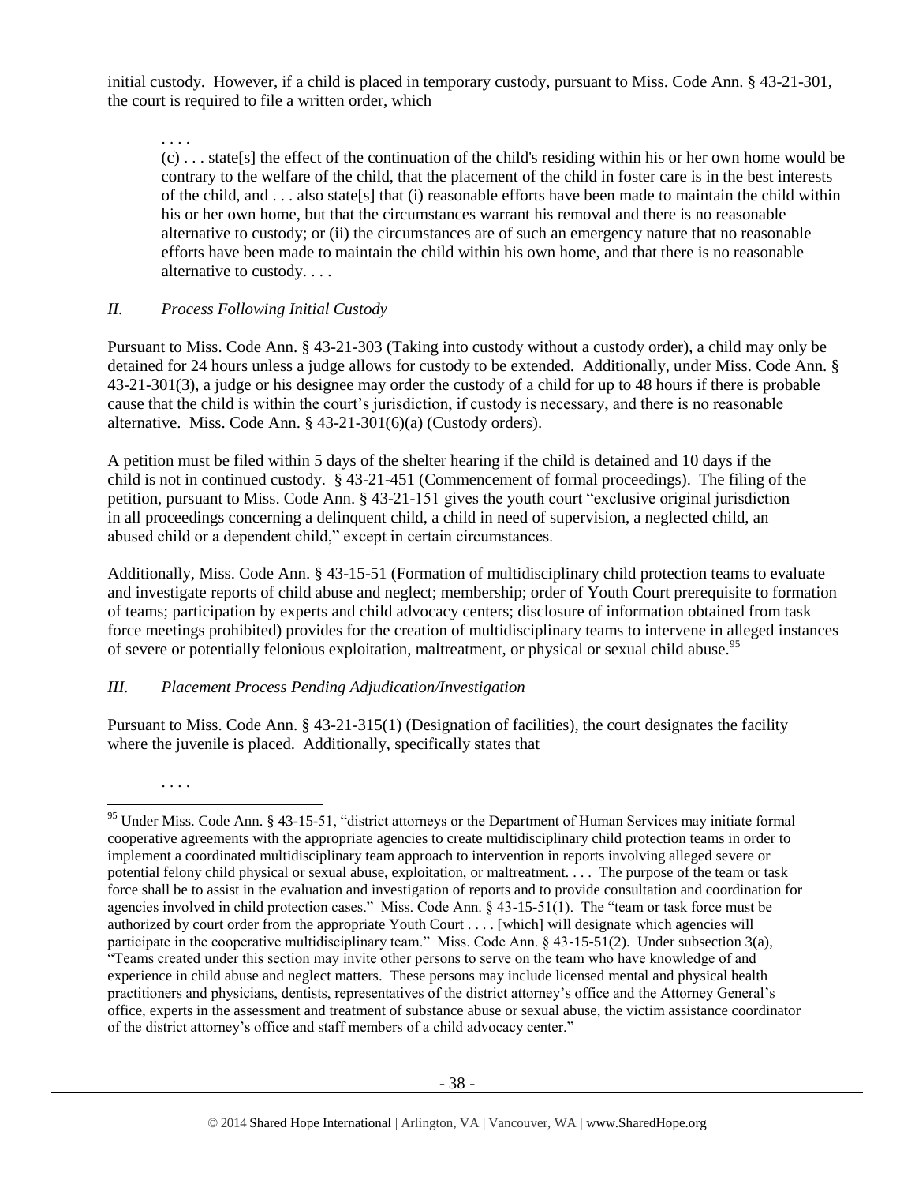initial custody. However, if a child is placed in temporary custody, pursuant to Miss. Code Ann. § 43-21-301, the court is required to file a written order, which

> . . . .
>
> (c) . . . state[s] the effect of the continuation of the child's residing within his or her own home would be contrary to the welfare of the child, that the placement of the child in foster care is in the best interests of the child, and . . . also state[s] that (i) reasonable efforts have been made to maintain the child within his or her own home, but that the circumstances warrant his removal and there is no reasonable alternative to custody; or (ii) the circumstances are of such an emergency nature that no reasonable efforts have been made to maintain the child within his own home, and that there is no reasonable alternative to custody. . . .

### *II. Process Following Initial Custody*

Pursuant to Miss. Code Ann. § 43-21-303 (Taking into custody without a custody order), a child may only be detained for 24 hours unless a judge allows for custody to be extended. Additionally, under Miss. Code Ann. § 43-21-301(3), a judge or his designee may order the custody of a child for up to 48 hours if there is probable cause that the child is within the court's jurisdiction, if custody is necessary, and there is no reasonable alternative. Miss. Code Ann. § 43-21-301(6)(a) (Custody orders).

A petition must be filed within 5 days of the shelter hearing if the child is detained and 10 days if the child is not in continued custody. § 43-21-451 (Commencement of formal proceedings). The filing of the petition, pursuant to Miss. Code Ann. § 43-21-151 gives the youth court "exclusive original jurisdiction in all proceedings concerning a delinquent child, a child in need of supervision, a neglected child, an abused child or a dependent child," except in certain circumstances.

Additionally, Miss. Code Ann. § 43-15-51 (Formation of multidisciplinary child protection teams to evaluate and investigate reports of child abuse and neglect; membership; order of Youth Court prerequisite to formation of teams; participation by experts and child advocacy centers; disclosure of information obtained from task force meetings prohibited) provides for the creation of multidisciplinary teams to intervene in alleged instances of severe or potentially felonious exploitation, maltreatment, or physical or sexual child abuse.[95]

### *III. Placement Process Pending Adjudication/Investigation*

Pursuant to Miss. Code Ann. § 43-21-315(1) (Designation of facilities), the court designates the facility where the juvenile is placed. Additionally, specifically states that

> . . . .

---

[95] Under Miss. Code Ann. § 43-15-51, "district attorneys or the Department of Human Services may initiate formal cooperative agreements with the appropriate agencies to create multidisciplinary child protection teams in order to implement a coordinated multidisciplinary team approach to intervention in reports involving alleged severe or potential felony child physical or sexual abuse, exploitation, or maltreatment. . . . The purpose of the team or task force shall be to assist in the evaluation and investigation of reports and to provide consultation and coordination for agencies involved in child protection cases." Miss. Code Ann. § 43-15-51(1). The "team or task force must be authorized by court order from the appropriate Youth Court . . . . [which] will designate which agencies will participate in the cooperative multidisciplinary team." Miss. Code Ann. § 43-15-51(2). Under subsection 3(a), "Teams created under this section may invite other persons to serve on the team who have knowledge of and experience in child abuse and neglect matters. These persons may include licensed mental and physical health practitioners and physicians, dentists, representatives of the district attorney's office and the Attorney General's office, experts in the assessment and treatment of substance abuse or sexual abuse, the victim assistance coordinator of the district attorney's office and staff members of a child advocacy center."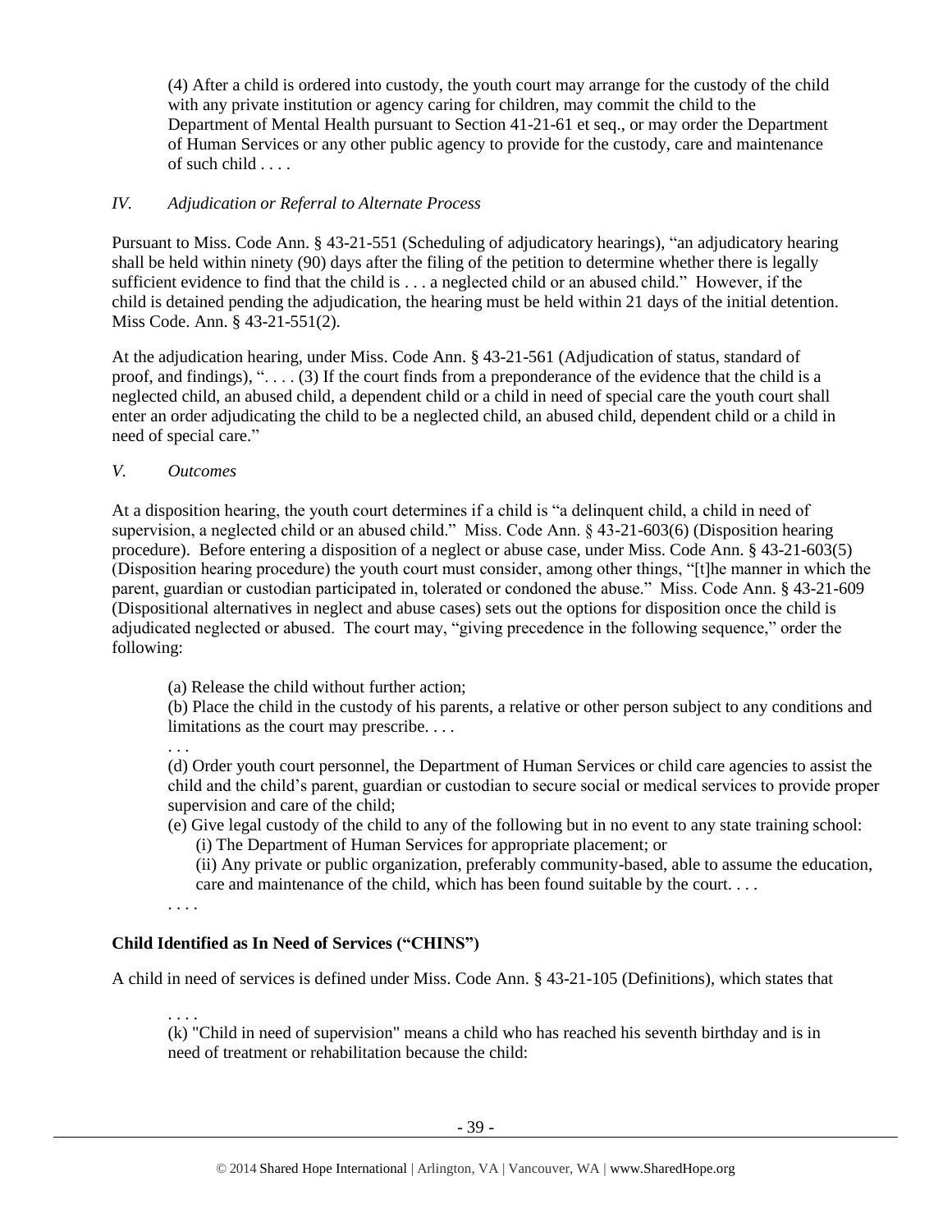> (4) After a child is ordered into custody, the youth court may arrange for the custody of the child with any private institution or agency caring for children, may commit the child to the Department of Mental Health pursuant to Section 41-21-61 et seq., or may order the Department of Human Services or any other public agency to provide for the custody, care and maintenance of such child . . . .

*IV. Adjudication or Referral to Alternate Process*

Pursuant to Miss. Code Ann. § 43-21-551 (Scheduling of adjudicatory hearings), "an adjudicatory hearing shall be held within ninety (90) days after the filing of the petition to determine whether there is legally sufficient evidence to find that the child is . . . a neglected child or an abused child." However, if the child is detained pending the adjudication, the hearing must be held within 21 days of the initial detention. Miss Code. Ann. § 43-21-551(2).

At the adjudication hearing, under Miss. Code Ann. § 43-21-561 (Adjudication of status, standard of proof, and findings), ". . . . (3) If the court finds from a preponderance of the evidence that the child is a neglected child, an abused child, a dependent child or a child in need of special care the youth court shall enter an order adjudicating the child to be a neglected child, an abused child, dependent child or a child in need of special care."

*V. Outcomes*

At a disposition hearing, the youth court determines if a child is "a delinquent child, a child in need of supervision, a neglected child or an abused child." Miss. Code Ann. § 43-21-603(6) (Disposition hearing procedure). Before entering a disposition of a neglect or abuse case, under Miss. Code Ann. § 43-21-603(5) (Disposition hearing procedure) the youth court must consider, among other things, "[t]he manner in which the parent, guardian or custodian participated in, tolerated or condoned the abuse." Miss. Code Ann. § 43-21-609 (Dispositional alternatives in neglect and abuse cases) sets out the options for disposition once the child is adjudicated neglected or abused. The court may, "giving precedence in the following sequence," order the following:

> (a) Release the child without further action;
>
> (b) Place the child in the custody of his parents, a relative or other person subject to any conditions and limitations as the court may prescribe. . . .
>
> . . .
>
> (d) Order youth court personnel, the Department of Human Services or child care agencies to assist the child and the child's parent, guardian or custodian to secure social or medical services to provide proper supervision and care of the child;
>
> (e) Give legal custody of the child to any of the following but in no event to any state training school:
>
> (i) The Department of Human Services for appropriate placement; or
>
> (ii) Any private or public organization, preferably community-based, able to assume the education, care and maintenance of the child, which has been found suitable by the court. . . .
>
> . . . .

**Child Identified as In Need of Services ("CHINS")**

A child in need of services is defined under Miss. Code Ann. § 43-21-105 (Definitions), which states that

> . . . .
>
> (k) "Child in need of supervision" means a child who has reached his seventh birthday and is in need of treatment or rehabilitation because the child: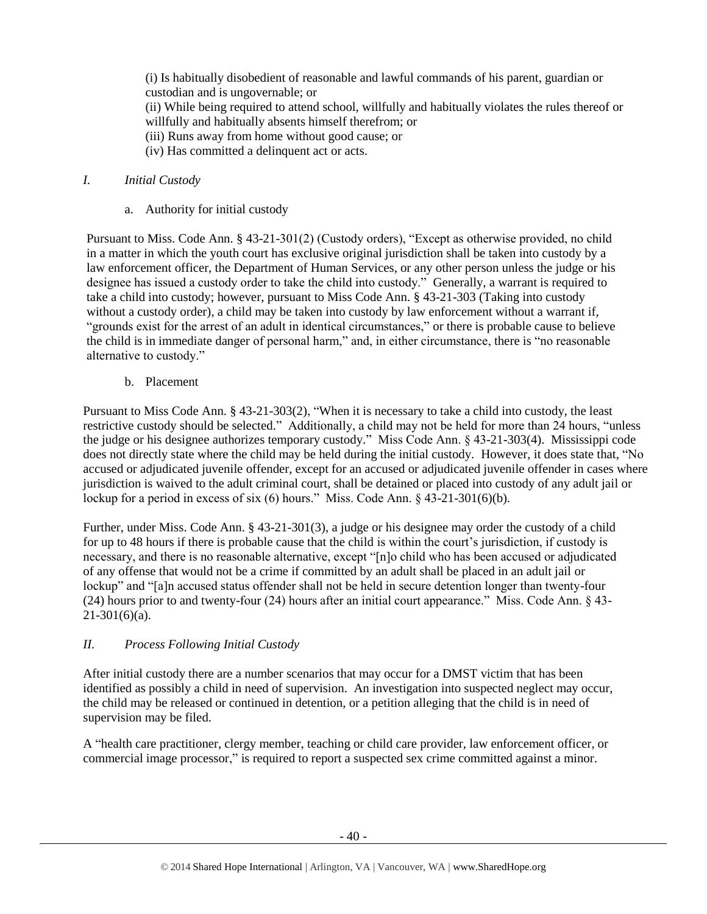(i) Is habitually disobedient of reasonable and lawful commands of his parent, guardian or custodian and is ungovernable; or

(ii) While being required to attend school, willfully and habitually violates the rules thereof or willfully and habitually absents himself therefrom; or

(iii) Runs away from home without good cause; or

(iv) Has committed a delinquent act or acts.

## *I. Initial Custody*

### a. Authority for initial custody

Pursuant to Miss. Code Ann. § 43-21-301(2) (Custody orders), "Except as otherwise provided, no child in a matter in which the youth court has exclusive original jurisdiction shall be taken into custody by a law enforcement officer, the Department of Human Services, or any other person unless the judge or his designee has issued a custody order to take the child into custody." Generally, a warrant is required to take a child into custody; however, pursuant to Miss Code Ann. § 43-21-303 (Taking into custody without a custody order), a child may be taken into custody by law enforcement without a warrant if, "grounds exist for the arrest of an adult in identical circumstances," or there is probable cause to believe the child is in immediate danger of personal harm," and, in either circumstance, there is "no reasonable alternative to custody."

### b. Placement

Pursuant to Miss Code Ann. § 43-21-303(2), "When it is necessary to take a child into custody, the least restrictive custody should be selected." Additionally, a child may not be held for more than 24 hours, "unless the judge or his designee authorizes temporary custody." Miss Code Ann. § 43-21-303(4). Mississippi code does not directly state where the child may be held during the initial custody. However, it does state that, "No accused or adjudicated juvenile offender, except for an accused or adjudicated juvenile offender in cases where jurisdiction is waived to the adult criminal court, shall be detained or placed into custody of any adult jail or lockup for a period in excess of six (6) hours." Miss. Code Ann. § 43-21-301(6)(b).

Further, under Miss. Code Ann. § 43-21-301(3), a judge or his designee may order the custody of a child for up to 48 hours if there is probable cause that the child is within the court's jurisdiction, if custody is necessary, and there is no reasonable alternative, except "[n]o child who has been accused or adjudicated of any offense that would not be a crime if committed by an adult shall be placed in an adult jail or lockup" and "[a]n accused status offender shall not be held in secure detention longer than twenty-four (24) hours prior to and twenty-four (24) hours after an initial court appearance." Miss. Code Ann. § 43-21-301(6)(a).

## *II. Process Following Initial Custody*

After initial custody there are a number scenarios that may occur for a DMST victim that has been identified as possibly a child in need of supervision. An investigation into suspected neglect may occur, the child may be released or continued in detention, or a petition alleging that the child is in need of supervision may be filed.

A "health care practitioner, clergy member, teaching or child care provider, law enforcement officer, or commercial image processor," is required to report a suspected sex crime committed against a minor.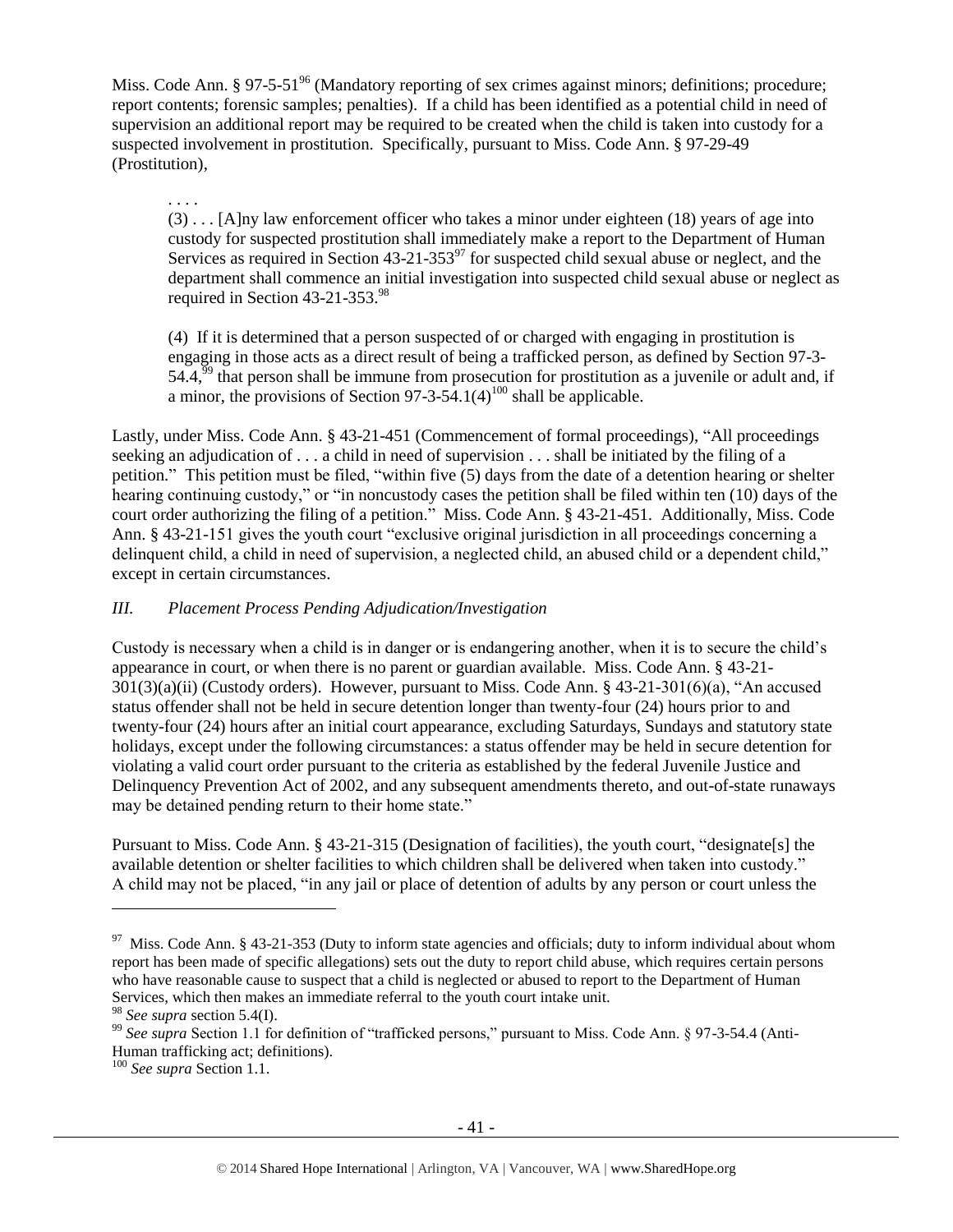Miss. Code Ann. § 97-5-51[96] (Mandatory reporting of sex crimes against minors; definitions; procedure; report contents; forensic samples; penalties). If a child has been identified as a potential child in need of supervision an additional report may be required to be created when the child is taken into custody for a suspected involvement in prostitution. Specifically, pursuant to Miss. Code Ann. § 97-29-49 (Prostitution),

> . . . .
>
> (3) . . . [A]ny law enforcement officer who takes a minor under eighteen (18) years of age into custody for suspected prostitution shall immediately make a report to the Department of Human Services as required in Section 43-21-353[97] for suspected child sexual abuse or neglect, and the department shall commence an initial investigation into suspected child sexual abuse or neglect as required in Section 43-21-353.[98]
>
> (4) If it is determined that a person suspected of or charged with engaging in prostitution is engaging in those acts as a direct result of being a trafficked person, as defined by Section 97-3-54.4,[99] that person shall be immune from prosecution for prostitution as a juvenile or adult and, if a minor, the provisions of Section 97-3-54.1(4)[100] shall be applicable.

Lastly, under Miss. Code Ann. § 43-21-451 (Commencement of formal proceedings), "All proceedings seeking an adjudication of . . . a child in need of supervision . . . shall be initiated by the filing of a petition." This petition must be filed, "within five (5) days from the date of a detention hearing or shelter hearing continuing custody," or "in noncustody cases the petition shall be filed within ten (10) days of the court order authorizing the filing of a petition." Miss. Code Ann. § 43-21-451. Additionally, Miss. Code Ann. § 43-21-151 gives the youth court "exclusive original jurisdiction in all proceedings concerning a delinquent child, a child in need of supervision, a neglected child, an abused child or a dependent child," except in certain circumstances.

### *III. Placement Process Pending Adjudication/Investigation*

Custody is necessary when a child is in danger or is endangering another, when it is to secure the child's appearance in court, or when there is no parent or guardian available. Miss. Code Ann. § 43-21-301(3)(a)(ii) (Custody orders). However, pursuant to Miss. Code Ann. § 43-21-301(6)(a), "An accused status offender shall not be held in secure detention longer than twenty-four (24) hours prior to and twenty-four (24) hours after an initial court appearance, excluding Saturdays, Sundays and statutory state holidays, except under the following circumstances: a status offender may be held in secure detention for violating a valid court order pursuant to the criteria as established by the federal Juvenile Justice and Delinquency Prevention Act of 2002, and any subsequent amendments thereto, and out-of-state runaways may be detained pending return to their home state."

Pursuant to Miss. Code Ann. § 43-21-315 (Designation of facilities), the youth court, "designate[s] the available detention or shelter facilities to which children shall be delivered when taken into custody." A child may not be placed, "in any jail or place of detention of adults by any person or court unless the

---

[97] Miss. Code Ann. § 43-21-353 (Duty to inform state agencies and officials; duty to inform individual about whom report has been made of specific allegations) sets out the duty to report child abuse, which requires certain persons who have reasonable cause to suspect that a child is neglected or abused to report to the Department of Human Services, which then makes an immediate referral to the youth court intake unit.

[98] *See supra* section 5.4(I).

[99] *See supra* Section 1.1 for definition of "trafficked persons," pursuant to Miss. Code Ann. § 97-3-54.4 (Anti-Human trafficking act; definitions).

[100] *See supra* Section 1.1.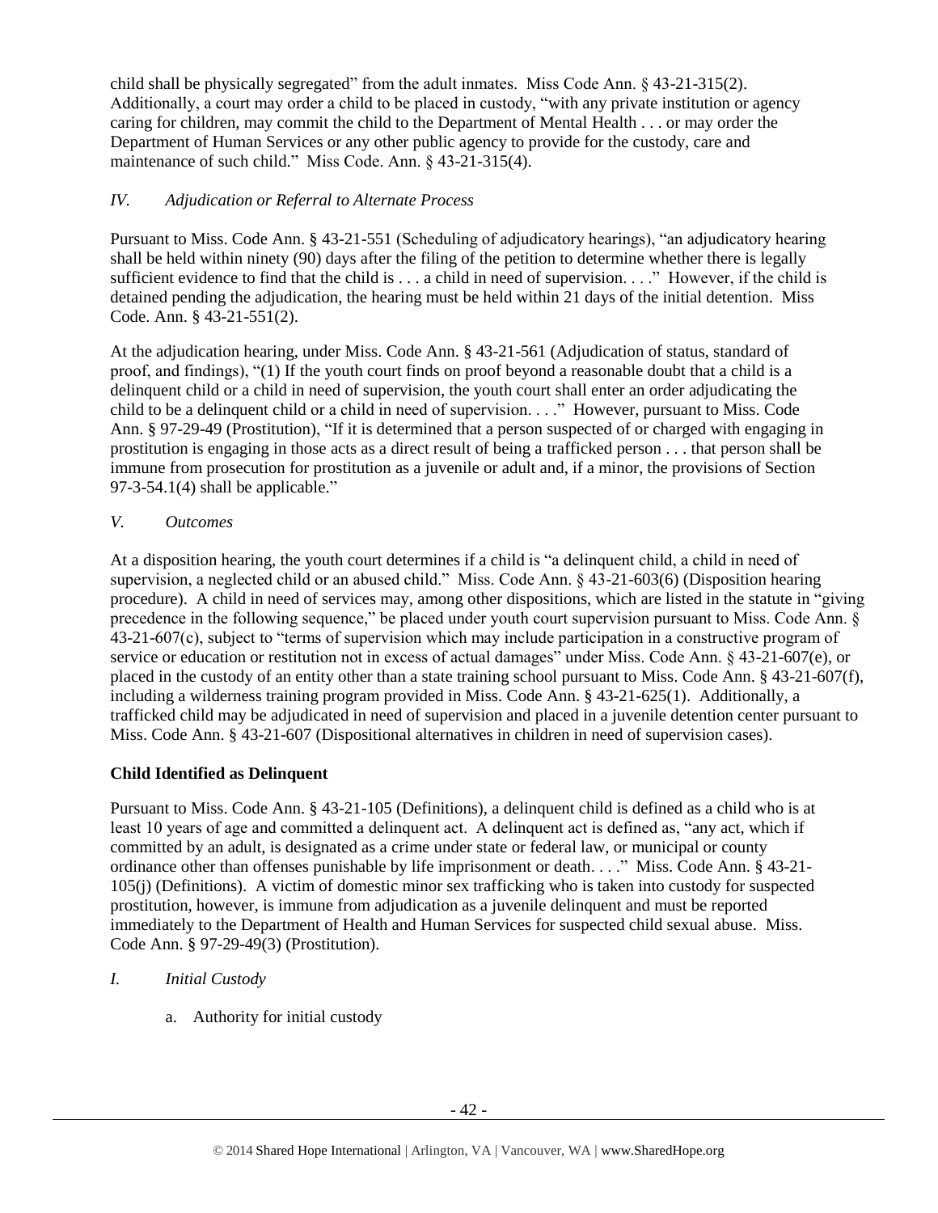child shall be physically segregated" from the adult inmates. Miss Code Ann. § 43-21-315(2). Additionally, a court may order a child to be placed in custody, "with any private institution or agency caring for children, may commit the child to the Department of Mental Health . . . or may order the Department of Human Services or any other public agency to provide for the custody, care and maintenance of such child." Miss Code. Ann. § 43-21-315(4).

*IV. Adjudication or Referral to Alternate Process*

Pursuant to Miss. Code Ann. § 43-21-551 (Scheduling of adjudicatory hearings), "an adjudicatory hearing shall be held within ninety (90) days after the filing of the petition to determine whether there is legally sufficient evidence to find that the child is . . . a child in need of supervision. . . ." However, if the child is detained pending the adjudication, the hearing must be held within 21 days of the initial detention. Miss Code. Ann. § 43-21-551(2).

At the adjudication hearing, under Miss. Code Ann. § 43-21-561 (Adjudication of status, standard of proof, and findings), "(1) If the youth court finds on proof beyond a reasonable doubt that a child is a delinquent child or a child in need of supervision, the youth court shall enter an order adjudicating the child to be a delinquent child or a child in need of supervision. . . ." However, pursuant to Miss. Code Ann. § 97-29-49 (Prostitution), "If it is determined that a person suspected of or charged with engaging in prostitution is engaging in those acts as a direct result of being a trafficked person . . . that person shall be immune from prosecution for prostitution as a juvenile or adult and, if a minor, the provisions of Section 97-3-54.1(4) shall be applicable."

*V. Outcomes*

At a disposition hearing, the youth court determines if a child is "a delinquent child, a child in need of supervision, a neglected child or an abused child." Miss. Code Ann. § 43-21-603(6) (Disposition hearing procedure). A child in need of services may, among other dispositions, which are listed in the statute in "giving precedence in the following sequence," be placed under youth court supervision pursuant to Miss. Code Ann. § 43-21-607(c), subject to "terms of supervision which may include participation in a constructive program of service or education or restitution not in excess of actual damages" under Miss. Code Ann. § 43-21-607(e), or placed in the custody of an entity other than a state training school pursuant to Miss. Code Ann. § 43-21-607(f), including a wilderness training program provided in Miss. Code Ann. § 43-21-625(1). Additionally, a trafficked child may be adjudicated in need of supervision and placed in a juvenile detention center pursuant to Miss. Code Ann. § 43-21-607 (Dispositional alternatives in children in need of supervision cases).

**Child Identified as Delinquent**

Pursuant to Miss. Code Ann. § 43-21-105 (Definitions), a delinquent child is defined as a child who is at least 10 years of age and committed a delinquent act. A delinquent act is defined as, "any act, which if committed by an adult, is designated as a crime under state or federal law, or municipal or county ordinance other than offenses punishable by life imprisonment or death. . . ." Miss. Code Ann. § 43-21-105(j) (Definitions). A victim of domestic minor sex trafficking who is taken into custody for suspected prostitution, however, is immune from adjudication as a juvenile delinquent and must be reported immediately to the Department of Health and Human Services for suspected child sexual abuse. Miss. Code Ann. § 97-29-49(3) (Prostitution).

*I. Initial Custody*

a. Authority for initial custody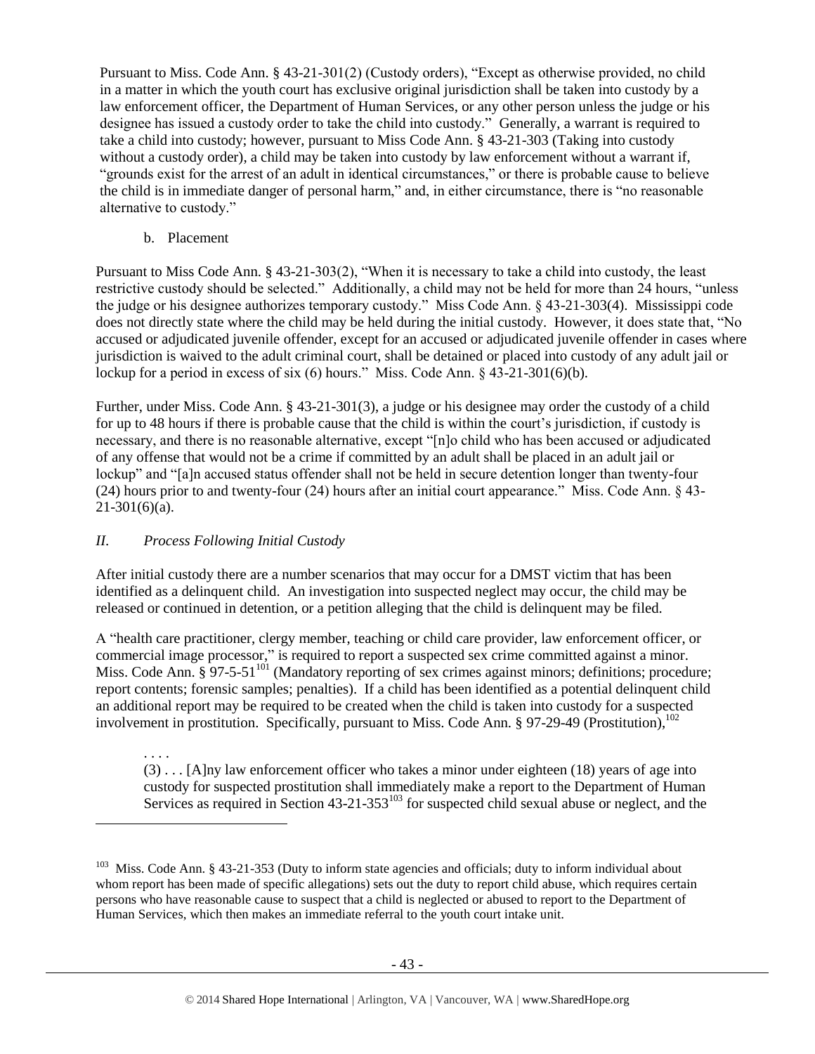Pursuant to Miss. Code Ann. § 43-21-301(2) (Custody orders), "Except as otherwise provided, no child in a matter in which the youth court has exclusive original jurisdiction shall be taken into custody by a law enforcement officer, the Department of Human Services, or any other person unless the judge or his designee has issued a custody order to take the child into custody." Generally, a warrant is required to take a child into custody; however, pursuant to Miss Code Ann. § 43-21-303 (Taking into custody without a custody order), a child may be taken into custody by law enforcement without a warrant if, "grounds exist for the arrest of an adult in identical circumstances," or there is probable cause to believe the child is in immediate danger of personal harm," and, in either circumstance, there is "no reasonable alternative to custody."

b. Placement

Pursuant to Miss Code Ann. § 43-21-303(2), "When it is necessary to take a child into custody, the least restrictive custody should be selected." Additionally, a child may not be held for more than 24 hours, "unless the judge or his designee authorizes temporary custody." Miss Code Ann. § 43-21-303(4). Mississippi code does not directly state where the child may be held during the initial custody. However, it does state that, "No accused or adjudicated juvenile offender, except for an accused or adjudicated juvenile offender in cases where jurisdiction is waived to the adult criminal court, shall be detained or placed into custody of any adult jail or lockup for a period in excess of six (6) hours." Miss. Code Ann. § 43-21-301(6)(b).

Further, under Miss. Code Ann. § 43-21-301(3), a judge or his designee may order the custody of a child for up to 48 hours if there is probable cause that the child is within the court's jurisdiction, if custody is necessary, and there is no reasonable alternative, except "[n]o child who has been accused or adjudicated of any offense that would not be a crime if committed by an adult shall be placed in an adult jail or lockup" and "[a]n accused status offender shall not be held in secure detention longer than twenty-four (24) hours prior to and twenty-four (24) hours after an initial court appearance." Miss. Code Ann. § 43-21-301(6)(a).

## *II. Process Following Initial Custody*

After initial custody there are a number scenarios that may occur for a DMST victim that has been identified as a delinquent child. An investigation into suspected neglect may occur, the child may be released or continued in detention, or a petition alleging that the child is delinquent may be filed.

A "health care practitioner, clergy member, teaching or child care provider, law enforcement officer, or commercial image processor," is required to report a suspected sex crime committed against a minor. Miss. Code Ann. § 97-5-51[101] (Mandatory reporting of sex crimes against minors; definitions; procedure; report contents; forensic samples; penalties). If a child has been identified as a potential delinquent child an additional report may be required to be created when the child is taken into custody for a suspected involvement in prostitution. Specifically, pursuant to Miss. Code Ann. § 97-29-49 (Prostitution),[102]

> . . . .
> (3) . . . [A]ny law enforcement officer who takes a minor under eighteen (18) years of age into custody for suspected prostitution shall immediately make a report to the Department of Human Services as required in Section 43-21-353[103] for suspected child sexual abuse or neglect, and the

---

[103] Miss. Code Ann. § 43-21-353 (Duty to inform state agencies and officials; duty to inform individual about whom report has been made of specific allegations) sets out the duty to report child abuse, which requires certain persons who have reasonable cause to suspect that a child is neglected or abused to report to the Department of Human Services, which then makes an immediate referral to the youth court intake unit.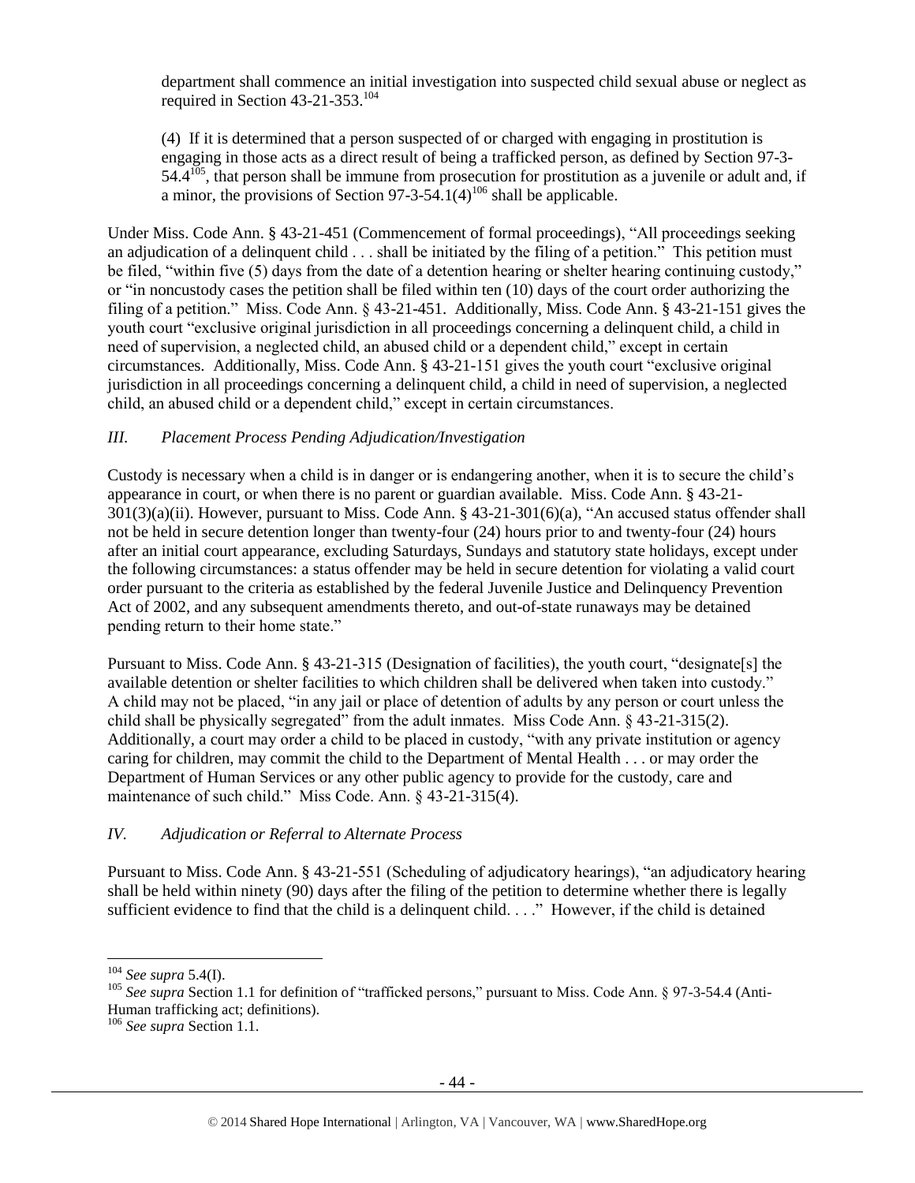department shall commence an initial investigation into suspected child sexual abuse or neglect as required in Section 43-21-353.[104]

(4) If it is determined that a person suspected of or charged with engaging in prostitution is engaging in those acts as a direct result of being a trafficked person, as defined by Section 97-3-54.4[105], that person shall be immune from prosecution for prostitution as a juvenile or adult and, if a minor, the provisions of Section 97-3-54.1(4)[106] shall be applicable.

Under Miss. Code Ann. § 43-21-451 (Commencement of formal proceedings), "All proceedings seeking an adjudication of a delinquent child . . . shall be initiated by the filing of a petition." This petition must be filed, "within five (5) days from the date of a detention hearing or shelter hearing continuing custody," or "in noncustody cases the petition shall be filed within ten (10) days of the court order authorizing the filing of a petition." Miss. Code Ann. § 43-21-451. Additionally, Miss. Code Ann. § 43-21-151 gives the youth court "exclusive original jurisdiction in all proceedings concerning a delinquent child, a child in need of supervision, a neglected child, an abused child or a dependent child," except in certain circumstances. Additionally, Miss. Code Ann. § 43-21-151 gives the youth court "exclusive original jurisdiction in all proceedings concerning a delinquent child, a child in need of supervision, a neglected child, an abused child or a dependent child," except in certain circumstances.

### *III. Placement Process Pending Adjudication/Investigation*

Custody is necessary when a child is in danger or is endangering another, when it is to secure the child's appearance in court, or when there is no parent or guardian available. Miss. Code Ann. § 43-21-301(3)(a)(ii). However, pursuant to Miss. Code Ann. § 43-21-301(6)(a), "An accused status offender shall not be held in secure detention longer than twenty-four (24) hours prior to and twenty-four (24) hours after an initial court appearance, excluding Saturdays, Sundays and statutory state holidays, except under the following circumstances: a status offender may be held in secure detention for violating a valid court order pursuant to the criteria as established by the federal Juvenile Justice and Delinquency Prevention Act of 2002, and any subsequent amendments thereto, and out-of-state runaways may be detained pending return to their home state."

Pursuant to Miss. Code Ann. § 43-21-315 (Designation of facilities), the youth court, "designate[s] the available detention or shelter facilities to which children shall be delivered when taken into custody." A child may not be placed, "in any jail or place of detention of adults by any person or court unless the child shall be physically segregated" from the adult inmates. Miss Code Ann. § 43-21-315(2). Additionally, a court may order a child to be placed in custody, "with any private institution or agency caring for children, may commit the child to the Department of Mental Health . . . or may order the Department of Human Services or any other public agency to provide for the custody, care and maintenance of such child." Miss Code. Ann. § 43-21-315(4).

### *IV. Adjudication or Referral to Alternate Process*

Pursuant to Miss. Code Ann. § 43-21-551 (Scheduling of adjudicatory hearings), "an adjudicatory hearing shall be held within ninety (90) days after the filing of the petition to determine whether there is legally sufficient evidence to find that the child is a delinquent child. . . ." However, if the child is detained

---

[104] *See supra* 5.4(I).

[105] *See supra* Section 1.1 for definition of "trafficked persons," pursuant to Miss. Code Ann. § 97-3-54.4 (Anti-Human trafficking act; definitions).

[106] *See supra* Section 1.1.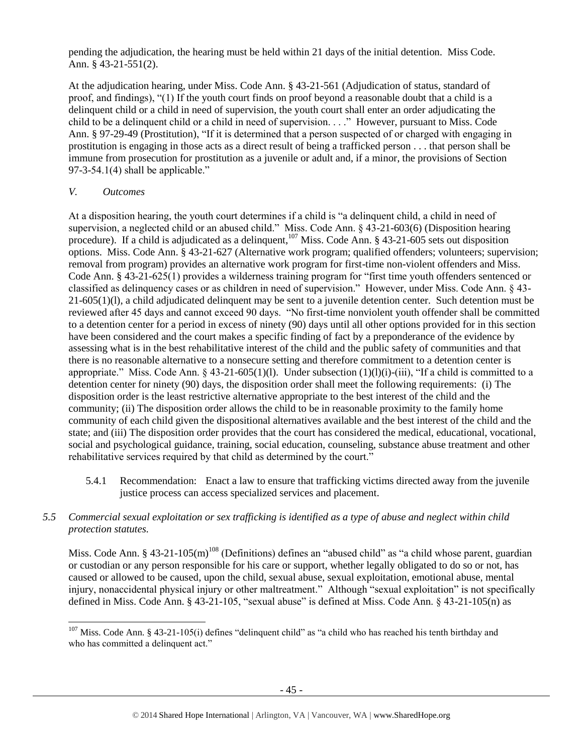pending the adjudication, the hearing must be held within 21 days of the initial detention. Miss Code. Ann. § 43-21-551(2).

At the adjudication hearing, under Miss. Code Ann. § 43-21-561 (Adjudication of status, standard of proof, and findings), "(1) If the youth court finds on proof beyond a reasonable doubt that a child is a delinquent child or a child in need of supervision, the youth court shall enter an order adjudicating the child to be a delinquent child or a child in need of supervision. . . ." However, pursuant to Miss. Code Ann. § 97-29-49 (Prostitution), "If it is determined that a person suspected of or charged with engaging in prostitution is engaging in those acts as a direct result of being a trafficked person . . . that person shall be immune from prosecution for prostitution as a juvenile or adult and, if a minor, the provisions of Section 97-3-54.1(4) shall be applicable."

*V. Outcomes*

At a disposition hearing, the youth court determines if a child is "a delinquent child, a child in need of supervision, a neglected child or an abused child." Miss. Code Ann. § 43-21-603(6) (Disposition hearing procedure). If a child is adjudicated as a delinquent,[107] Miss. Code Ann. § 43-21-605 sets out disposition options. Miss. Code Ann. § 43-21-627 (Alternative work program; qualified offenders; volunteers; supervision; removal from program) provides an alternative work program for first-time non-violent offenders and Miss. Code Ann. § 43-21-625(1) provides a wilderness training program for "first time youth offenders sentenced or classified as delinquency cases or as children in need of supervision." However, under Miss. Code Ann. § 43-21-605(1)(l), a child adjudicated delinquent may be sent to a juvenile detention center. Such detention must be reviewed after 45 days and cannot exceed 90 days. "No first-time nonviolent youth offender shall be committed to a detention center for a period in excess of ninety (90) days until all other options provided for in this section have been considered and the court makes a specific finding of fact by a preponderance of the evidence by assessing what is in the best rehabilitative interest of the child and the public safety of communities and that there is no reasonable alternative to a nonsecure setting and therefore commitment to a detention center is appropriate." Miss. Code Ann. § 43-21-605(1)(l). Under subsection (1)(l)(i)-(iii), "If a child is committed to a detention center for ninety (90) days, the disposition order shall meet the following requirements: (i) The disposition order is the least restrictive alternative appropriate to the best interest of the child and the community; (ii) The disposition order allows the child to be in reasonable proximity to the family home community of each child given the dispositional alternatives available and the best interest of the child and the state; and (iii) The disposition order provides that the court has considered the medical, educational, vocational, social and psychological guidance, training, social education, counseling, substance abuse treatment and other rehabilitative services required by that child as determined by the court."

5.4.1 Recommendation: Enact a law to ensure that trafficking victims directed away from the juvenile justice process can access specialized services and placement.

*5.5 Commercial sexual exploitation or sex trafficking is identified as a type of abuse and neglect within child protection statutes.*

Miss. Code Ann. § 43-21-105(m)[108] (Definitions) defines an "abused child" as "a child whose parent, guardian or custodian or any person responsible for his care or support, whether legally obligated to do so or not, has caused or allowed to be caused, upon the child, sexual abuse, sexual exploitation, emotional abuse, mental injury, nonaccidental physical injury or other maltreatment." Although "sexual exploitation" is not specifically defined in Miss. Code Ann. § 43-21-105, "sexual abuse" is defined at Miss. Code Ann. § 43-21-105(n) as

[107] Miss. Code Ann. § 43-21-105(i) defines "delinquent child" as "a child who has reached his tenth birthday and who has committed a delinquent act."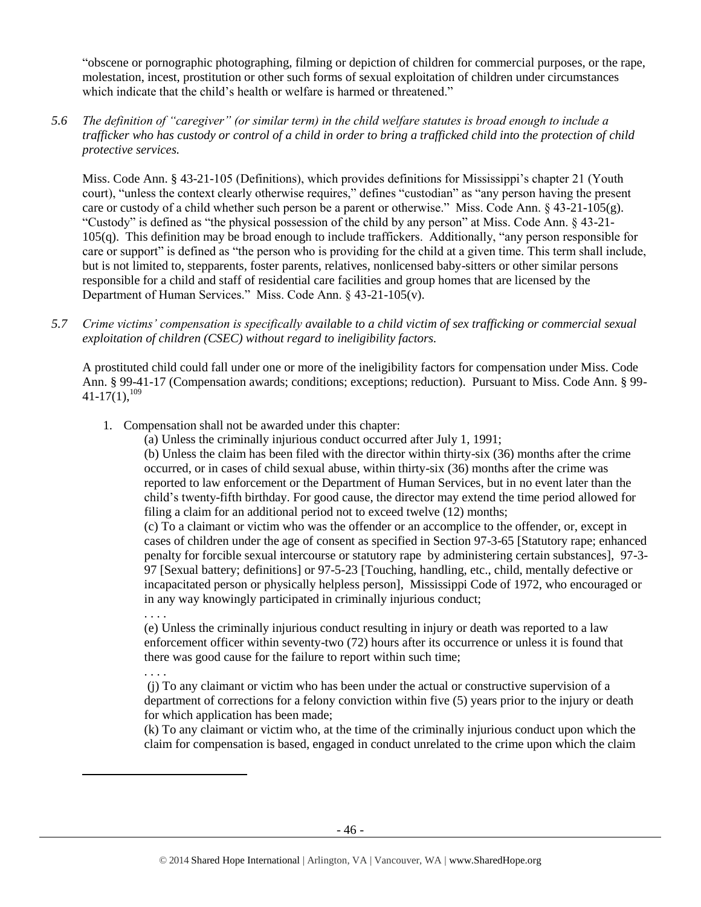"obscene or pornographic photographing, filming or depiction of children for commercial purposes, or the rape, molestation, incest, prostitution or other such forms of sexual exploitation of children under circumstances which indicate that the child's health or welfare is harmed or threatened."

*5.6 The definition of "caregiver" (or similar term) in the child welfare statutes is broad enough to include a trafficker who has custody or control of a child in order to bring a trafficked child into the protection of child protective services.*

Miss. Code Ann. § 43-21-105 (Definitions), which provides definitions for Mississippi's chapter 21 (Youth court), "unless the context clearly otherwise requires," defines "custodian" as "any person having the present care or custody of a child whether such person be a parent or otherwise." Miss. Code Ann. § 43-21-105(g). "Custody" is defined as "the physical possession of the child by any person" at Miss. Code Ann. § 43-21-105(q). This definition may be broad enough to include traffickers. Additionally, "any person responsible for care or support" is defined as "the person who is providing for the child at a given time. This term shall include, but is not limited to, stepparents, foster parents, relatives, nonlicensed baby-sitters or other similar persons responsible for a child and staff of residential care facilities and group homes that are licensed by the Department of Human Services." Miss. Code Ann. § 43-21-105(v).

*5.7 Crime victims' compensation is specifically available to a child victim of sex trafficking or commercial sexual exploitation of children (CSEC) without regard to ineligibility factors.*

A prostituted child could fall under one or more of the ineligibility factors for compensation under Miss. Code Ann. § 99-41-17 (Compensation awards; conditions; exceptions; reduction). Pursuant to Miss. Code Ann. § 99-41-17(1),[109]

1. Compensation shall not be awarded under this chapter:

   (a) Unless the criminally injurious conduct occurred after July 1, 1991;

   (b) Unless the claim has been filed with the director within thirty-six (36) months after the crime occurred, or in cases of child sexual abuse, within thirty-six (36) months after the crime was reported to law enforcement or the Department of Human Services, but in no event later than the child's twenty-fifth birthday. For good cause, the director may extend the time period allowed for filing a claim for an additional period not to exceed twelve (12) months;

   (c) To a claimant or victim who was the offender or an accomplice to the offender, or, except in cases of children under the age of consent as specified in Section 97-3-65 [Statutory rape; enhanced penalty for forcible sexual intercourse or statutory rape by administering certain substances], 97-3-97 [Sexual battery; definitions] or 97-5-23 [Touching, handling, etc., child, mentally defective or incapacitated person or physically helpless person], Mississippi Code of 1972, who encouraged or in any way knowingly participated in criminally injurious conduct;

   . . . .

   (e) Unless the criminally injurious conduct resulting in injury or death was reported to a law enforcement officer within seventy-two (72) hours after its occurrence or unless it is found that there was good cause for the failure to report within such time;

   . . . .

   (j) To any claimant or victim who has been under the actual or constructive supervision of a department of corrections for a felony conviction within five (5) years prior to the injury or death for which application has been made;

   (k) To any claimant or victim who, at the time of the criminally injurious conduct upon which the claim for compensation is based, engaged in conduct unrelated to the crime upon which the claim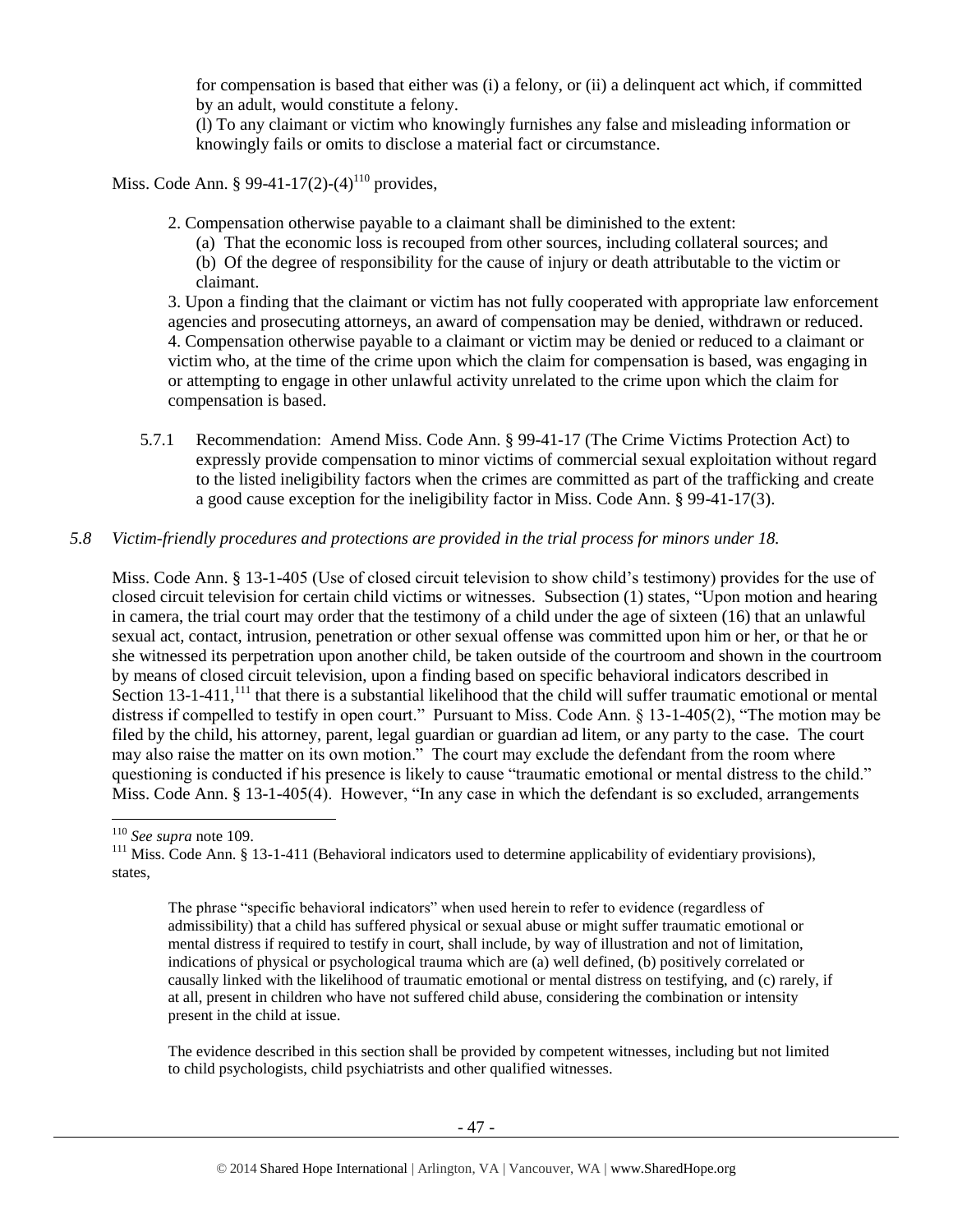for compensation is based that either was (i) a felony, or (ii) a delinquent act which, if committed by an adult, would constitute a felony.

(l) To any claimant or victim who knowingly furnishes any false and misleading information or knowingly fails or omits to disclose a material fact or circumstance.

Miss. Code Ann. § 99-41-17(2)-(4)[110] provides,

> 2. Compensation otherwise payable to a claimant shall be diminished to the extent:
>
> (a) That the economic loss is recouped from other sources, including collateral sources; and
>
> (b) Of the degree of responsibility for the cause of injury or death attributable to the victim or claimant.
>
> 3. Upon a finding that the claimant or victim has not fully cooperated with appropriate law enforcement agencies and prosecuting attorneys, an award of compensation may be denied, withdrawn or reduced.
>
> 4. Compensation otherwise payable to a claimant or victim may be denied or reduced to a claimant or victim who, at the time of the crime upon which the claim for compensation is based, was engaging in or attempting to engage in other unlawful activity unrelated to the crime upon which the claim for compensation is based.

5.7.1 Recommendation: Amend Miss. Code Ann. § 99-41-17 (The Crime Victims Protection Act) to expressly provide compensation to minor victims of commercial sexual exploitation without regard to the listed ineligibility factors when the crimes are committed as part of the trafficking and create a good cause exception for the ineligibility factor in Miss. Code Ann. § 99-41-17(3).

### *5.8 Victim-friendly procedures and protections are provided in the trial process for minors under 18.*

Miss. Code Ann. § 13-1-405 (Use of closed circuit television to show child's testimony) provides for the use of closed circuit television for certain child victims or witnesses. Subsection (1) states, "Upon motion and hearing in camera, the trial court may order that the testimony of a child under the age of sixteen (16) that an unlawful sexual act, contact, intrusion, penetration or other sexual offense was committed upon him or her, or that he or she witnessed its perpetration upon another child, be taken outside of the courtroom and shown in the courtroom by means of closed circuit television, upon a finding based on specific behavioral indicators described in Section 13-1-411,[111] that there is a substantial likelihood that the child will suffer traumatic emotional or mental distress if compelled to testify in open court." Pursuant to Miss. Code Ann. § 13-1-405(2), "The motion may be filed by the child, his attorney, parent, legal guardian or guardian ad litem, or any party to the case. The court may also raise the matter on its own motion." The court may exclude the defendant from the room where questioning is conducted if his presence is likely to cause "traumatic emotional or mental distress to the child." Miss. Code Ann. § 13-1-405(4). However, "In any case in which the defendant is so excluded, arrangements

---

[110] *See supra* note 109.

[111] Miss. Code Ann. § 13-1-411 (Behavioral indicators used to determine applicability of evidentiary provisions), states,

> The phrase "specific behavioral indicators" when used herein to refer to evidence (regardless of admissibility) that a child has suffered physical or sexual abuse or might suffer traumatic emotional or mental distress if required to testify in court, shall include, by way of illustration and not of limitation, indications of physical or psychological trauma which are (a) well defined, (b) positively correlated or causally linked with the likelihood of traumatic emotional or mental distress on testifying, and (c) rarely, if at all, present in children who have not suffered child abuse, considering the combination or intensity present in the child at issue.
>
> The evidence described in this section shall be provided by competent witnesses, including but not limited to child psychologists, child psychiatrists and other qualified witnesses.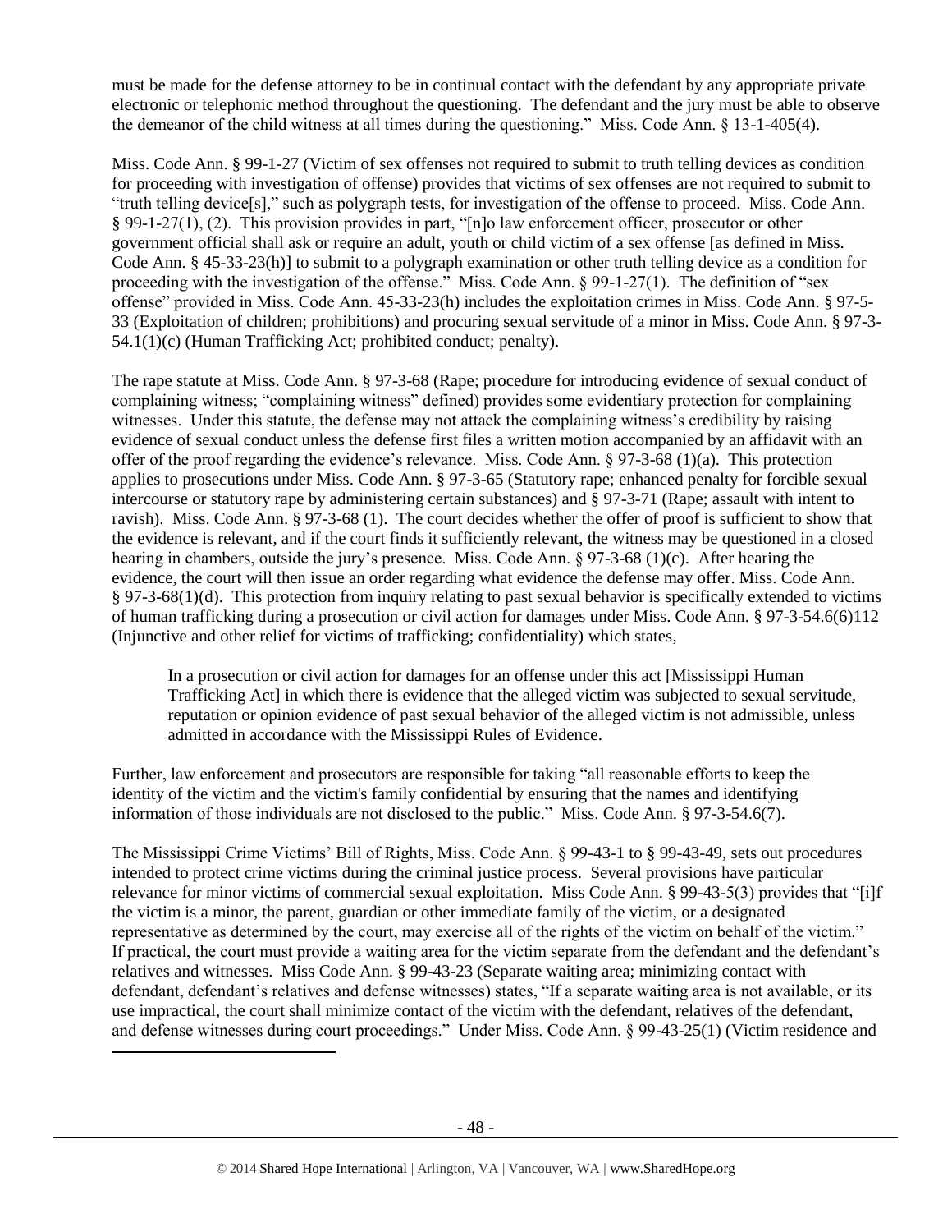must be made for the defense attorney to be in continual contact with the defendant by any appropriate private electronic or telephonic method throughout the questioning. The defendant and the jury must be able to observe the demeanor of the child witness at all times during the questioning." Miss. Code Ann. § 13-1-405(4).

Miss. Code Ann. § 99-1-27 (Victim of sex offenses not required to submit to truth telling devices as condition for proceeding with investigation of offense) provides that victims of sex offenses are not required to submit to "truth telling device[s]," such as polygraph tests, for investigation of the offense to proceed. Miss. Code Ann. § 99-1-27(1), (2). This provision provides in part, "[n]o law enforcement officer, prosecutor or other government official shall ask or require an adult, youth or child victim of a sex offense [as defined in Miss. Code Ann. § 45-33-23(h)] to submit to a polygraph examination or other truth telling device as a condition for proceeding with the investigation of the offense." Miss. Code Ann. § 99-1-27(1). The definition of "sex offense" provided in Miss. Code Ann. 45-33-23(h) includes the exploitation crimes in Miss. Code Ann. § 97-5-33 (Exploitation of children; prohibitions) and procuring sexual servitude of a minor in Miss. Code Ann. § 97-3-54.1(1)(c) (Human Trafficking Act; prohibited conduct; penalty).

The rape statute at Miss. Code Ann. § 97-3-68 (Rape; procedure for introducing evidence of sexual conduct of complaining witness; "complaining witness" defined) provides some evidentiary protection for complaining witnesses. Under this statute, the defense may not attack the complaining witness's credibility by raising evidence of sexual conduct unless the defense first files a written motion accompanied by an affidavit with an offer of the proof regarding the evidence's relevance. Miss. Code Ann. § 97-3-68 (1)(a). This protection applies to prosecutions under Miss. Code Ann. § 97-3-65 (Statutory rape; enhanced penalty for forcible sexual intercourse or statutory rape by administering certain substances) and § 97-3-71 (Rape; assault with intent to ravish). Miss. Code Ann. § 97-3-68 (1). The court decides whether the offer of proof is sufficient to show that the evidence is relevant, and if the court finds it sufficiently relevant, the witness may be questioned in a closed hearing in chambers, outside the jury's presence. Miss. Code Ann. § 97-3-68 (1)(c). After hearing the evidence, the court will then issue an order regarding what evidence the defense may offer. Miss. Code Ann. § 97-3-68(1)(d). This protection from inquiry relating to past sexual behavior is specifically extended to victims of human trafficking during a prosecution or civil action for damages under Miss. Code Ann. § 97-3-54.6(6)112 (Injunctive and other relief for victims of trafficking; confidentiality) which states,

> In a prosecution or civil action for damages for an offense under this act [Mississippi Human Trafficking Act] in which there is evidence that the alleged victim was subjected to sexual servitude, reputation or opinion evidence of past sexual behavior of the alleged victim is not admissible, unless admitted in accordance with the Mississippi Rules of Evidence.

Further, law enforcement and prosecutors are responsible for taking "all reasonable efforts to keep the identity of the victim and the victim's family confidential by ensuring that the names and identifying information of those individuals are not disclosed to the public." Miss. Code Ann. § 97-3-54.6(7).

The Mississippi Crime Victims' Bill of Rights, Miss. Code Ann. § 99-43-1 to § 99-43-49, sets out procedures intended to protect crime victims during the criminal justice process. Several provisions have particular relevance for minor victims of commercial sexual exploitation. Miss Code Ann. § 99-43-5(3) provides that "[i]f the victim is a minor, the parent, guardian or other immediate family of the victim, or a designated representative as determined by the court, may exercise all of the rights of the victim on behalf of the victim." If practical, the court must provide a waiting area for the victim separate from the defendant and the defendant's relatives and witnesses. Miss Code Ann. § 99-43-23 (Separate waiting area; minimizing contact with defendant, defendant's relatives and defense witnesses) states, "If a separate waiting area is not available, or its use impractical, the court shall minimize contact of the victim with the defendant, relatives of the defendant, and defense witnesses during court proceedings." Under Miss. Code Ann. § 99-43-25(1) (Victim residence and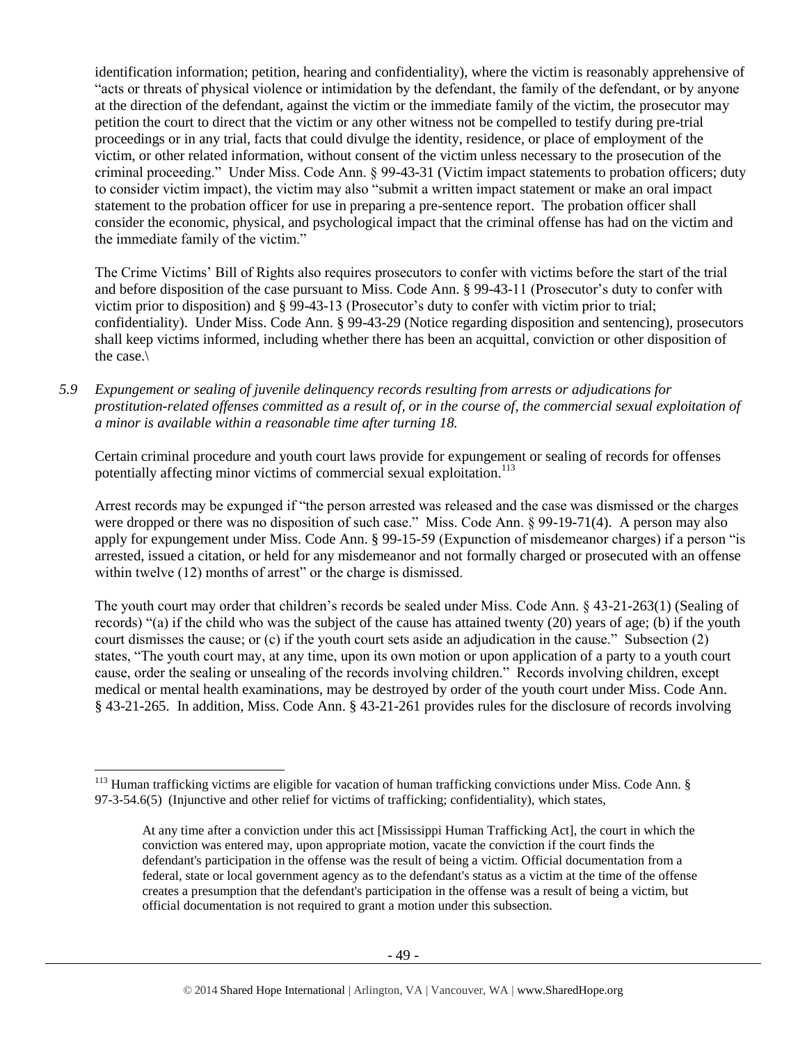identification information; petition, hearing and confidentiality), where the victim is reasonably apprehensive of "acts or threats of physical violence or intimidation by the defendant, the family of the defendant, or by anyone at the direction of the defendant, against the victim or the immediate family of the victim, the prosecutor may petition the court to direct that the victim or any other witness not be compelled to testify during pre-trial proceedings or in any trial, facts that could divulge the identity, residence, or place of employment of the victim, or other related information, without consent of the victim unless necessary to the prosecution of the criminal proceeding." Under Miss. Code Ann. § 99-43-31 (Victim impact statements to probation officers; duty to consider victim impact), the victim may also "submit a written impact statement or make an oral impact statement to the probation officer for use in preparing a pre-sentence report. The probation officer shall consider the economic, physical, and psychological impact that the criminal offense has had on the victim and the immediate family of the victim."

The Crime Victims' Bill of Rights also requires prosecutors to confer with victims before the start of the trial and before disposition of the case pursuant to Miss. Code Ann. § 99-43-11 (Prosecutor's duty to confer with victim prior to disposition) and § 99-43-13 (Prosecutor's duty to confer with victim prior to trial; confidentiality). Under Miss. Code Ann. § 99-43-29 (Notice regarding disposition and sentencing), prosecutors shall keep victims informed, including whether there has been an acquittal, conviction or other disposition of the case.\

*5.9 Expungement or sealing of juvenile delinquency records resulting from arrests or adjudications for prostitution-related offenses committed as a result of, or in the course of, the commercial sexual exploitation of a minor is available within a reasonable time after turning 18.*

Certain criminal procedure and youth court laws provide for expungement or sealing of records for offenses potentially affecting minor victims of commercial sexual exploitation.[113]

Arrest records may be expunged if "the person arrested was released and the case was dismissed or the charges were dropped or there was no disposition of such case." Miss. Code Ann. § 99-19-71(4). A person may also apply for expungement under Miss. Code Ann. § 99-15-59 (Expunction of misdemeanor charges) if a person "is arrested, issued a citation, or held for any misdemeanor and not formally charged or prosecuted with an offense within twelve (12) months of arrest" or the charge is dismissed.

The youth court may order that children's records be sealed under Miss. Code Ann. § 43-21-263(1) (Sealing of records) "(a) if the child who was the subject of the cause has attained twenty (20) years of age; (b) if the youth court dismisses the cause; or (c) if the youth court sets aside an adjudication in the cause." Subsection (2) states, "The youth court may, at any time, upon its own motion or upon application of a party to a youth court cause, order the sealing or unsealing of the records involving children." Records involving children, except medical or mental health examinations, may be destroyed by order of the youth court under Miss. Code Ann. § 43-21-265. In addition, Miss. Code Ann. § 43-21-261 provides rules for the disclosure of records involving

---

[113] Human trafficking victims are eligible for vacation of human trafficking convictions under Miss. Code Ann. § 97-3-54.6(5) (Injunctive and other relief for victims of trafficking; confidentiality), which states,

> At any time after a conviction under this act [Mississippi Human Trafficking Act], the court in which the conviction was entered may, upon appropriate motion, vacate the conviction if the court finds the defendant's participation in the offense was the result of being a victim. Official documentation from a federal, state or local government agency as to the defendant's status as a victim at the time of the offense creates a presumption that the defendant's participation in the offense was a result of being a victim, but official documentation is not required to grant a motion under this subsection.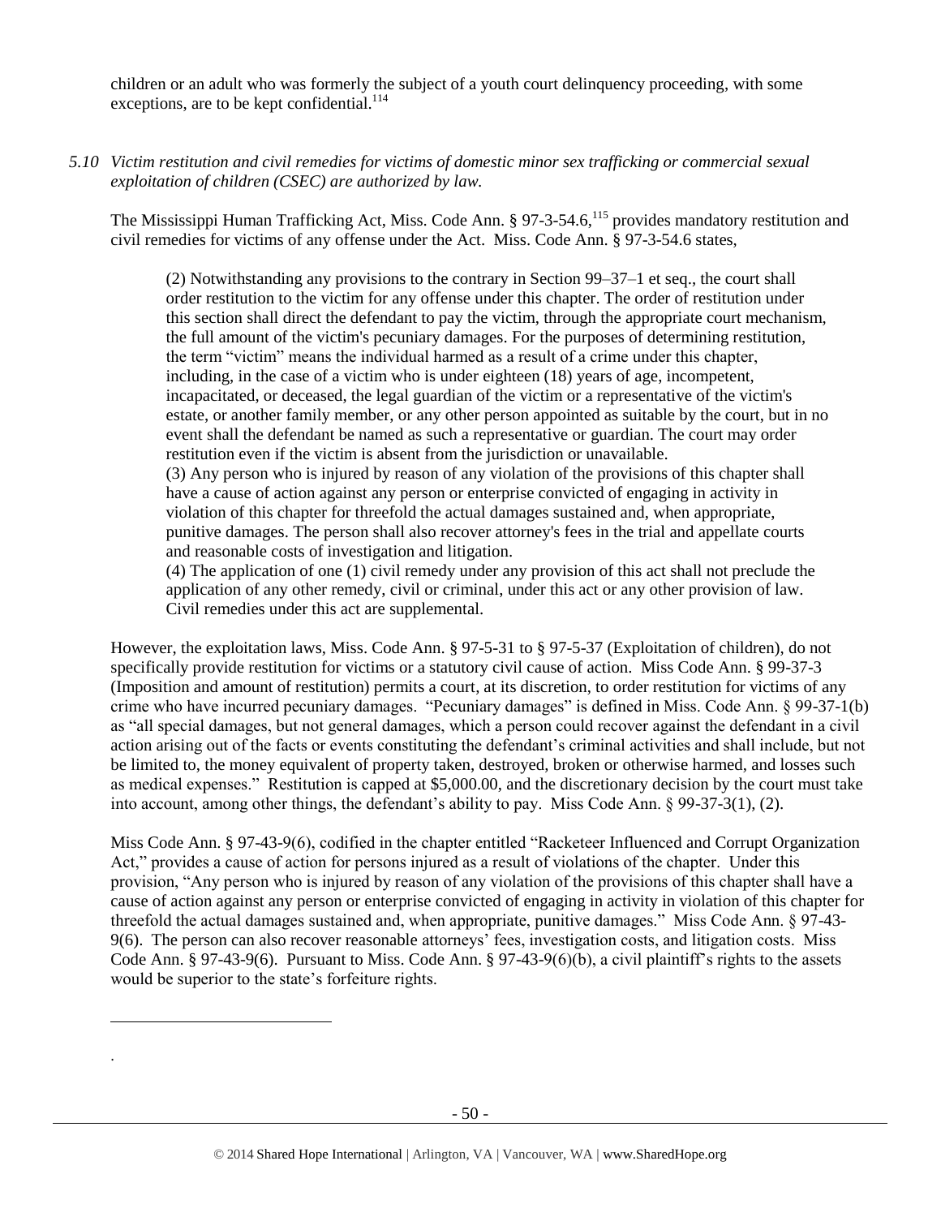children or an adult who was formerly the subject of a youth court delinquency proceeding, with some exceptions, are to be kept confidential.[114]

*5.10 Victim restitution and civil remedies for victims of domestic minor sex trafficking or commercial sexual exploitation of children (CSEC) are authorized by law.*

The Mississippi Human Trafficking Act, Miss. Code Ann. § 97-3-54.6,[115] provides mandatory restitution and civil remedies for victims of any offense under the Act. Miss. Code Ann. § 97-3-54.6 states,

> (2) Notwithstanding any provisions to the contrary in Section 99–37–1 et seq., the court shall order restitution to the victim for any offense under this chapter. The order of restitution under this section shall direct the defendant to pay the victim, through the appropriate court mechanism, the full amount of the victim's pecuniary damages. For the purposes of determining restitution, the term "victim" means the individual harmed as a result of a crime under this chapter, including, in the case of a victim who is under eighteen (18) years of age, incompetent, incapacitated, or deceased, the legal guardian of the victim or a representative of the victim's estate, or another family member, or any other person appointed as suitable by the court, but in no event shall the defendant be named as such a representative or guardian. The court may order restitution even if the victim is absent from the jurisdiction or unavailable.
>
> (3) Any person who is injured by reason of any violation of the provisions of this chapter shall have a cause of action against any person or enterprise convicted of engaging in activity in violation of this chapter for threefold the actual damages sustained and, when appropriate, punitive damages. The person shall also recover attorney's fees in the trial and appellate courts and reasonable costs of investigation and litigation.
>
> (4) The application of one (1) civil remedy under any provision of this act shall not preclude the application of any other remedy, civil or criminal, under this act or any other provision of law. Civil remedies under this act are supplemental.

However, the exploitation laws, Miss. Code Ann. § 97-5-31 to § 97-5-37 (Exploitation of children), do not specifically provide restitution for victims or a statutory civil cause of action. Miss Code Ann. § 99-37-3 (Imposition and amount of restitution) permits a court, at its discretion, to order restitution for victims of any crime who have incurred pecuniary damages. "Pecuniary damages" is defined in Miss. Code Ann. § 99-37-1(b) as "all special damages, but not general damages, which a person could recover against the defendant in a civil action arising out of the facts or events constituting the defendant's criminal activities and shall include, but not be limited to, the money equivalent of property taken, destroyed, broken or otherwise harmed, and losses such as medical expenses." Restitution is capped at $5,000.00, and the discretionary decision by the court must take into account, among other things, the defendant's ability to pay. Miss Code Ann. § 99-37-3(1), (2).

Miss Code Ann. § 97-43-9(6), codified in the chapter entitled "Racketeer Influenced and Corrupt Organization Act," provides a cause of action for persons injured as a result of violations of the chapter. Under this provision, "Any person who is injured by reason of any violation of the provisions of this chapter shall have a cause of action against any person or enterprise convicted of engaging in activity in violation of this chapter for threefold the actual damages sustained and, when appropriate, punitive damages." Miss Code Ann. § 97-43-9(6). The person can also recover reasonable attorneys' fees, investigation costs, and litigation costs. Miss Code Ann. § 97-43-9(6). Pursuant to Miss. Code Ann. § 97-43-9(6)(b), a civil plaintiff's rights to the assets would be superior to the state's forfeiture rights.

.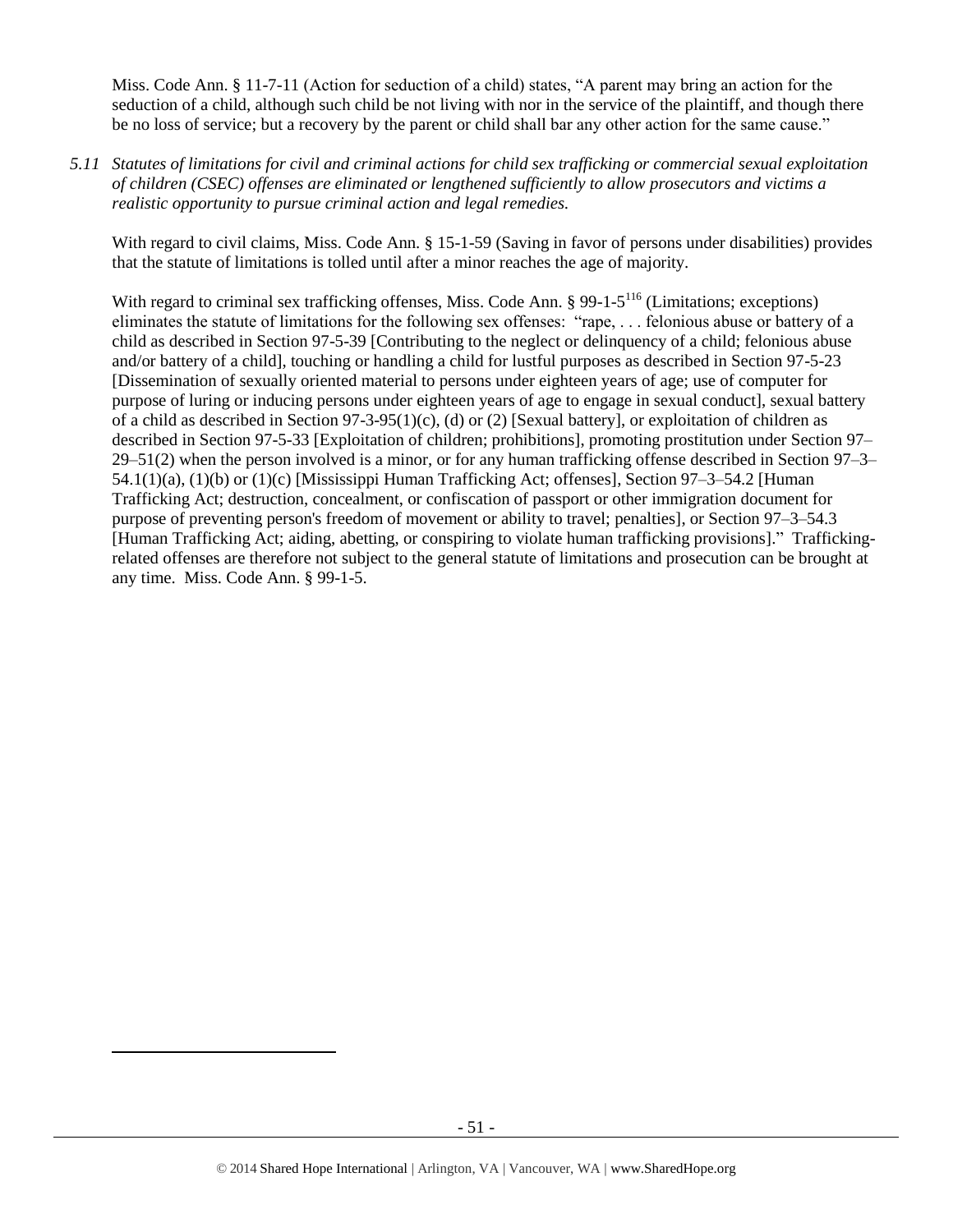Miss. Code Ann. § 11-7-11 (Action for seduction of a child) states, "A parent may bring an action for the seduction of a child, although such child be not living with nor in the service of the plaintiff, and though there be no loss of service; but a recovery by the parent or child shall bar any other action for the same cause."

*5.11 Statutes of limitations for civil and criminal actions for child sex trafficking or commercial sexual exploitation of children (CSEC) offenses are eliminated or lengthened sufficiently to allow prosecutors and victims a realistic opportunity to pursue criminal action and legal remedies.*

With regard to civil claims, Miss. Code Ann. § 15-1-59 (Saving in favor of persons under disabilities) provides that the statute of limitations is tolled until after a minor reaches the age of majority.

With regard to criminal sex trafficking offenses, Miss. Code Ann. § 99-1-5[116] (Limitations; exceptions) eliminates the statute of limitations for the following sex offenses: "rape, . . . felonious abuse or battery of a child as described in Section 97-5-39 [Contributing to the neglect or delinquency of a child; felonious abuse and/or battery of a child], touching or handling a child for lustful purposes as described in Section 97-5-23 [Dissemination of sexually oriented material to persons under eighteen years of age; use of computer for purpose of luring or inducing persons under eighteen years of age to engage in sexual conduct], sexual battery of a child as described in Section 97-3-95(1)(c), (d) or (2) [Sexual battery], or exploitation of children as described in Section 97-5-33 [Exploitation of children; prohibitions], promoting prostitution under Section 97–29–51(2) when the person involved is a minor, or for any human trafficking offense described in Section 97–3–54.1(1)(a), (1)(b) or (1)(c) [Mississippi Human Trafficking Act; offenses], Section 97–3–54.2 [Human Trafficking Act; destruction, concealment, or confiscation of passport or other immigration document for purpose of preventing person's freedom of movement or ability to travel; penalties], or Section 97–3–54.3 [Human Trafficking Act; aiding, abetting, or conspiring to violate human trafficking provisions]." Trafficking-related offenses are therefore not subject to the general statute of limitations and prosecution can be brought at any time. Miss. Code Ann. § 99-1-5.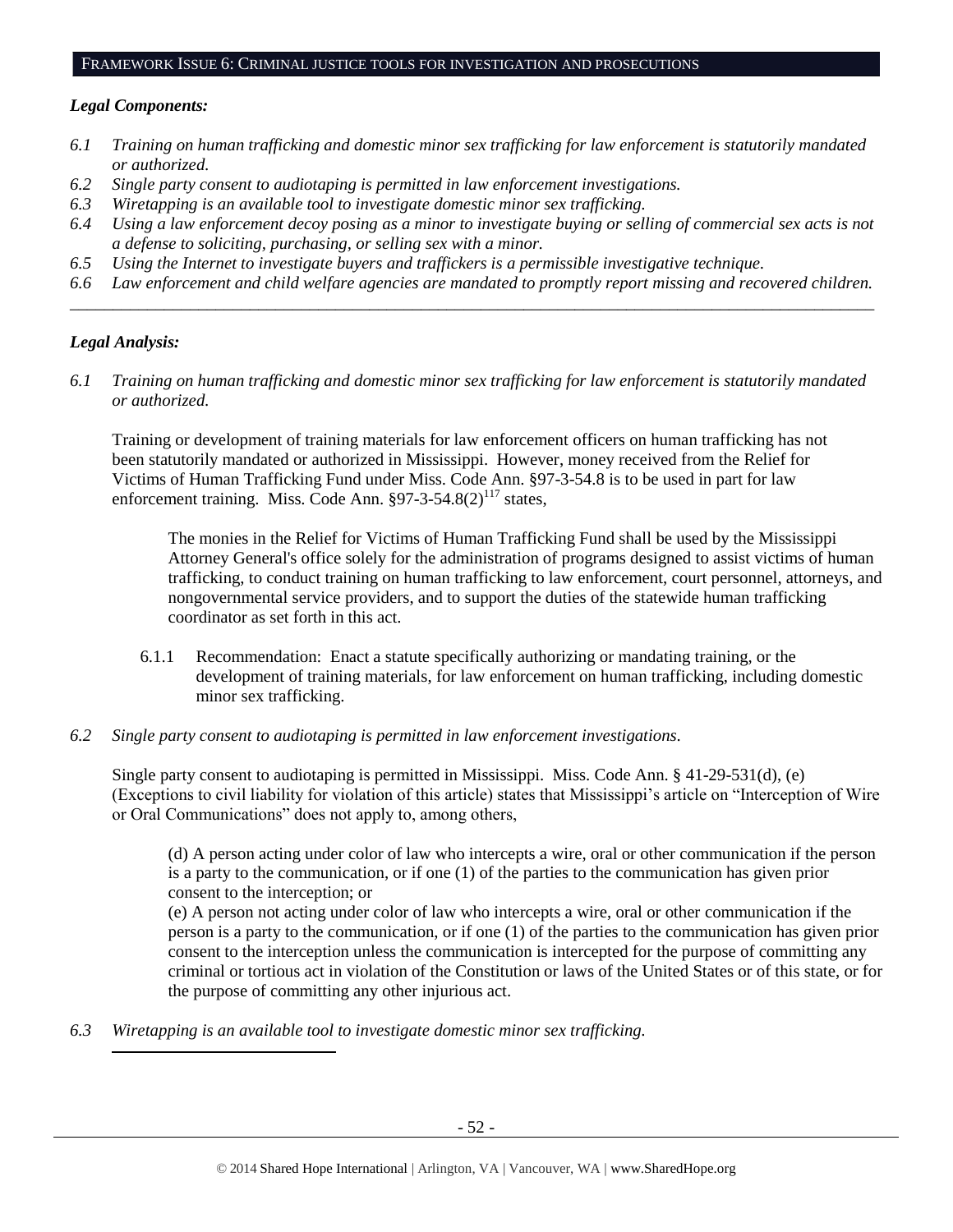## FRAMEWORK ISSUE 6: CRIMINAL JUSTICE TOOLS FOR INVESTIGATION AND PROSECUTIONS

### *Legal Components:*

*6.1 Training on human trafficking and domestic minor sex trafficking for law enforcement is statutorily mandated or authorized.*

*6.2 Single party consent to audiotaping is permitted in law enforcement investigations.*

*6.3 Wiretapping is an available tool to investigate domestic minor sex trafficking.*

*6.4 Using a law enforcement decoy posing as a minor to investigate buying or selling of commercial sex acts is not a defense to soliciting, purchasing, or selling sex with a minor.*

*6.5 Using the Internet to investigate buyers and traffickers is a permissible investigative technique.*

*6.6 Law enforcement and child welfare agencies are mandated to promptly report missing and recovered children.*

---

### *Legal Analysis:*

*6.1 Training on human trafficking and domestic minor sex trafficking for law enforcement is statutorily mandated or authorized.*

Training or development of training materials for law enforcement officers on human trafficking has not been statutorily mandated or authorized in Mississippi. However, money received from the Relief for Victims of Human Trafficking Fund under Miss. Code Ann. §97-3-54.8 is to be used in part for law enforcement training. Miss. Code Ann. §97-3-54.8(2)[117] states,

> The monies in the Relief for Victims of Human Trafficking Fund shall be used by the Mississippi Attorney General's office solely for the administration of programs designed to assist victims of human trafficking, to conduct training on human trafficking to law enforcement, court personnel, attorneys, and nongovernmental service providers, and to support the duties of the statewide human trafficking coordinator as set forth in this act.

6.1.1 Recommendation: Enact a statute specifically authorizing or mandating training, or the development of training materials, for law enforcement on human trafficking, including domestic minor sex trafficking.

*6.2 Single party consent to audiotaping is permitted in law enforcement investigations.*

Single party consent to audiotaping is permitted in Mississippi. Miss. Code Ann. § 41-29-531(d), (e) (Exceptions to civil liability for violation of this article) states that Mississippi's article on "Interception of Wire or Oral Communications" does not apply to, among others,

> (d) A person acting under color of law who intercepts a wire, oral or other communication if the person is a party to the communication, or if one (1) of the parties to the communication has given prior consent to the interception; or
>
> (e) A person not acting under color of law who intercepts a wire, oral or other communication if the person is a party to the communication, or if one (1) of the parties to the communication has given prior consent to the interception unless the communication is intercepted for the purpose of committing any criminal or tortious act in violation of the Constitution or laws of the United States or of this state, or for the purpose of committing any other injurious act.

*6.3 Wiretapping is an available tool to investigate domestic minor sex trafficking.*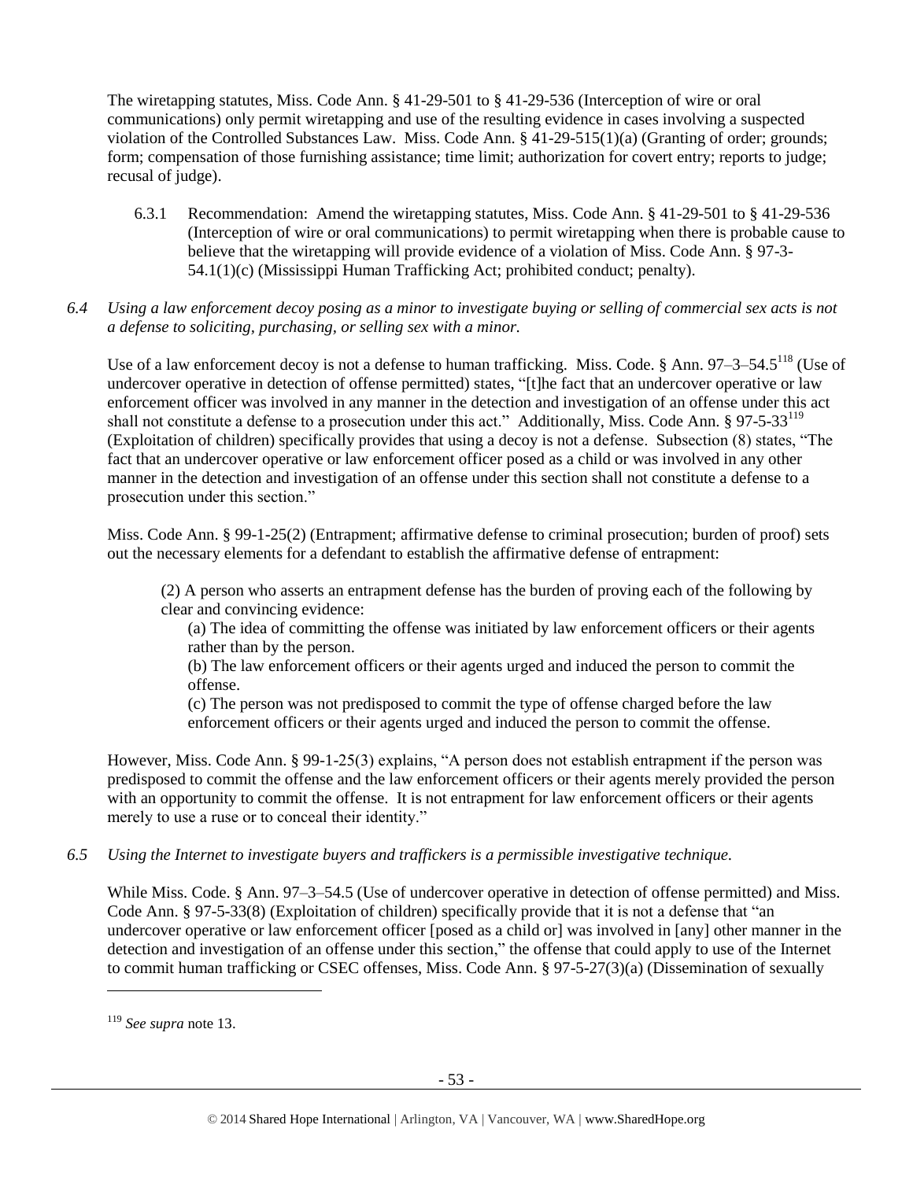The wiretapping statutes, Miss. Code Ann. § 41-29-501 to § 41-29-536 (Interception of wire or oral communications) only permit wiretapping and use of the resulting evidence in cases involving a suspected violation of the Controlled Substances Law. Miss. Code Ann. § 41-29-515(1)(a) (Granting of order; grounds; form; compensation of those furnishing assistance; time limit; authorization for covert entry; reports to judge; recusal of judge).

6.3.1 Recommendation: Amend the wiretapping statutes, Miss. Code Ann. § 41-29-501 to § 41-29-536 (Interception of wire or oral communications) to permit wiretapping when there is probable cause to believe that the wiretapping will provide evidence of a violation of Miss. Code Ann. § 97-3-54.1(1)(c) (Mississippi Human Trafficking Act; prohibited conduct; penalty).

*6.4 Using a law enforcement decoy posing as a minor to investigate buying or selling of commercial sex acts is not a defense to soliciting, purchasing, or selling sex with a minor.*

Use of a law enforcement decoy is not a defense to human trafficking. Miss. Code. § Ann. 97–3–54.5[118] (Use of undercover operative in detection of offense permitted) states, "[t]he fact that an undercover operative or law enforcement officer was involved in any manner in the detection and investigation of an offense under this act shall not constitute a defense to a prosecution under this act." Additionally, Miss. Code Ann. § 97-5-33[119] (Exploitation of children) specifically provides that using a decoy is not a defense. Subsection (8) states, "The fact that an undercover operative or law enforcement officer posed as a child or was involved in any other manner in the detection and investigation of an offense under this section shall not constitute a defense to a prosecution under this section."

Miss. Code Ann. § 99-1-25(2) (Entrapment; affirmative defense to criminal prosecution; burden of proof) sets out the necessary elements for a defendant to establish the affirmative defense of entrapment:

> (2) A person who asserts an entrapment defense has the burden of proving each of the following by clear and convincing evidence:
>
> (a) The idea of committing the offense was initiated by law enforcement officers or their agents rather than by the person.
>
> (b) The law enforcement officers or their agents urged and induced the person to commit the offense.
>
> (c) The person was not predisposed to commit the type of offense charged before the law enforcement officers or their agents urged and induced the person to commit the offense.

However, Miss. Code Ann. § 99-1-25(3) explains, "A person does not establish entrapment if the person was predisposed to commit the offense and the law enforcement officers or their agents merely provided the person with an opportunity to commit the offense. It is not entrapment for law enforcement officers or their agents merely to use a ruse or to conceal their identity."

*6.5 Using the Internet to investigate buyers and traffickers is a permissible investigative technique.*

While Miss. Code. § Ann. 97–3–54.5 (Use of undercover operative in detection of offense permitted) and Miss. Code Ann. § 97-5-33(8) (Exploitation of children) specifically provide that it is not a defense that "an undercover operative or law enforcement officer [posed as a child or] was involved in [any] other manner in the detection and investigation of an offense under this section," the offense that could apply to use of the Internet to commit human trafficking or CSEC offenses, Miss. Code Ann. § 97-5-27(3)(a) (Dissemination of sexually

---

[119] *See supra* note 13.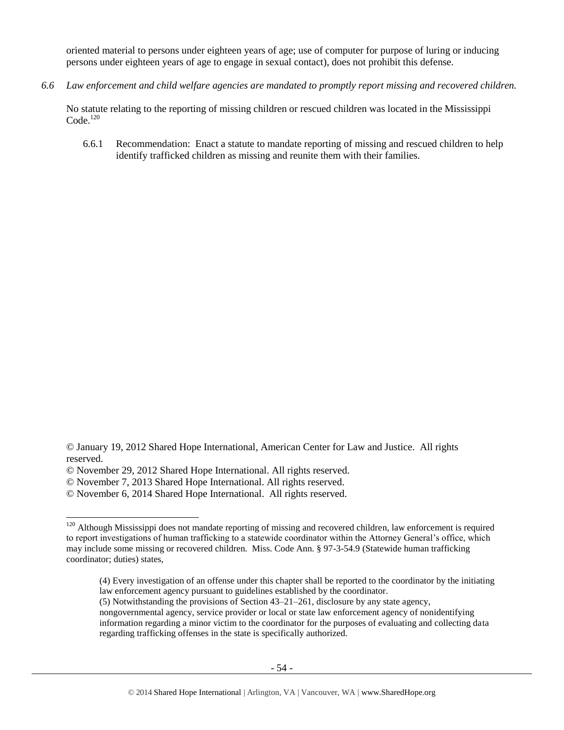oriented material to persons under eighteen years of age; use of computer for purpose of luring or inducing persons under eighteen years of age to engage in sexual contact), does not prohibit this defense.

*6.6 Law enforcement and child welfare agencies are mandated to promptly report missing and recovered children.*

No statute relating to the reporting of missing children or rescued children was located in the Mississippi Code.[120]

6.6.1 Recommendation: Enact a statute to mandate reporting of missing and rescued children to help identify trafficked children as missing and reunite them with their families.

© January 19, 2012 Shared Hope International, American Center for Law and Justice. All rights reserved.

© November 29, 2012 Shared Hope International. All rights reserved.

© November 7, 2013 Shared Hope International. All rights reserved.

© November 6, 2014 Shared Hope International. All rights reserved.

---

[120] Although Mississippi does not mandate reporting of missing and recovered children, law enforcement is required to report investigations of human trafficking to a statewide coordinator within the Attorney General's office, which may include some missing or recovered children. Miss. Code Ann. § 97-3-54.9 (Statewide human trafficking coordinator; duties) states,

> (4) Every investigation of an offense under this chapter shall be reported to the coordinator by the initiating law enforcement agency pursuant to guidelines established by the coordinator.
> (5) Notwithstanding the provisions of Section 43–21–261, disclosure by any state agency, nongovernmental agency, service provider or local or state law enforcement agency of nonidentifying information regarding a minor victim to the coordinator for the purposes of evaluating and collecting data regarding trafficking offenses in the state is specifically authorized.